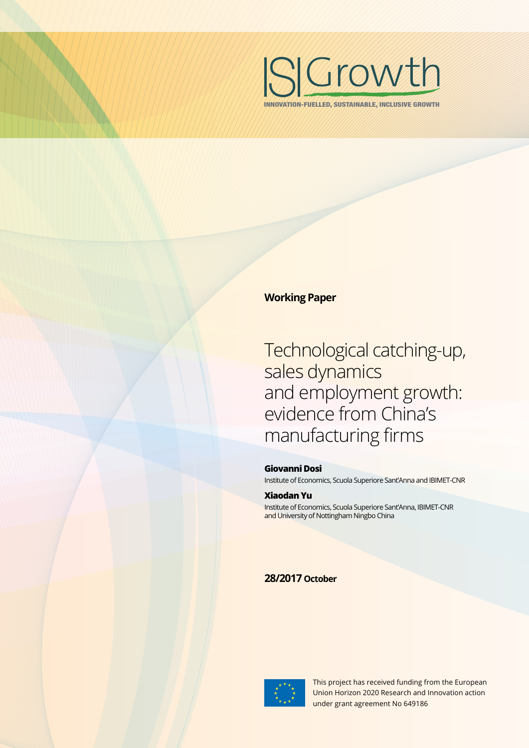ISIGrowth

INNOVATION-FUELLED, SUSTAINABLE, INCLUSIVE GROWTH

**Working Paper**

# Technological catching-up, sales dynamics and employment growth: evidence from China's manufacturing firms

**Giovanni Dosi**

Institute of Economics, Scuola Superiore Sant'Anna and IBIMET-CNR

**Xiaodan Yu**

Institute of Economics, Scuola Superiore Sant'Anna, IBIMET-CNR and University of Nottingham Ningbo China

**28/2017** October

This project has received funding from the European Union Horizon 2020 Research and Innovation action under grant agreement No 649186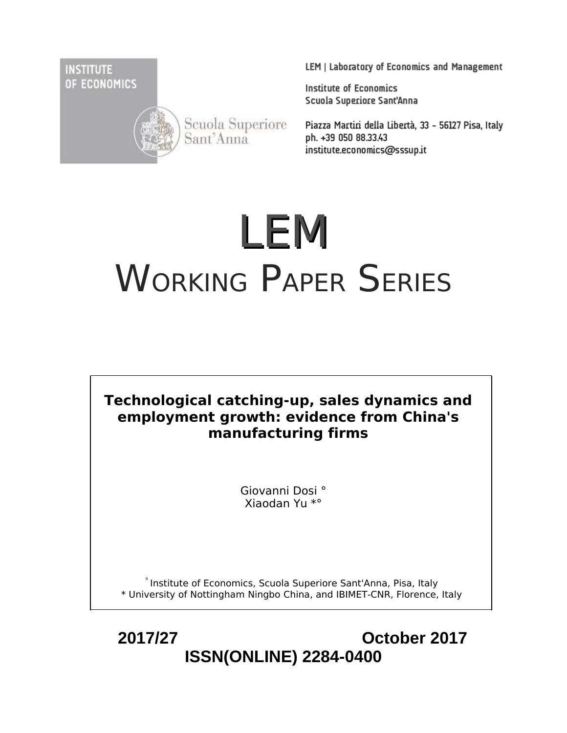INSTITUTE OF ECONOMICS

Scuola Superiore Sant'Anna

LEM | Laboratory of Economics and Management

Institute of Economics
Scuola Superiore Sant'Anna

Piazza Martiri della Libertà, 33 - 56127 Pisa, Italy
ph. +39 050 88.33.43
institute.economics@sssup.it

# LEM

# WORKING PAPER SERIES

**Technological catching-up, sales dynamics and employment growth: evidence from China's manufacturing firms**

Giovanni Dosi °
Xiaodan Yu *°

° Institute of Economics, Scuola Superiore Sant'Anna, Pisa, Italy
* University of Nottingham Ningbo China, and IBIMET-CNR, Florence, Italy

**2017/27** **October 2017**

**ISSN(ONLINE) 2284-0400**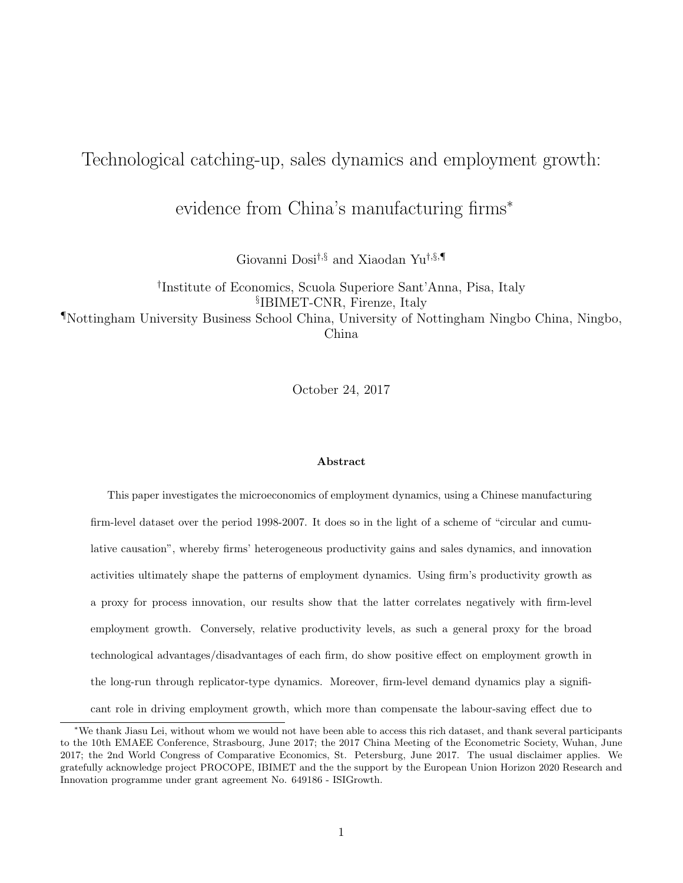# Technological catching-up, sales dynamics and employment growth: evidence from China's manufacturing firms*

Giovanni Dosi[†,§] and Xiaodan Yu[†,§,¶]

[†]Institute of Economics, Scuola Superiore Sant'Anna, Pisa, Italy
[§]IBIMET-CNR, Firenze, Italy
[¶]Nottingham University Business School China, University of Nottingham Ningbo China, Ningbo, China

October 24, 2017

**Abstract**

This paper investigates the microeconomics of employment dynamics, using a Chinese manufacturing firm-level dataset over the period 1998-2007. It does so in the light of a scheme of "circular and cumulative causation", whereby firms' heterogeneous productivity gains and sales dynamics, and innovation activities ultimately shape the patterns of employment dynamics. Using firm's productivity growth as a proxy for process innovation, our results show that the latter correlates negatively with firm-level employment growth. Conversely, relative productivity levels, as such a general proxy for the broad technological advantages/disadvantages of each firm, do show positive effect on employment growth in the long-run through replicator-type dynamics. Moreover, firm-level demand dynamics play a significant role in driving employment growth, which more than compensate the labour-saving effect due to

---

*We thank Jiasu Lei, without whom we would not have been able to access this rich dataset, and thank several participants to the 10th EMAEE Conference, Strasbourg, June 2017; the 2017 China Meeting of the Econometric Society, Wuhan, June 2017; the 2nd World Congress of Comparative Economics, St. Petersburg, June 2017. The usual disclaimer applies. We gratefully acknowledge project PROCOPE, IBIMET and the the support by the European Union Horizon 2020 Research and Innovation programme under grant agreement No. 649186 - ISIGrowth.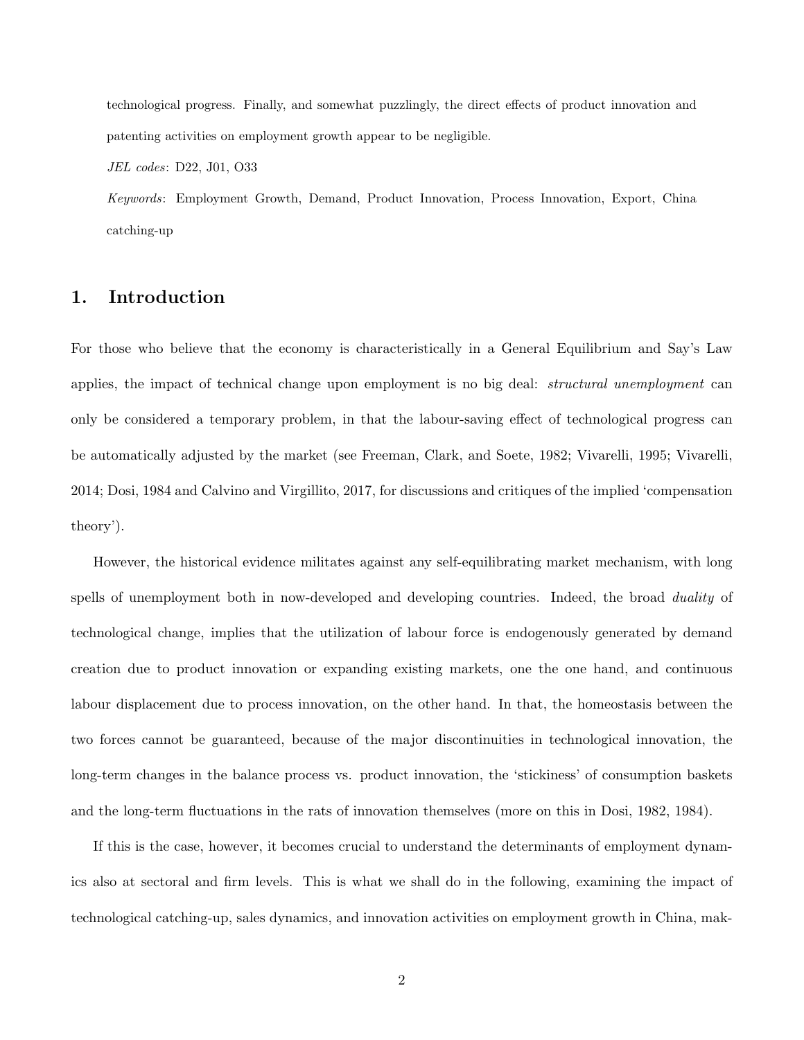technological progress. Finally, and somewhat puzzlingly, the direct effects of product innovation and patenting activities on employment growth appear to be negligible.

*JEL codes*: D22, J01, O33

*Keywords*: Employment Growth, Demand, Product Innovation, Process Innovation, Export, China catching-up

## 1. Introduction

For those who believe that the economy is characteristically in a General Equilibrium and Say's Law applies, the impact of technical change upon employment is no big deal: *structural unemployment* can only be considered a temporary problem, in that the labour-saving effect of technological progress can be automatically adjusted by the market (see Freeman, Clark, and Soete, 1982; Vivarelli, 1995; Vivarelli, 2014; Dosi, 1984 and Calvino and Virgillito, 2017, for discussions and critiques of the implied 'compensation theory').

However, the historical evidence militates against any self-equilibrating market mechanism, with long spells of unemployment both in now-developed and developing countries. Indeed, the broad *duality* of technological change, implies that the utilization of labour force is endogenously generated by demand creation due to product innovation or expanding existing markets, one the one hand, and continuous labour displacement due to process innovation, on the other hand. In that, the homeostasis between the two forces cannot be guaranteed, because of the major discontinuities in technological innovation, the long-term changes in the balance process vs. product innovation, the 'stickiness' of consumption baskets and the long-term fluctuations in the rats of innovation themselves (more on this in Dosi, 1982, 1984).

If this is the case, however, it becomes crucial to understand the determinants of employment dynamics also at sectoral and firm levels. This is what we shall do in the following, examining the impact of technological catching-up, sales dynamics, and innovation activities on employment growth in China, mak-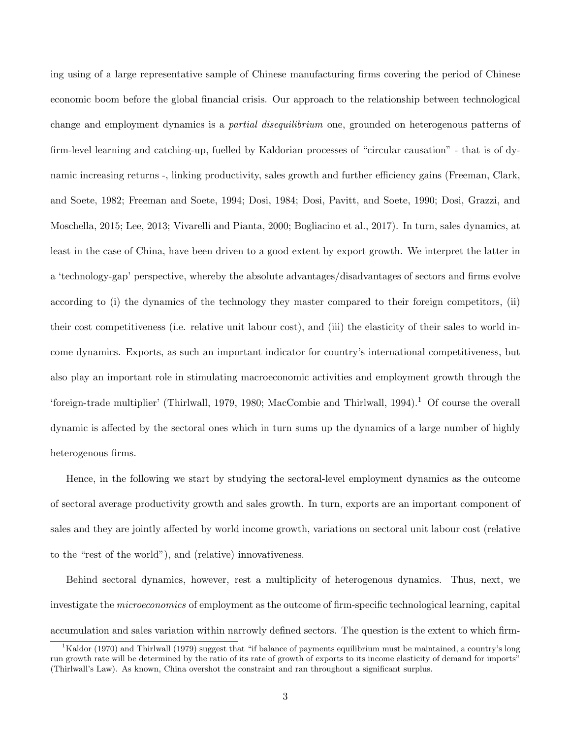ing using of a large representative sample of Chinese manufacturing firms covering the period of Chinese economic boom before the global financial crisis. Our approach to the relationship between technological change and employment dynamics is a *partial disequilibrium* one, grounded on heterogenous patterns of firm-level learning and catching-up, fuelled by Kaldorian processes of "circular causation" - that is of dynamic increasing returns -, linking productivity, sales growth and further efficiency gains (Freeman, Clark, and Soete, 1982; Freeman and Soete, 1994; Dosi, 1984; Dosi, Pavitt, and Soete, 1990; Dosi, Grazzi, and Moschella, 2015; Lee, 2013; Vivarelli and Pianta, 2000; Bogliacino et al., 2017). In turn, sales dynamics, at least in the case of China, have been driven to a good extent by export growth. We interpret the latter in a 'technology-gap' perspective, whereby the absolute advantages/disadvantages of sectors and firms evolve according to (i) the dynamics of the technology they master compared to their foreign competitors, (ii) their cost competitiveness (i.e. relative unit labour cost), and (iii) the elasticity of their sales to world income dynamics. Exports, as such an important indicator for country's international competitiveness, but also play an important role in stimulating macroeconomic activities and employment growth through the 'foreign-trade multiplier' (Thirlwall, 1979, 1980; MacCombie and Thirlwall, 1994).[1] Of course the overall dynamic is affected by the sectoral ones which in turn sums up the dynamics of a large number of highly heterogenous firms.

Hence, in the following we start by studying the sectoral-level employment dynamics as the outcome of sectoral average productivity growth and sales growth. In turn, exports are an important component of sales and they are jointly affected by world income growth, variations on sectoral unit labour cost (relative to the "rest of the world"), and (relative) innovativeness.

Behind sectoral dynamics, however, rest a multiplicity of heterogenous dynamics. Thus, next, we investigate the *microeconomics* of employment as the outcome of firm-specific technological learning, capital accumulation and sales variation within narrowly defined sectors. The question is the extent to which firm-

[1] Kaldor (1970) and Thirlwall (1979) suggest that "if balance of payments equilibrium must be maintained, a country's long run growth rate will be determined by the ratio of its rate of growth of exports to its income elasticity of demand for imports" (Thirlwall's Law). As known, China overshot the constraint and ran throughout a significant surplus.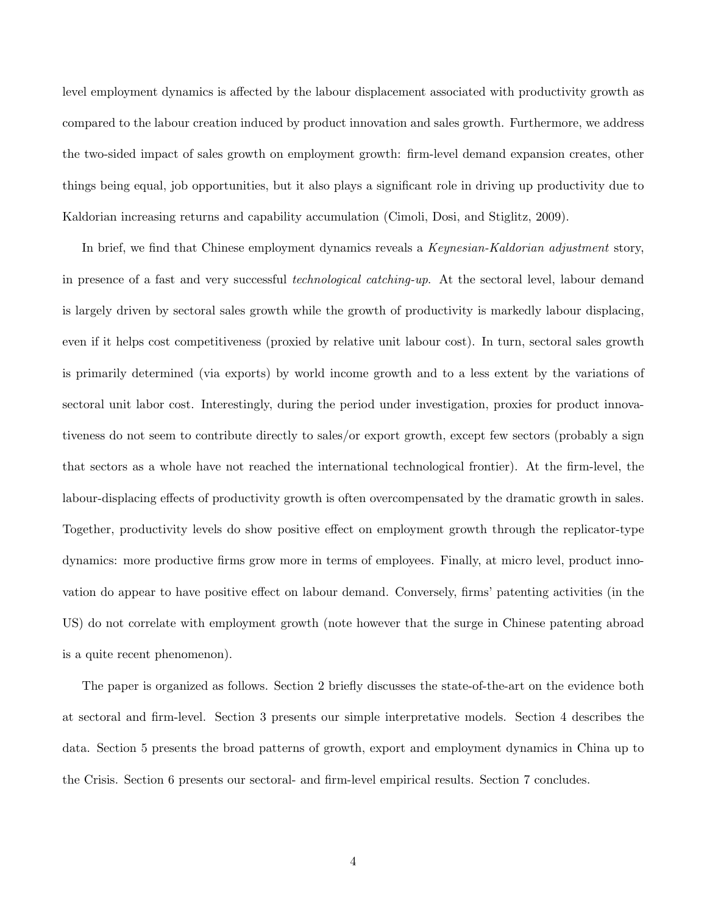level employment dynamics is affected by the labour displacement associated with productivity growth as compared to the labour creation induced by product innovation and sales growth. Furthermore, we address the two-sided impact of sales growth on employment growth: firm-level demand expansion creates, other things being equal, job opportunities, but it also plays a significant role in driving up productivity due to Kaldorian increasing returns and capability accumulation (Cimoli, Dosi, and Stiglitz, 2009).

In brief, we find that Chinese employment dynamics reveals a *Keynesian-Kaldorian adjustment* story, in presence of a fast and very successful *technological catching-up*. At the sectoral level, labour demand is largely driven by sectoral sales growth while the growth of productivity is markedly labour displacing, even if it helps cost competitiveness (proxied by relative unit labour cost). In turn, sectoral sales growth is primarily determined (via exports) by world income growth and to a less extent by the variations of sectoral unit labor cost. Interestingly, during the period under investigation, proxies for product innovativeness do not seem to contribute directly to sales/or export growth, except few sectors (probably a sign that sectors as a whole have not reached the international technological frontier). At the firm-level, the labour-displacing effects of productivity growth is often overcompensated by the dramatic growth in sales. Together, productivity levels do show positive effect on employment growth through the replicator-type dynamics: more productive firms grow more in terms of employees. Finally, at micro level, product innovation do appear to have positive effect on labour demand. Conversely, firms' patenting activities (in the US) do not correlate with employment growth (note however that the surge in Chinese patenting abroad is a quite recent phenomenon).

The paper is organized as follows. Section 2 briefly discusses the state-of-the-art on the evidence both at sectoral and firm-level. Section 3 presents our simple interpretative models. Section 4 describes the data. Section 5 presents the broad patterns of growth, export and employment dynamics in China up to the Crisis. Section 6 presents our sectoral- and firm-level empirical results. Section 7 concludes.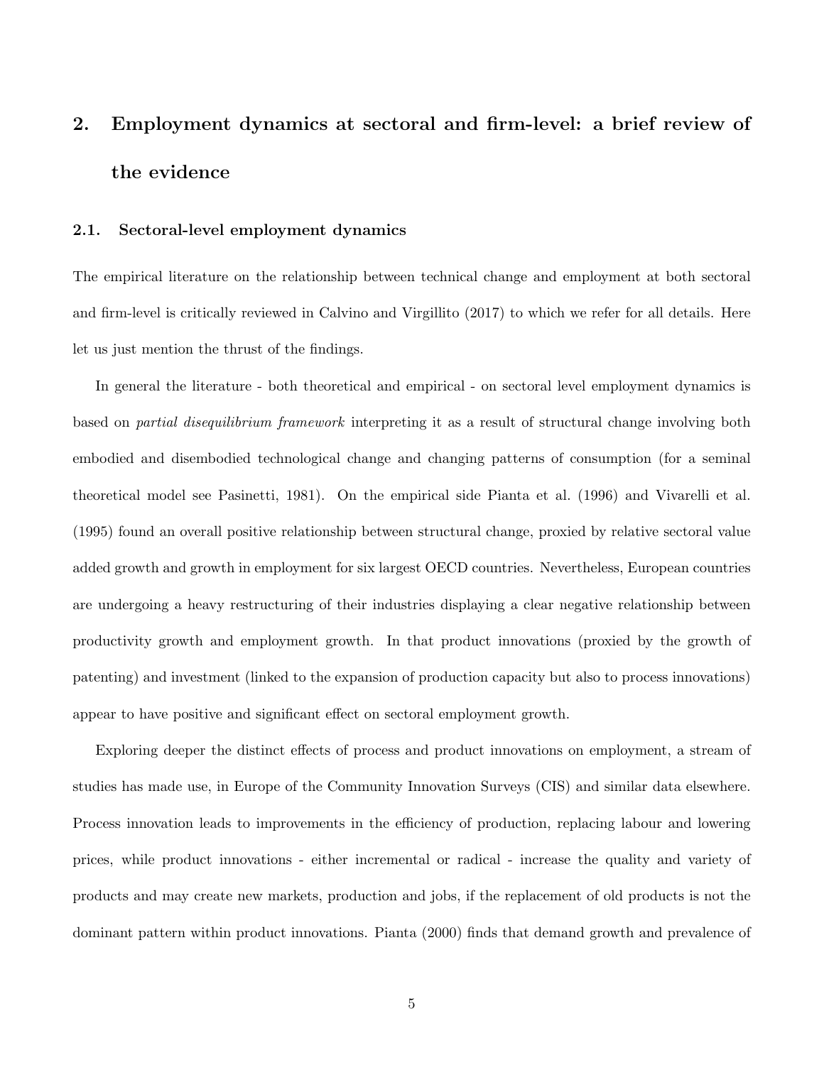## 2. Employment dynamics at sectoral and firm-level: a brief review of the evidence

### 2.1. Sectoral-level employment dynamics

The empirical literature on the relationship between technical change and employment at both sectoral and firm-level is critically reviewed in Calvino and Virgillito (2017) to which we refer for all details. Here let us just mention the thrust of the findings.

In general the literature - both theoretical and empirical - on sectoral level employment dynamics is based on *partial disequilibrium framework* interpreting it as a result of structural change involving both embodied and disembodied technological change and changing patterns of consumption (for a seminal theoretical model see Pasinetti, 1981). On the empirical side Pianta et al. (1996) and Vivarelli et al. (1995) found an overall positive relationship between structural change, proxied by relative sectoral value added growth and growth in employment for six largest OECD countries. Nevertheless, European countries are undergoing a heavy restructuring of their industries displaying a clear negative relationship between productivity growth and employment growth. In that product innovations (proxied by the growth of patenting) and investment (linked to the expansion of production capacity but also to process innovations) appear to have positive and significant effect on sectoral employment growth.

Exploring deeper the distinct effects of process and product innovations on employment, a stream of studies has made use, in Europe of the Community Innovation Surveys (CIS) and similar data elsewhere. Process innovation leads to improvements in the efficiency of production, replacing labour and lowering prices, while product innovations - either incremental or radical - increase the quality and variety of products and may create new markets, production and jobs, if the replacement of old products is not the dominant pattern within product innovations. Pianta (2000) finds that demand growth and prevalence of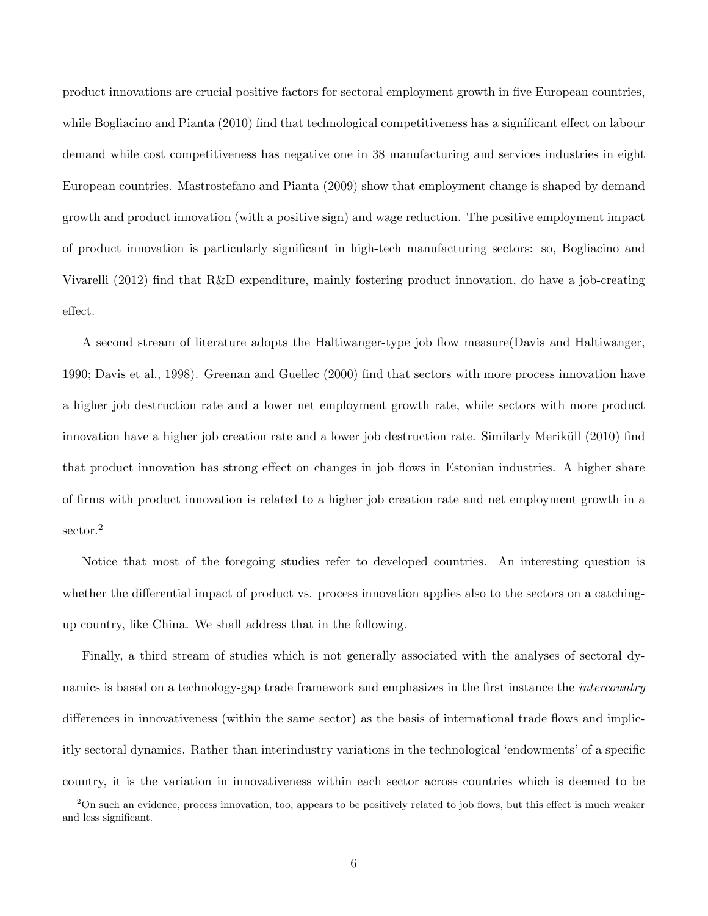product innovations are crucial positive factors for sectoral employment growth in five European countries, while Bogliacino and Pianta (2010) find that technological competitiveness has a significant effect on labour demand while cost competitiveness has negative one in 38 manufacturing and services industries in eight European countries. Mastrostefano and Pianta (2009) show that employment change is shaped by demand growth and product innovation (with a positive sign) and wage reduction. The positive employment impact of product innovation is particularly significant in high-tech manufacturing sectors: so, Bogliacino and Vivarelli (2012) find that R&D expenditure, mainly fostering product innovation, do have a job-creating effect.

A second stream of literature adopts the Haltiwanger-type job flow measure(Davis and Haltiwanger, 1990; Davis et al., 1998). Greenan and Guellec (2000) find that sectors with more process innovation have a higher job destruction rate and a lower net employment growth rate, while sectors with more product innovation have a higher job creation rate and a lower job destruction rate. Similarly Meriküll (2010) find that product innovation has strong effect on changes in job flows in Estonian industries. A higher share of firms with product innovation is related to a higher job creation rate and net employment growth in a sector.[2]

Notice that most of the foregoing studies refer to developed countries. An interesting question is whether the differential impact of product vs. process innovation applies also to the sectors on a catching-up country, like China. We shall address that in the following.

Finally, a third stream of studies which is not generally associated with the analyses of sectoral dynamics is based on a technology-gap trade framework and emphasizes in the first instance the *intercountry* differences in innovativeness (within the same sector) as the basis of international trade flows and implicitly sectoral dynamics. Rather than interindustry variations in the technological 'endowments' of a specific country, it is the variation in innovativeness within each sector across countries which is deemed to be

[2] On such an evidence, process innovation, too, appears to be positively related to job flows, but this effect is much weaker and less significant.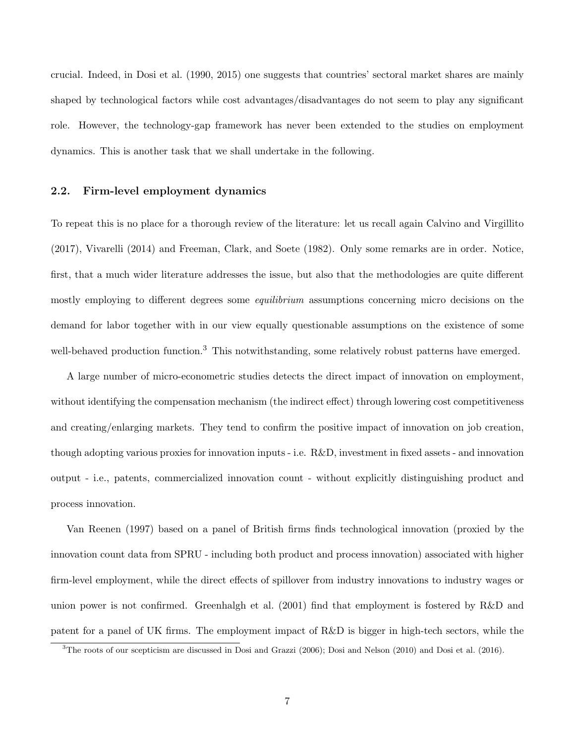crucial. Indeed, in Dosi et al. (1990, 2015) one suggests that countries' sectoral market shares are mainly shaped by technological factors while cost advantages/disadvantages do not seem to play any significant role. However, the technology-gap framework has never been extended to the studies on employment dynamics. This is another task that we shall undertake in the following.

### 2.2. Firm-level employment dynamics

To repeat this is no place for a thorough review of the literature: let us recall again Calvino and Virgillito (2017), Vivarelli (2014) and Freeman, Clark, and Soete (1982). Only some remarks are in order. Notice, first, that a much wider literature addresses the issue, but also that the methodologies are quite different mostly employing to different degrees some *equilibrium* assumptions concerning micro decisions on the demand for labor together with in our view equally questionable assumptions on the existence of some well-behaved production function.[3] This notwithstanding, some relatively robust patterns have emerged.

A large number of micro-econometric studies detects the direct impact of innovation on employment, without identifying the compensation mechanism (the indirect effect) through lowering cost competitiveness and creating/enlarging markets. They tend to confirm the positive impact of innovation on job creation, though adopting various proxies for innovation inputs - i.e. R&D, investment in fixed assets - and innovation output - i.e., patents, commercialized innovation count - without explicitly distinguishing product and process innovation.

Van Reenen (1997) based on a panel of British firms finds technological innovation (proxied by the innovation count data from SPRU - including both product and process innovation) associated with higher firm-level employment, while the direct effects of spillover from industry innovations to industry wages or union power is not confirmed. Greenhalgh et al. (2001) find that employment is fostered by R&D and patent for a panel of UK firms. The employment impact of R&D is bigger in high-tech sectors, while the

[3] The roots of our scepticism are discussed in Dosi and Grazzi (2006); Dosi and Nelson (2010) and Dosi et al. (2016).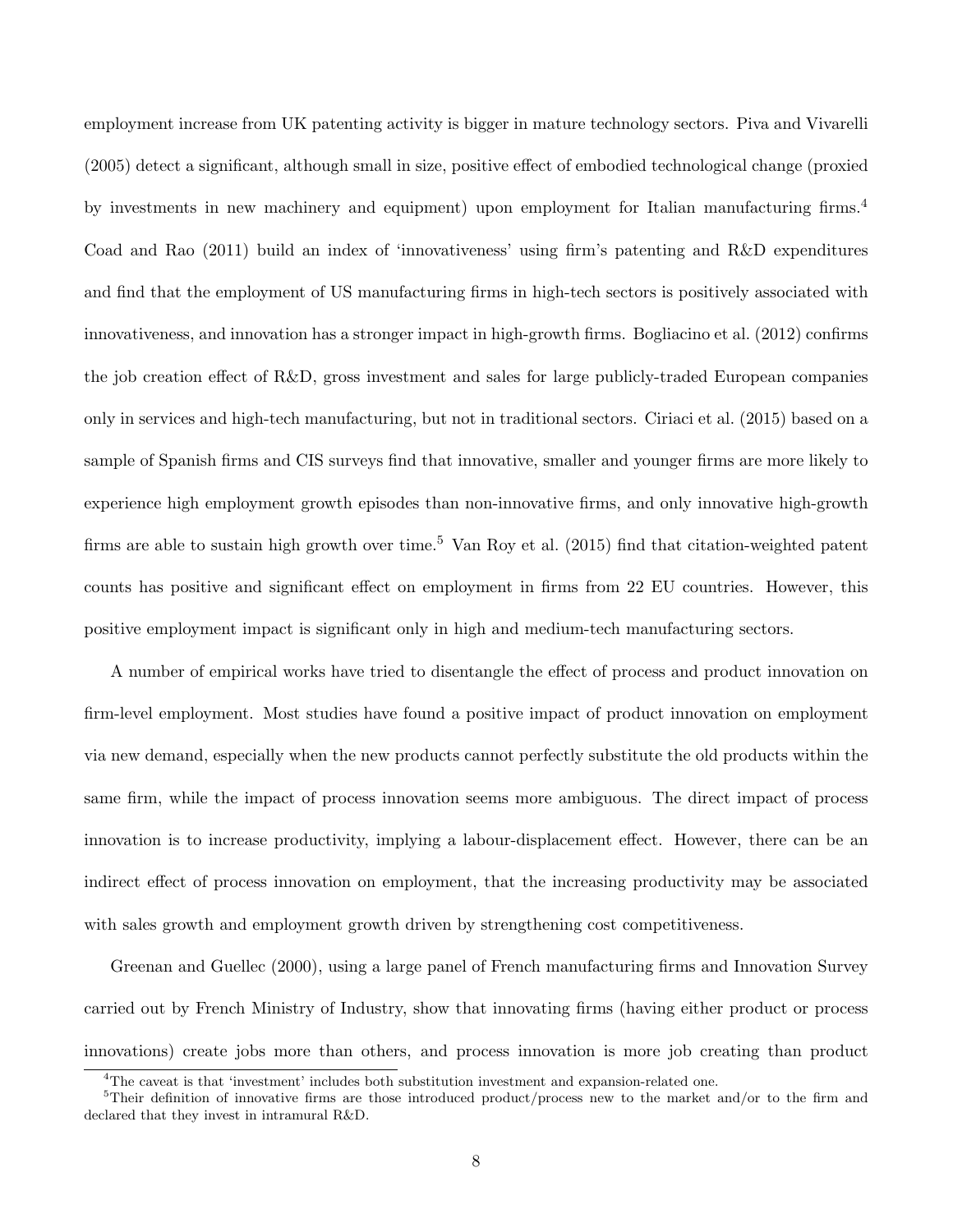employment increase from UK patenting activity is bigger in mature technology sectors. Piva and Vivarelli (2005) detect a significant, although small in size, positive effect of embodied technological change (proxied by investments in new machinery and equipment) upon employment for Italian manufacturing firms.[4] Coad and Rao (2011) build an index of 'innovativeness' using firm's patenting and R&D expenditures and find that the employment of US manufacturing firms in high-tech sectors is positively associated with innovativeness, and innovation has a stronger impact in high-growth firms. Bogliacino et al. (2012) confirms the job creation effect of R&D, gross investment and sales for large publicly-traded European companies only in services and high-tech manufacturing, but not in traditional sectors. Ciriaci et al. (2015) based on a sample of Spanish firms and CIS surveys find that innovative, smaller and younger firms are more likely to experience high employment growth episodes than non-innovative firms, and only innovative high-growth firms are able to sustain high growth over time.[5] Van Roy et al. (2015) find that citation-weighted patent counts has positive and significant effect on employment in firms from 22 EU countries. However, this positive employment impact is significant only in high and medium-tech manufacturing sectors.

A number of empirical works have tried to disentangle the effect of process and product innovation on firm-level employment. Most studies have found a positive impact of product innovation on employment via new demand, especially when the new products cannot perfectly substitute the old products within the same firm, while the impact of process innovation seems more ambiguous. The direct impact of process innovation is to increase productivity, implying a labour-displacement effect. However, there can be an indirect effect of process innovation on employment, that the increasing productivity may be associated with sales growth and employment growth driven by strengthening cost competitiveness.

Greenan and Guellec (2000), using a large panel of French manufacturing firms and Innovation Survey carried out by French Ministry of Industry, show that innovating firms (having either product or process innovations) create jobs more than others, and process innovation is more job creating than product

[4] The caveat is that 'investment' includes both substitution investment and expansion-related one.

[5] Their definition of innovative firms are those introduced product/process new to the market and/or to the firm and declared that they invest in intramural R&D.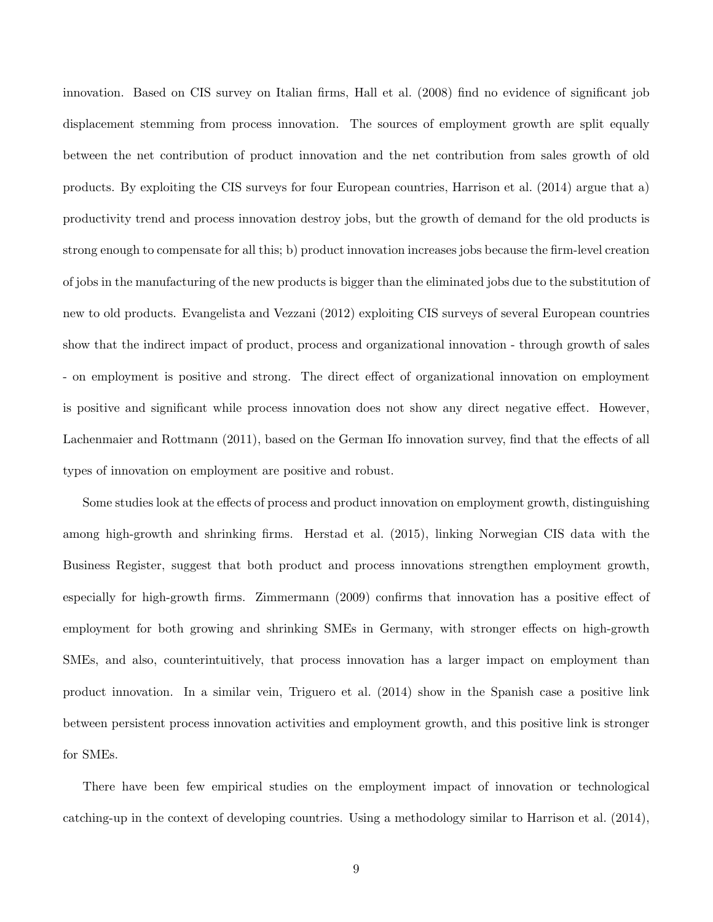innovation. Based on CIS survey on Italian firms, Hall et al. (2008) find no evidence of significant job displacement stemming from process innovation. The sources of employment growth are split equally between the net contribution of product innovation and the net contribution from sales growth of old products. By exploiting the CIS surveys for four European countries, Harrison et al. (2014) argue that a) productivity trend and process innovation destroy jobs, but the growth of demand for the old products is strong enough to compensate for all this; b) product innovation increases jobs because the firm-level creation of jobs in the manufacturing of the new products is bigger than the eliminated jobs due to the substitution of new to old products. Evangelista and Vezzani (2012) exploiting CIS surveys of several European countries show that the indirect impact of product, process and organizational innovation - through growth of sales - on employment is positive and strong. The direct effect of organizational innovation on employment is positive and significant while process innovation does not show any direct negative effect. However, Lachenmaier and Rottmann (2011), based on the German Ifo innovation survey, find that the effects of all types of innovation on employment are positive and robust.

Some studies look at the effects of process and product innovation on employment growth, distinguishing among high-growth and shrinking firms. Herstad et al. (2015), linking Norwegian CIS data with the Business Register, suggest that both product and process innovations strengthen employment growth, especially for high-growth firms. Zimmermann (2009) confirms that innovation has a positive effect of employment for both growing and shrinking SMEs in Germany, with stronger effects on high-growth SMEs, and also, counterintuitively, that process innovation has a larger impact on employment than product innovation. In a similar vein, Triguero et al. (2014) show in the Spanish case a positive link between persistent process innovation activities and employment growth, and this positive link is stronger for SMEs.

There have been few empirical studies on the employment impact of innovation or technological catching-up in the context of developing countries. Using a methodology similar to Harrison et al. (2014),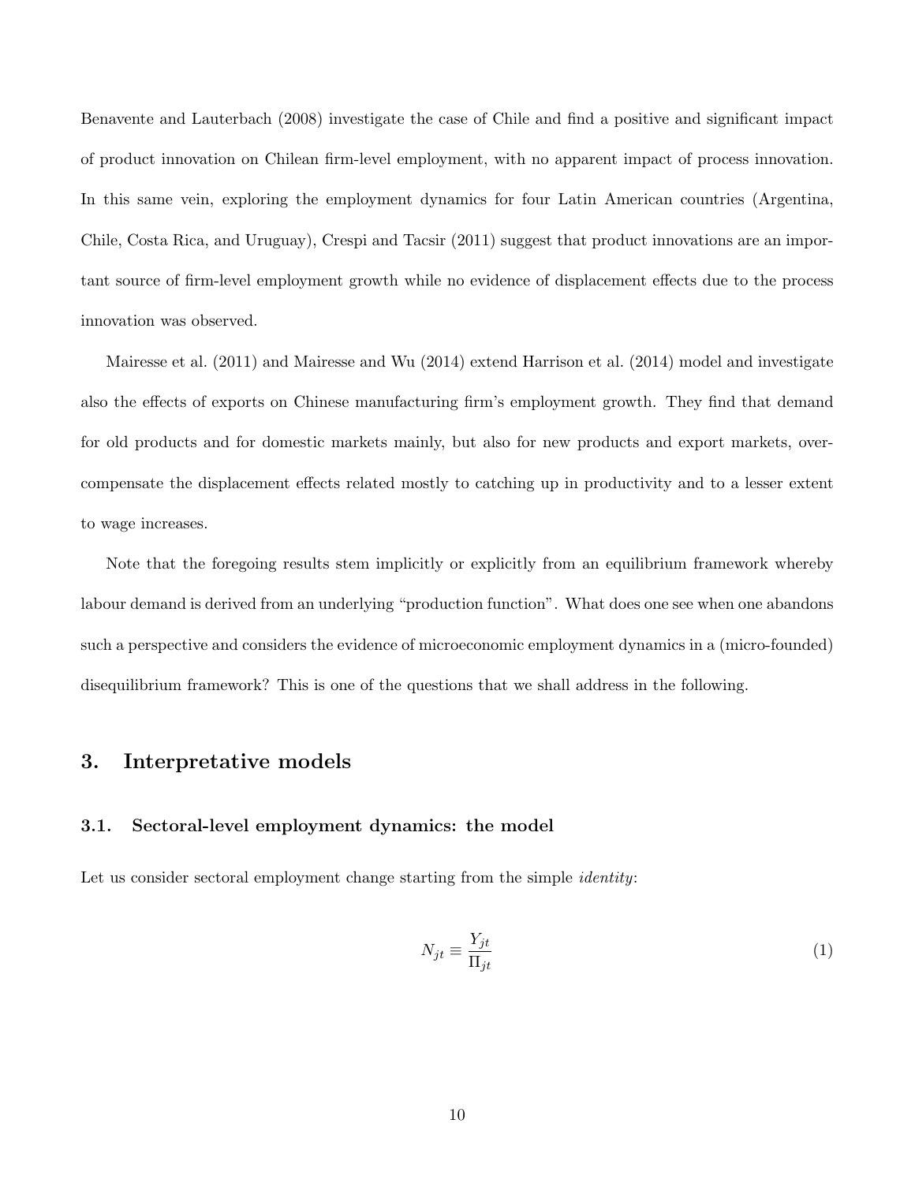Benavente and Lauterbach (2008) investigate the case of Chile and find a positive and significant impact of product innovation on Chilean firm-level employment, with no apparent impact of process innovation. In this same vein, exploring the employment dynamics for four Latin American countries (Argentina, Chile, Costa Rica, and Uruguay), Crespi and Tacsir (2011) suggest that product innovations are an important source of firm-level employment growth while no evidence of displacement effects due to the process innovation was observed.

Mairesse et al. (2011) and Mairesse and Wu (2014) extend Harrison et al. (2014) model and investigate also the effects of exports on Chinese manufacturing firm's employment growth. They find that demand for old products and for domestic markets mainly, but also for new products and export markets, overcompensate the displacement effects related mostly to catching up in productivity and to a lesser extent to wage increases.

Note that the foregoing results stem implicitly or explicitly from an equilibrium framework whereby labour demand is derived from an underlying "production function". What does one see when one abandons such a perspective and considers the evidence of microeconomic employment dynamics in a (micro-founded) disequilibrium framework? This is one of the questions that we shall address in the following.

## 3. Interpretative models

### 3.1. Sectoral-level employment dynamics: the model

Let us consider sectoral employment change starting from the simple *identity*:

$$N_{jt} \equiv \frac{Y_{jt}}{\Pi_{jt}} \tag{1}$$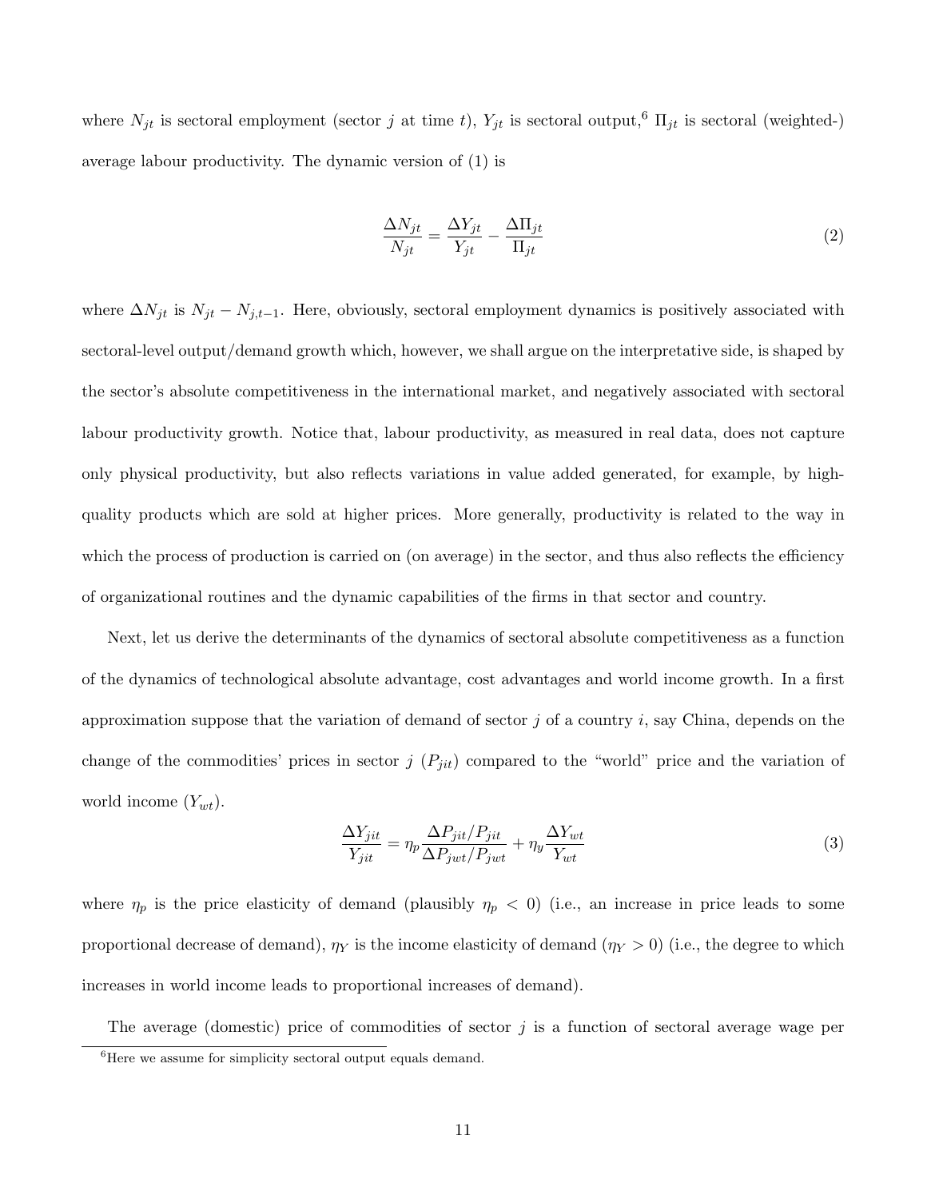where $N_{jt}$ is sectoral employment (sector $j$ at time $t$), $Y_{jt}$ is sectoral output,[6] $\Pi_{jt}$ is sectoral (weighted-) average labour productivity. The dynamic version of (1) is

$$\frac{\Delta N_{jt}}{N_{jt}} = \frac{\Delta Y_{jt}}{Y_{jt}} - \frac{\Delta \Pi_{jt}}{\Pi_{jt}} \tag{2}$$

where $\Delta N_{jt}$ is $N_{jt} - N_{j,t-1}$. Here, obviously, sectoral employment dynamics is positively associated with sectoral-level output/demand growth which, however, we shall argue on the interpretative side, is shaped by the sector's absolute competitiveness in the international market, and negatively associated with sectoral labour productivity growth. Notice that, labour productivity, as measured in real data, does not capture only physical productivity, but also reflects variations in value added generated, for example, by high-quality products which are sold at higher prices. More generally, productivity is related to the way in which the process of production is carried on (on average) in the sector, and thus also reflects the efficiency of organizational routines and the dynamic capabilities of the firms in that sector and country.

Next, let us derive the determinants of the dynamics of sectoral absolute competitiveness as a function of the dynamics of technological absolute advantage, cost advantages and world income growth. In a first approximation suppose that the variation of demand of sector $j$ of a country $i$, say China, depends on the change of the commodities' prices in sector $j$ ($P_{jit}$) compared to the "world" price and the variation of world income ($Y_{wt}$).

$$\frac{\Delta Y_{jit}}{Y_{jit}} = \eta_p \frac{\Delta P_{jit}/P_{jit}}{\Delta P_{jwt}/P_{jwt}} + \eta_y \frac{\Delta Y_{wt}}{Y_{wt}} \tag{3}$$

where $\eta_p$ is the price elasticity of demand (plausibly $\eta_p < 0$) (i.e., an increase in price leads to some proportional decrease of demand), $\eta_Y$ is the income elasticity of demand ($\eta_Y > 0$) (i.e., the degree to which increases in world income leads to proportional increases of demand).

The average (domestic) price of commodities of sector $j$ is a function of sectoral average wage per

[6] Here we assume for simplicity sectoral output equals demand.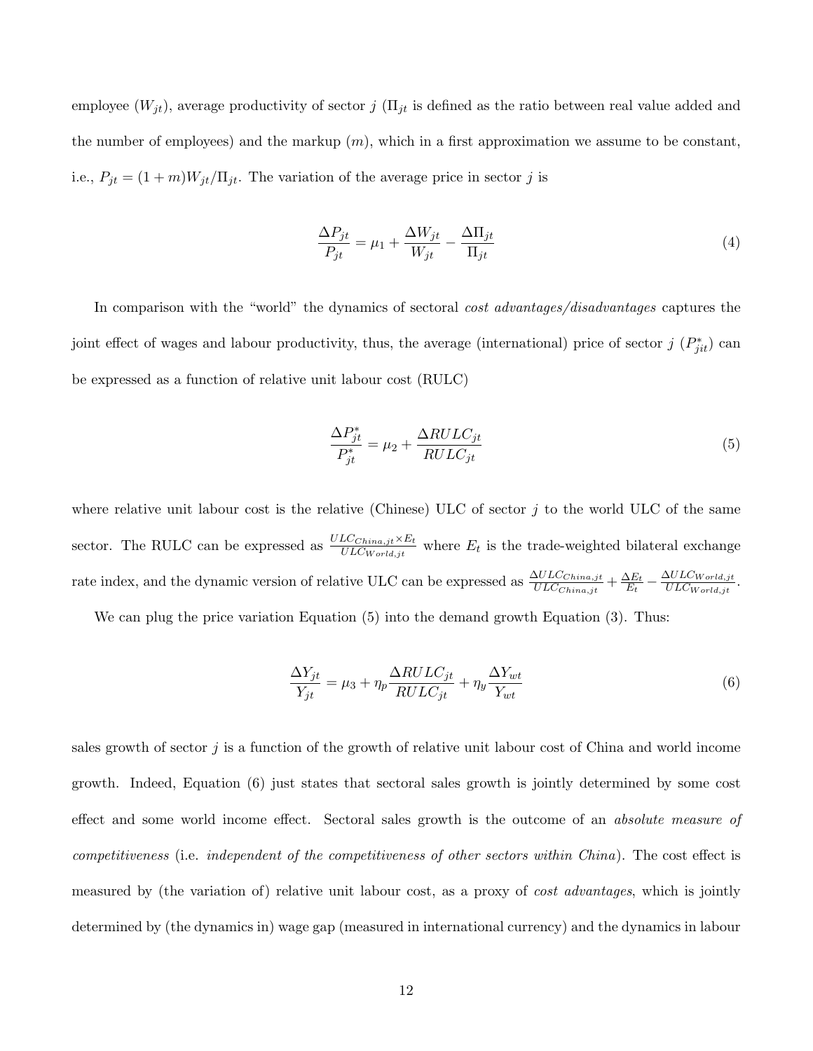employee ($W_{jt}$), average productivity of sector $j$ ($\Pi_{jt}$ is defined as the ratio between real value added and the number of employees) and the markup ($m$), which in a first approximation we assume to be constant, i.e., $P_{jt} = (1+m)W_{jt}/\Pi_{jt}$. The variation of the average price in sector $j$ is

$$\frac{\Delta P_{jt}}{P_{jt}} = \mu_1 + \frac{\Delta W_{jt}}{W_{jt}} - \frac{\Delta \Pi_{jt}}{\Pi_{jt}} \tag{4}$$

In comparison with the "world" the dynamics of sectoral *cost advantages/disadvantages* captures the joint effect of wages and labour productivity, thus, the average (international) price of sector $j$ ($P^*_{jit}$) can be expressed as a function of relative unit labour cost (RULC)

$$\frac{\Delta P^*_{jt}}{P^*_{jt}} = \mu_2 + \frac{\Delta RULC_{jt}}{RULC_{jt}} \tag{5}$$

where relative unit labour cost is the relative (Chinese) ULC of sector $j$ to the world ULC of the same sector. The RULC can be expressed as $\frac{ULC_{China,jt} \times E_t}{ULC_{World,jt}}$ where $E_t$ is the trade-weighted bilateral exchange rate index, and the dynamic version of relative ULC can be expressed as $\frac{\Delta ULC_{China,jt}}{ULC_{China,jt}} + \frac{\Delta E_t}{E_t} - \frac{\Delta ULC_{World,jt}}{ULC_{World,jt}}$.

We can plug the price variation Equation (5) into the demand growth Equation (3). Thus:

$$\frac{\Delta Y_{jt}}{Y_{jt}} = \mu_3 + \eta_p \frac{\Delta RULC_{jt}}{RULC_{jt}} + \eta_y \frac{\Delta Y_{wt}}{Y_{wt}} \tag{6}$$

sales growth of sector $j$ is a function of the growth of relative unit labour cost of China and world income growth. Indeed, Equation (6) just states that sectoral sales growth is jointly determined by some cost effect and some world income effect. Sectoral sales growth is the outcome of an *absolute measure of competitiveness* (i.e. *independent of the competitiveness of other sectors within China*). The cost effect is measured by (the variation of) relative unit labour cost, as a proxy of *cost advantages*, which is jointly determined by (the dynamics in) wage gap (measured in international currency) and the dynamics in labour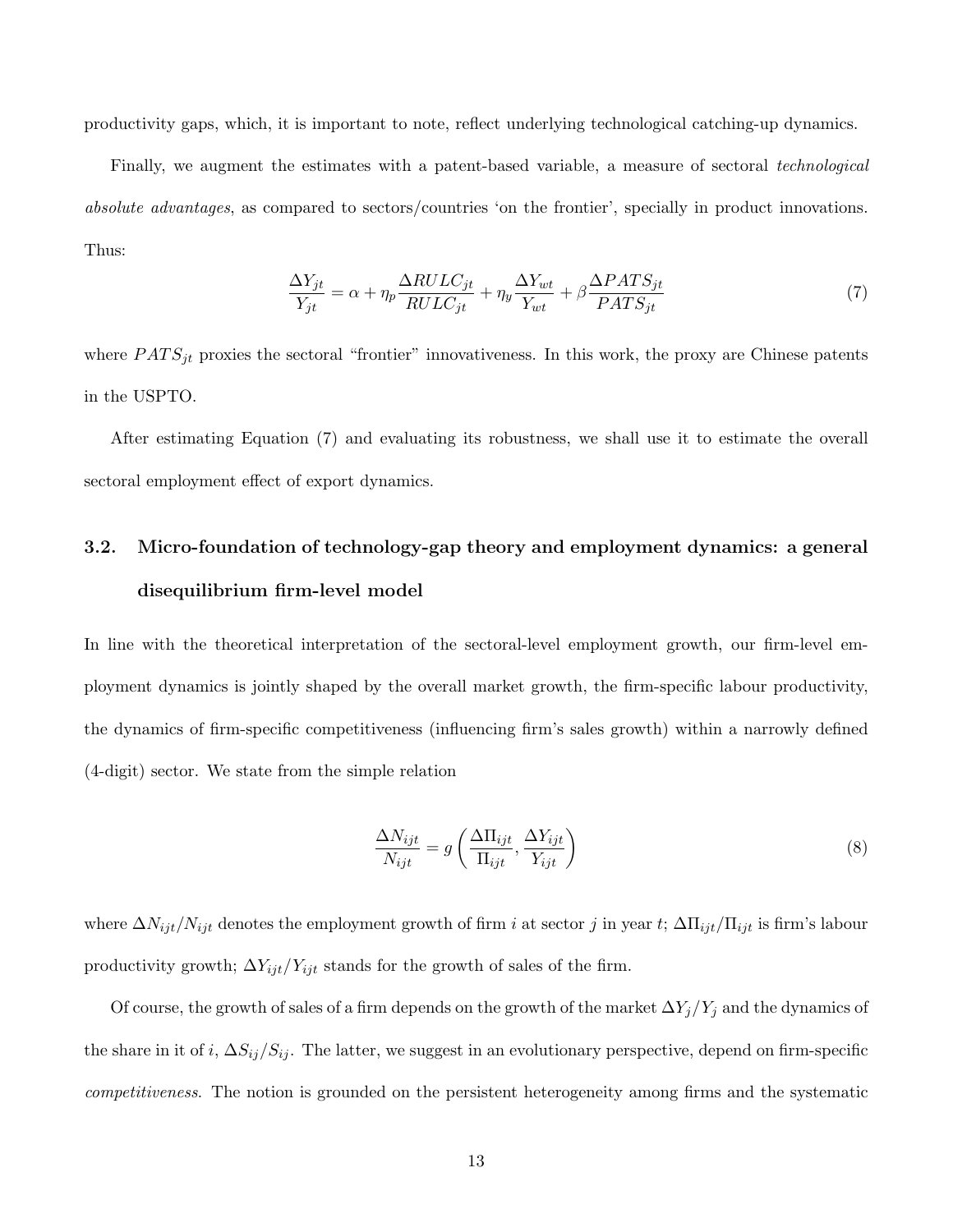productivity gaps, which, it is important to note, reflect underlying technological catching-up dynamics.

Finally, we augment the estimates with a patent-based variable, a measure of sectoral *technological absolute advantages*, as compared to sectors/countries 'on the frontier', specially in product innovations. Thus:

$$\frac{\Delta Y_{jt}}{Y_{jt}} = \alpha + \eta_p \frac{\Delta RULC_{jt}}{RULC_{jt}} + \eta_y \frac{\Delta Y_{wt}}{Y_{wt}} + \beta \frac{\Delta PATS_{jt}}{PATS_{jt}} \tag{7}$$

where $PATS_{jt}$ proxies the sectoral "frontier" innovativeness. In this work, the proxy are Chinese patents in the USPTO.

After estimating Equation (7) and evaluating its robustness, we shall use it to estimate the overall sectoral employment effect of export dynamics.

## 3.2. Micro-foundation of technology-gap theory and employment dynamics: a general disequilibrium firm-level model

In line with the theoretical interpretation of the sectoral-level employment growth, our firm-level employment dynamics is jointly shaped by the overall market growth, the firm-specific labour productivity, the dynamics of firm-specific competitiveness (influencing firm's sales growth) within a narrowly defined (4-digit) sector. We state from the simple relation

$$\frac{\Delta N_{ijt}}{N_{ijt}} = g\left(\frac{\Delta \Pi_{ijt}}{\Pi_{ijt}}, \frac{\Delta Y_{ijt}}{Y_{ijt}}\right) \tag{8}$$

where $\Delta N_{ijt}/N_{ijt}$ denotes the employment growth of firm $i$ at sector $j$ in year $t$; $\Delta \Pi_{ijt}/\Pi_{ijt}$ is firm's labour productivity growth; $\Delta Y_{ijt}/Y_{ijt}$ stands for the growth of sales of the firm.

Of course, the growth of sales of a firm depends on the growth of the market $\Delta Y_j/Y_j$ and the dynamics of the share in it of $i$, $\Delta S_{ij}/S_{ij}$. The latter, we suggest in an evolutionary perspective, depend on firm-specific *competitiveness*. The notion is grounded on the persistent heterogeneity among firms and the systematic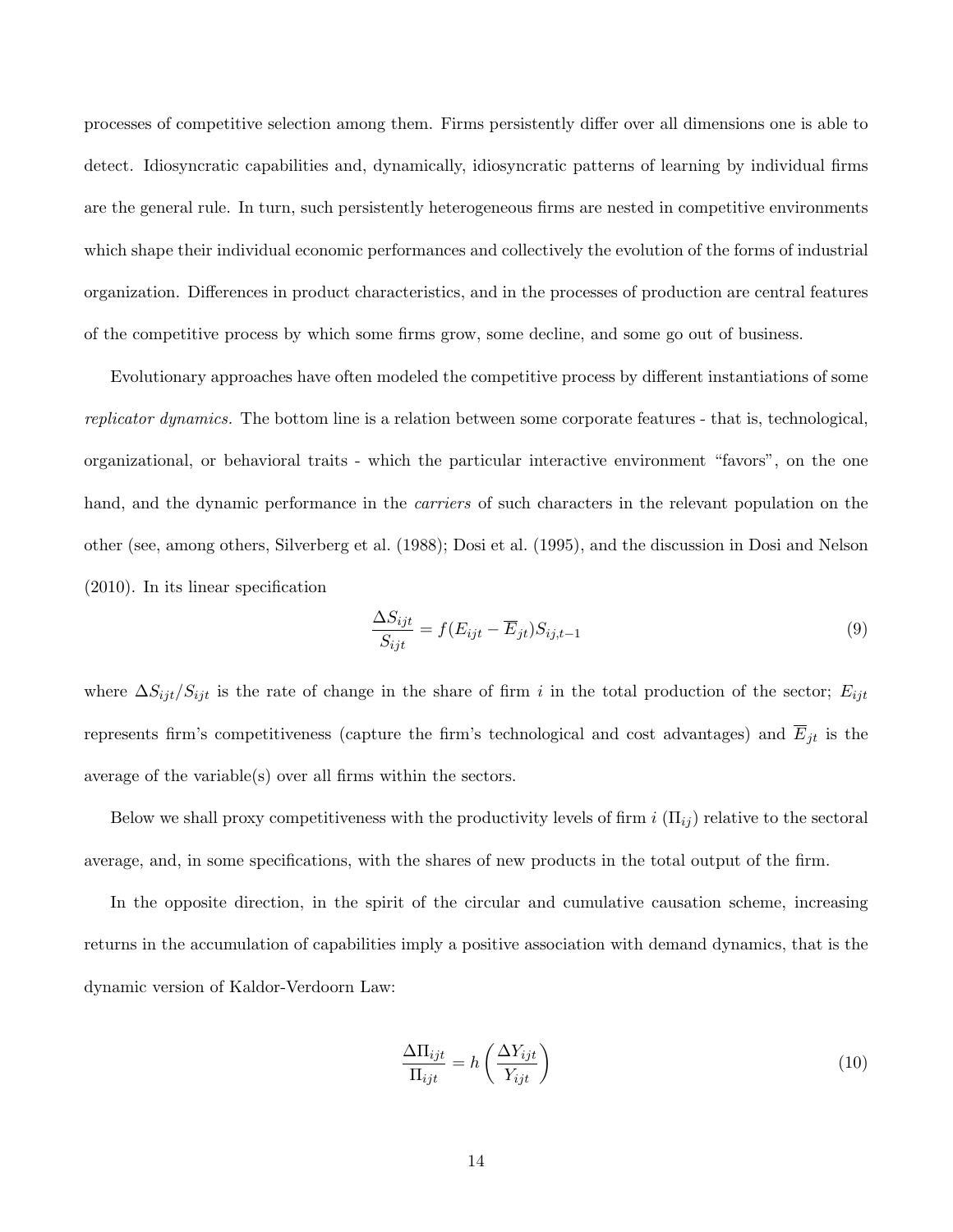processes of competitive selection among them. Firms persistently differ over all dimensions one is able to detect. Idiosyncratic capabilities and, dynamically, idiosyncratic patterns of learning by individual firms are the general rule. In turn, such persistently heterogeneous firms are nested in competitive environments which shape their individual economic performances and collectively the evolution of the forms of industrial organization. Differences in product characteristics, and in the processes of production are central features of the competitive process by which some firms grow, some decline, and some go out of business.

Evolutionary approaches have often modeled the competitive process by different instantiations of some *replicator dynamics*. The bottom line is a relation between some corporate features - that is, technological, organizational, or behavioral traits - which the particular interactive environment "favors", on the one hand, and the dynamic performance in the *carriers* of such characters in the relevant population on the other (see, among others, Silverberg et al. (1988); Dosi et al. (1995), and the discussion in Dosi and Nelson (2010). In its linear specification

$$\frac{\Delta S_{ijt}}{S_{ijt}} = f(E_{ijt} - \overline{E}_{jt})S_{ij,t-1} \tag{9}$$

where $\Delta S_{ijt}/S_{ijt}$ is the rate of change in the share of firm $i$ in the total production of the sector; $E_{ijt}$ represents firm's competitiveness (capture the firm's technological and cost advantages) and $\overline{E}_{jt}$ is the average of the variable(s) over all firms within the sectors.

Below we shall proxy competitiveness with the productivity levels of firm $i$ ($\Pi_{ij}$) relative to the sectoral average, and, in some specifications, with the shares of new products in the total output of the firm.

In the opposite direction, in the spirit of the circular and cumulative causation scheme, increasing returns in the accumulation of capabilities imply a positive association with demand dynamics, that is the dynamic version of Kaldor-Verdoorn Law:

$$\frac{\Delta \Pi_{ijt}}{\Pi_{ijt}} = h\left(\frac{\Delta Y_{ijt}}{Y_{ijt}}\right) \tag{10}$$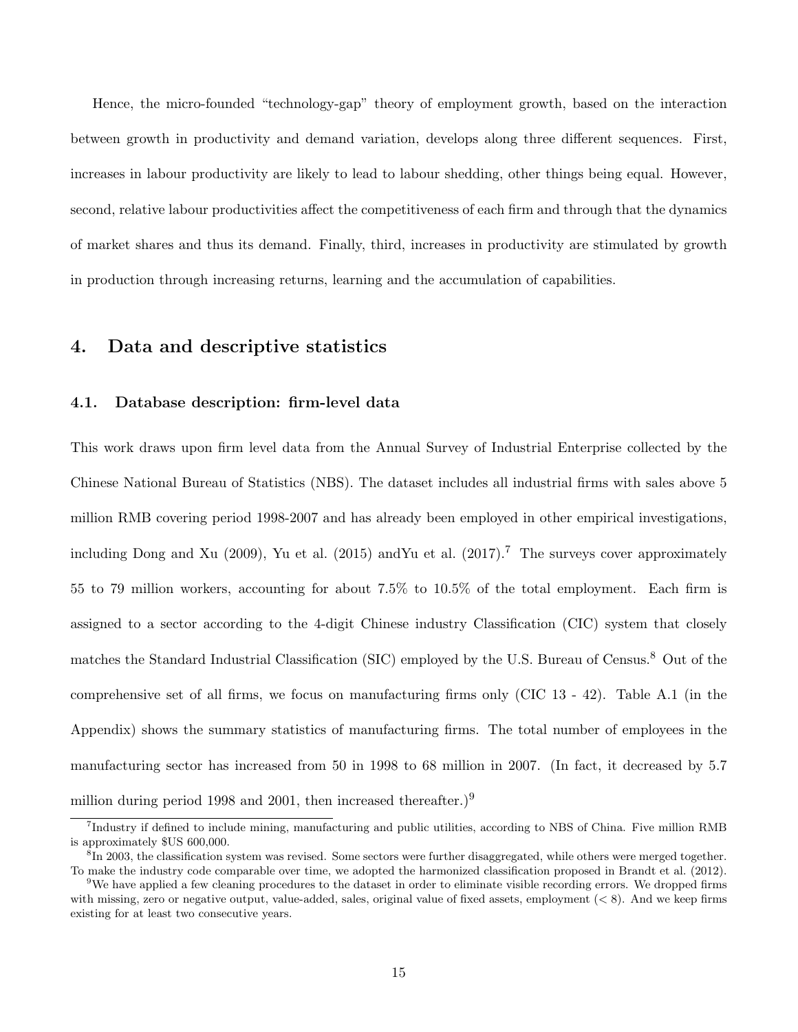Hence, the micro-founded "technology-gap" theory of employment growth, based on the interaction between growth in productivity and demand variation, develops along three different sequences. First, increases in labour productivity are likely to lead to labour shedding, other things being equal. However, second, relative labour productivities affect the competitiveness of each firm and through that the dynamics of market shares and thus its demand. Finally, third, increases in productivity are stimulated by growth in production through increasing returns, learning and the accumulation of capabilities.

## 4. Data and descriptive statistics

### 4.1. Database description: firm-level data

This work draws upon firm level data from the Annual Survey of Industrial Enterprise collected by the Chinese National Bureau of Statistics (NBS). The dataset includes all industrial firms with sales above 5 million RMB covering period 1998-2007 and has already been employed in other empirical investigations, including Dong and Xu (2009), Yu et al. (2015) andYu et al. (2017).[7] The surveys cover approximately 55 to 79 million workers, accounting for about 7.5% to 10.5% of the total employment. Each firm is assigned to a sector according to the 4-digit Chinese industry Classification (CIC) system that closely matches the Standard Industrial Classification (SIC) employed by the U.S. Bureau of Census.[8] Out of the comprehensive set of all firms, we focus on manufacturing firms only (CIC 13 - 42). Table A.1 (in the Appendix) shows the summary statistics of manufacturing firms. The total number of employees in the manufacturing sector has increased from 50 in 1998 to 68 million in 2007. (In fact, it decreased by 5.7 million during period 1998 and 2001, then increased thereafter.)[9]

[7] Industry if defined to include mining, manufacturing and public utilities, according to NBS of China. Five million RMB is approximately $US 600,000.

[8] In 2003, the classification system was revised. Some sectors were further disaggregated, while others were merged together. To make the industry code comparable over time, we adopted the harmonized classification proposed in Brandt et al. (2012).

[9] We have applied a few cleaning procedures to the dataset in order to eliminate visible recording errors. We dropped firms with missing, zero or negative output, value-added, sales, original value of fixed assets, employment (< 8). And we keep firms existing for at least two consecutive years.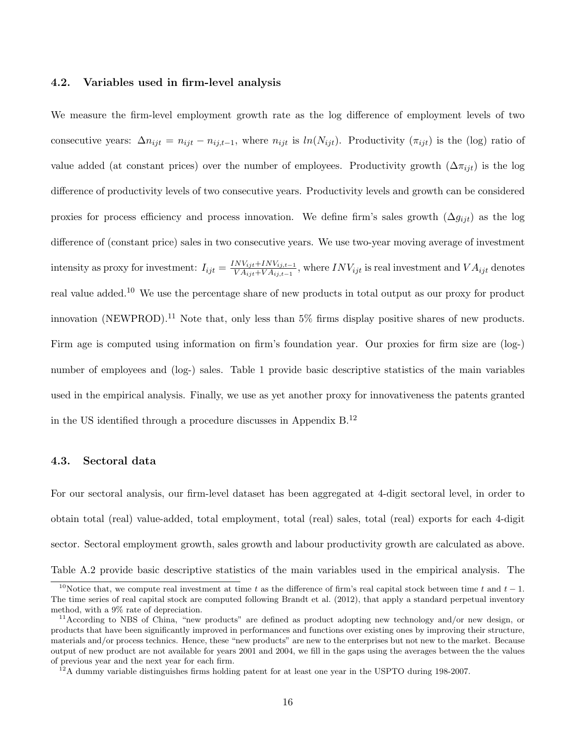### 4.2. Variables used in firm-level analysis

We measure the firm-level employment growth rate as the log difference of employment levels of two consecutive years: $\Delta n_{ijt} = n_{ijt} - n_{ij,t-1}$, where $n_{ijt}$ is $ln(N_{ijt})$. Productivity ($\pi_{ijt}$) is the (log) ratio of value added (at constant prices) over the number of employees. Productivity growth ($\Delta \pi_{ijt}$) is the log difference of productivity levels of two consecutive years. Productivity levels and growth can be considered proxies for process efficiency and process innovation. We define firm's sales growth ($\Delta g_{ijt}$) as the log difference of (constant price) sales in two consecutive years. We use two-year moving average of investment intensity as proxy for investment: $I_{ijt} = \frac{INV_{ijt}+INV_{ij,t-1}}{VA_{ijt}+VA_{ij,t-1}}$, where $INV_{ijt}$ is real investment and $VA_{ijt}$ denotes real value added.[10] We use the percentage share of new products in total output as our proxy for product innovation (NEWPROD).[11] Note that, only less than 5% firms display positive shares of new products. Firm age is computed using information on firm's foundation year. Our proxies for firm size are (log-) number of employees and (log-) sales. Table 1 provide basic descriptive statistics of the main variables used in the empirical analysis. Finally, we use as yet another proxy for innovativeness the patents granted in the US identified through a procedure discusses in Appendix B.[12]

### 4.3. Sectoral data

For our sectoral analysis, our firm-level dataset has been aggregated at 4-digit sectoral level, in order to obtain total (real) value-added, total employment, total (real) sales, total (real) exports for each 4-digit sector. Sectoral employment growth, sales growth and labour productivity growth are calculated as above. Table A.2 provide basic descriptive statistics of the main variables used in the empirical analysis. The

[10] Notice that, we compute real investment at time $t$ as the difference of firm's real capital stock between time $t$ and $t-1$. The time series of real capital stock are computed following Brandt et al. (2012), that apply a standard perpetual inventory method, with a 9% rate of depreciation.

[11] According to NBS of China, "new products" are defined as product adopting new technology and/or new design, or products that have been significantly improved in performances and functions over existing ones by improving their structure, materials and/or process technics. Hence, these "new products" are new to the enterprises but not new to the market. Because output of new product are not available for years 2001 and 2004, we fill in the gaps using the averages between the the values of previous year and the next year for each firm.

[12] A dummy variable distinguishes firms holding patent for at least one year in the USPTO during 198-2007.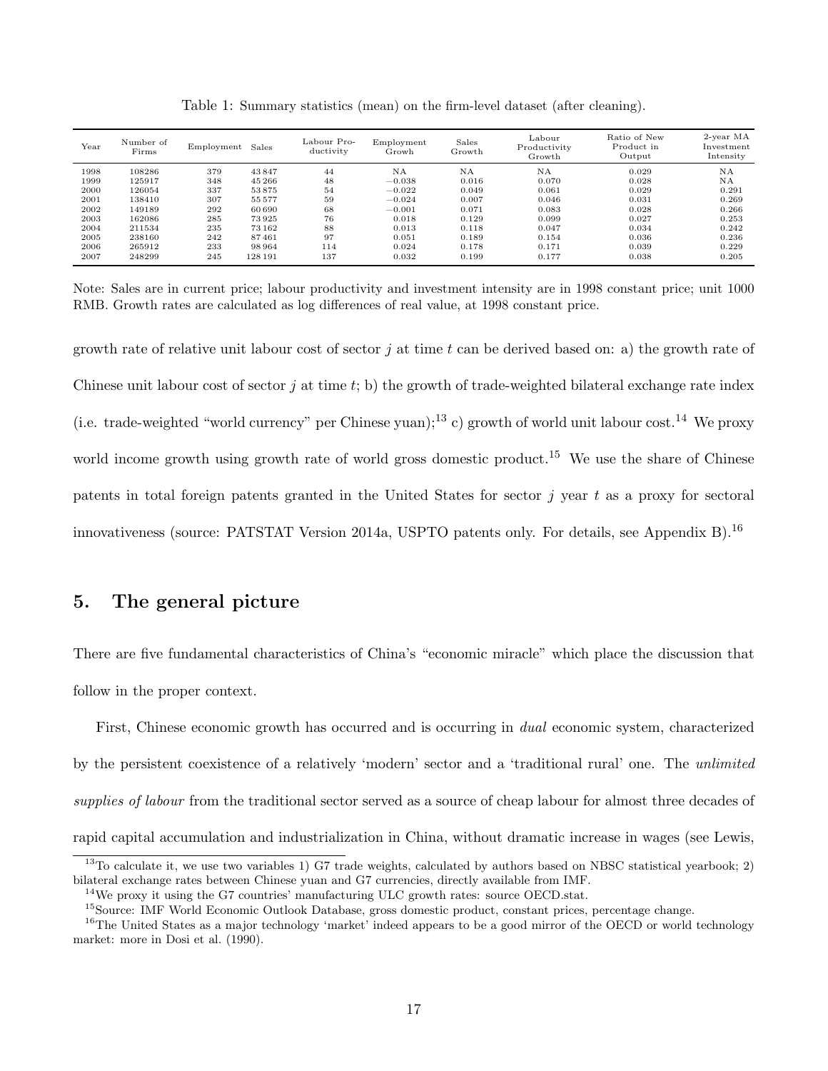Table 1: Summary statistics (mean) on the firm-level dataset (after cleaning).

| Year | Number of Firms | Employment | Sales | Labour Productivity | Employment Growh | Sales Growth | Labour Productivity Growth | Ratio of New Product in Output | 2-year MA Investment Intensity |
|---|---|---|---|---|---|---|---|---|---|
| 1998 | 108286 | 379 | 43 847 | 44 | NA | NA | NA | 0.029 | NA |
| 1999 | 125917 | 348 | 45 266 | 48 | −0.038 | 0.016 | 0.070 | 0.028 | NA |
| 2000 | 126054 | 337 | 53 875 | 54 | −0.022 | 0.049 | 0.061 | 0.029 | 0.291 |
| 2001 | 138410 | 307 | 55 577 | 59 | −0.024 | 0.007 | 0.046 | 0.031 | 0.269 |
| 2002 | 149189 | 292 | 60 690 | 68 | −0.001 | 0.071 | 0.083 | 0.028 | 0.266 |
| 2003 | 162086 | 285 | 73 925 | 76 | 0.018 | 0.129 | 0.099 | 0.027 | 0.253 |
| 2004 | 211534 | 235 | 73 162 | 88 | 0.013 | 0.118 | 0.047 | 0.034 | 0.242 |
| 2005 | 238160 | 242 | 87 461 | 97 | 0.051 | 0.189 | 0.154 | 0.036 | 0.236 |
| 2006 | 265912 | 233 | 98 964 | 114 | 0.024 | 0.178 | 0.171 | 0.039 | 0.229 |
| 2007 | 248299 | 245 | 128 191 | 137 | 0.032 | 0.199 | 0.177 | 0.038 | 0.205 |

Note: Sales are in current price; labour productivity and investment intensity are in 1998 constant price; unit 1000 RMB. Growth rates are calculated as log differences of real value, at 1998 constant price.

growth rate of relative unit labour cost of sector $j$ at time $t$ can be derived based on: a) the growth rate of Chinese unit labour cost of sector $j$ at time $t$; b) the growth of trade-weighted bilateral exchange rate index (i.e. trade-weighted "world currency" per Chinese yuan);[13] c) growth of world unit labour cost.[14] We proxy world income growth using growth rate of world gross domestic product.[15] We use the share of Chinese patents in total foreign patents granted in the United States for sector $j$ year $t$ as a proxy for sectoral innovativeness (source: PATSTAT Version 2014a, USPTO patents only. For details, see Appendix B).[16]

## 5. The general picture

There are five fundamental characteristics of China's "economic miracle" which place the discussion that follow in the proper context.

First, Chinese economic growth has occurred and is occurring in *dual* economic system, characterized by the persistent coexistence of a relatively 'modern' sector and a 'traditional rural' one. The *unlimited supplies of labour* from the traditional sector served as a source of cheap labour for almost three decades of rapid capital accumulation and industrialization in China, without dramatic increase in wages (see Lewis,

[13] To calculate it, we use two variables 1) G7 trade weights, calculated by authors based on NBSC statistical yearbook; 2) bilateral exchange rates between Chinese yuan and G7 currencies, directly available from IMF.

[14] We proxy it using the G7 countries' manufacturing ULC growth rates: source OECD.stat.

[15] Source: IMF World Economic Outlook Database, gross domestic product, constant prices, percentage change.

[16] The United States as a major technology 'market' indeed appears to be a good mirror of the OECD or world technology market: more in Dosi et al. (1990).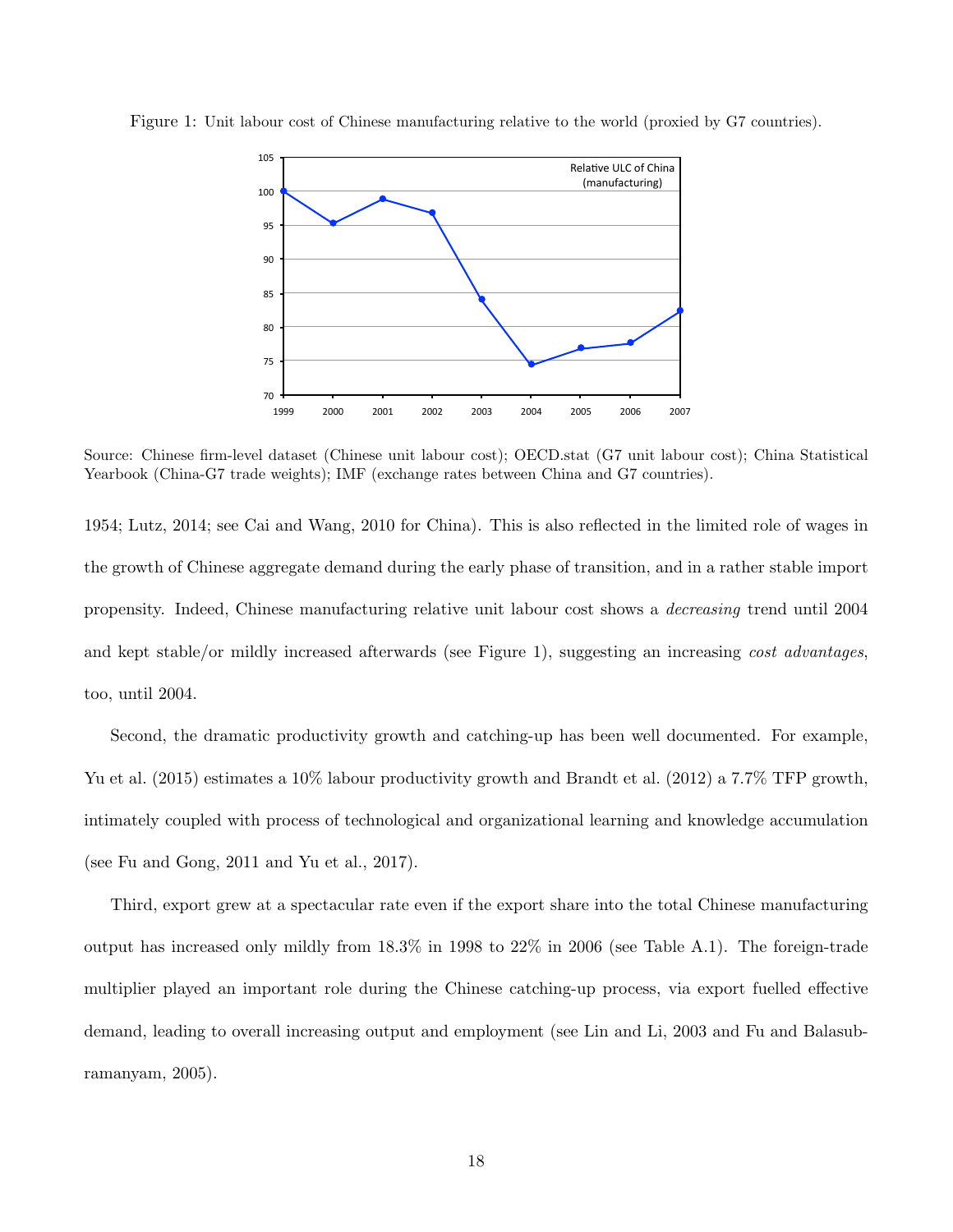Figure 1: Unit labour cost of Chinese manufacturing relative to the world (proxied by G7 countries).

Source: Chinese firm-level dataset (Chinese unit labour cost); OECD.stat (G7 unit labour cost); China Statistical Yearbook (China-G7 trade weights); IMF (exchange rates between China and G7 countries).

1954; Lutz, 2014; see Cai and Wang, 2010 for China). This is also reflected in the limited role of wages in the growth of Chinese aggregate demand during the early phase of transition, and in a rather stable import propensity. Indeed, Chinese manufacturing relative unit labour cost shows a *decreasing* trend until 2004 and kept stable/or mildly increased afterwards (see Figure 1), suggesting an increasing *cost advantages*, too, until 2004.

Second, the dramatic productivity growth and catching-up has been well documented. For example, Yu et al. (2015) estimates a 10% labour productivity growth and Brandt et al. (2012) a 7.7% TFP growth, intimately coupled with process of technological and organizational learning and knowledge accumulation (see Fu and Gong, 2011 and Yu et al., 2017).

Third, export grew at a spectacular rate even if the export share into the total Chinese manufacturing output has increased only mildly from 18.3% in 1998 to 22% in 2006 (see Table A.1). The foreign-trade multiplier played an important role during the Chinese catching-up process, via export fuelled effective demand, leading to overall increasing output and employment (see Lin and Li, 2003 and Fu and Balasubramanyam, 2005).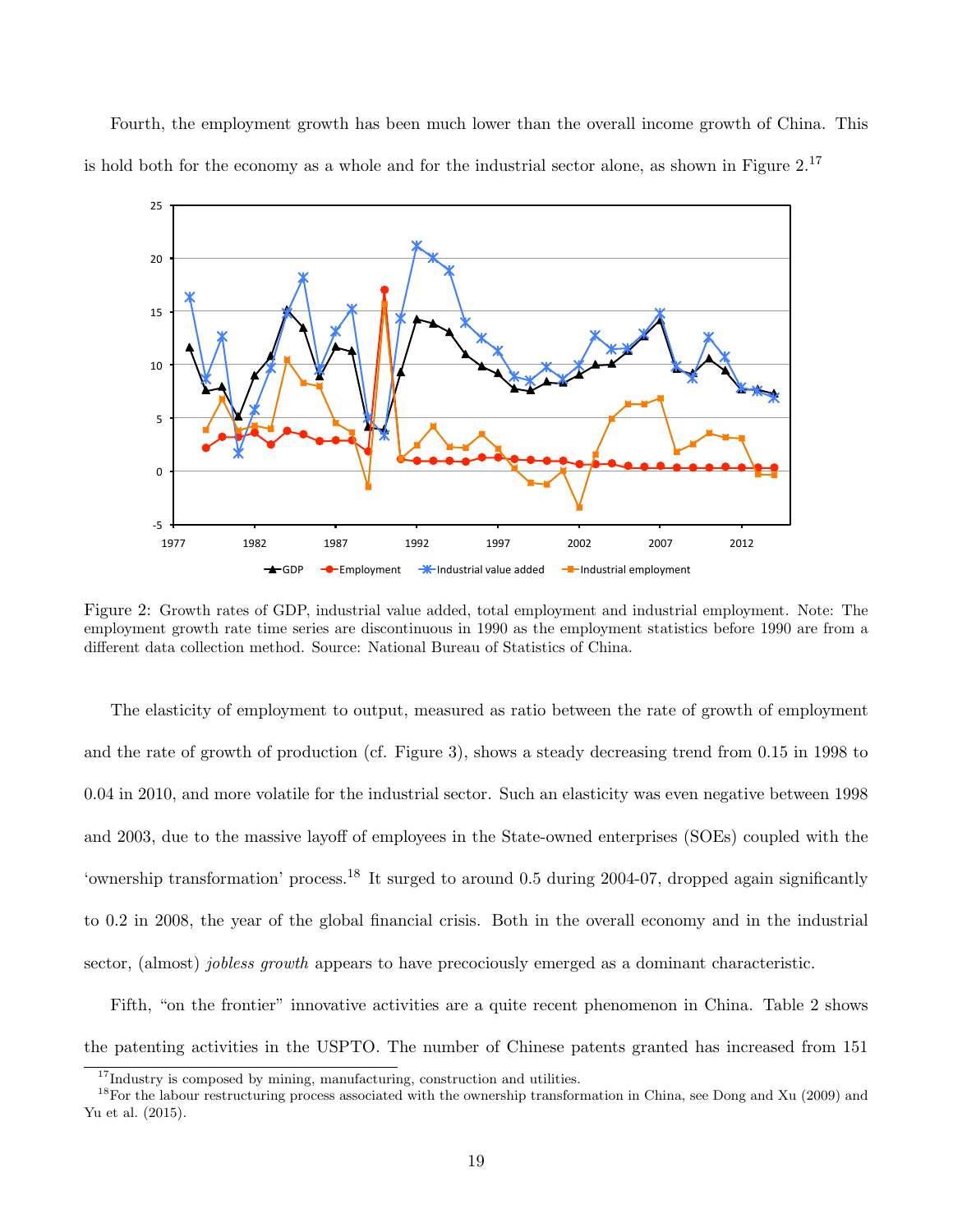Fourth, the employment growth has been much lower than the overall income growth of China. This is hold both for the economy as a whole and for the industrial sector alone, as shown in Figure 2.[17]

Figure 2: Growth rates of GDP, industrial value added, total employment and industrial employment. Note: The employment growth rate time series are discontinuous in 1990 as the employment statistics before 1990 are from a different data collection method. Source: National Bureau of Statistics of China.

The elasticity of employment to output, measured as ratio between the rate of growth of employment and the rate of growth of production (cf. Figure 3), shows a steady decreasing trend from 0.15 in 1998 to 0.04 in 2010, and more volatile for the industrial sector. Such an elasticity was even negative between 1998 and 2003, due to the massive layoff of employees in the State-owned enterprises (SOEs) coupled with the 'ownership transformation' process.[18] It surged to around 0.5 during 2004-07, dropped again significantly to 0.2 in 2008, the year of the global financial crisis. Both in the overall economy and in the industrial sector, (almost) *jobless growth* appears to have precociously emerged as a dominant characteristic.

Fifth, "on the frontier" innovative activities are a quite recent phenomenon in China. Table 2 shows the patenting activities in the USPTO. The number of Chinese patents granted has increased from 151

[17] Industry is composed by mining, manufacturing, construction and utilities.

[18] For the labour restructuring process associated with the ownership transformation in China, see Dong and Xu (2009) and Yu et al. (2015).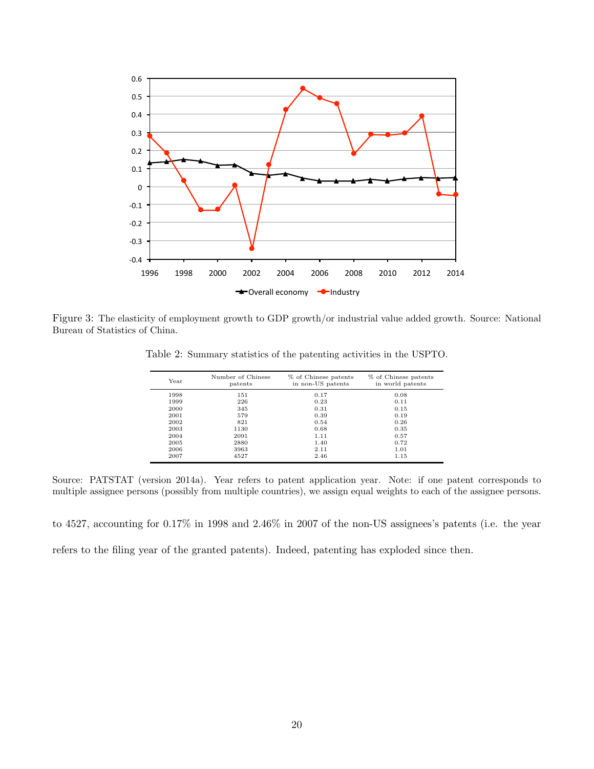Figure 3: The elasticity of employment growth to GDP growth/or industrial value added growth. Source: National Bureau of Statistics of China.

Table 2: Summary statistics of the patenting activities in the USPTO.

| Year | Number of Chinese patents | % of Chinese patents in non-US patents | % of Chinese patents in world patents |
|---|---|---|---|
| 1998 | 151 | 0.17 | 0.08 |
| 1999 | 226 | 0.23 | 0.11 |
| 2000 | 345 | 0.31 | 0.15 |
| 2001 | 579 | 0.39 | 0.19 |
| 2002 | 821 | 0.54 | 0.26 |
| 2003 | 1130 | 0.68 | 0.35 |
| 2004 | 2091 | 1.11 | 0.57 |
| 2005 | 2880 | 1.40 | 0.72 |
| 2006 | 3963 | 2.11 | 1.01 |
| 2007 | 4527 | 2.46 | 1.15 |

Source: PATSTAT (version 2014a). Year refers to patent application year. Note: if one patent corresponds to multiple assignee persons (possibly from multiple countries), we assign equal weights to each of the assignee persons.

to 4527, accounting for 0.17% in 1998 and 2.46% in 2007 of the non-US assignees's patents (i.e. the year refers to the filing year of the granted patents). Indeed, patenting has exploded since then.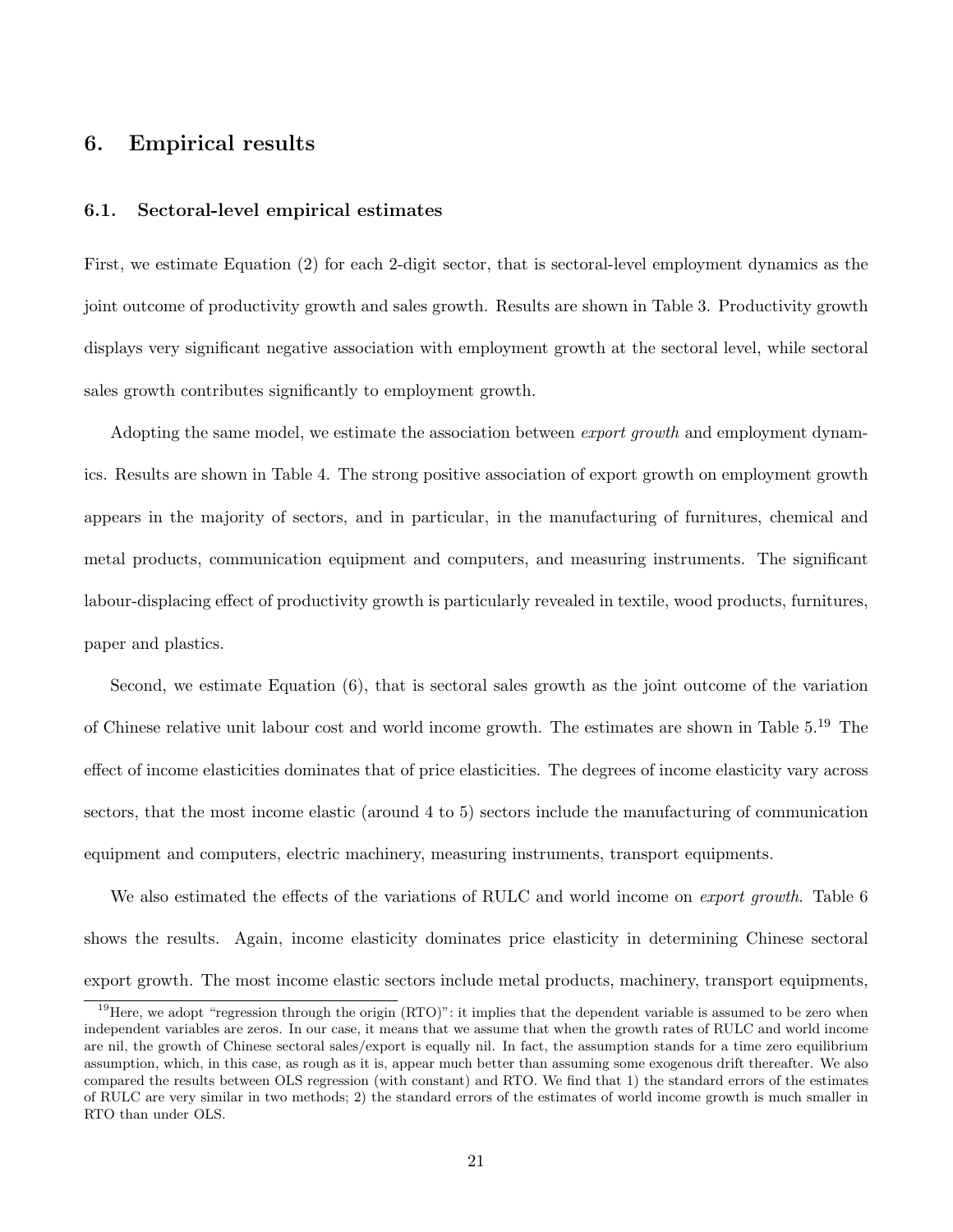## 6. Empirical results

### 6.1. Sectoral-level empirical estimates

First, we estimate Equation (2) for each 2-digit sector, that is sectoral-level employment dynamics as the joint outcome of productivity growth and sales growth. Results are shown in Table 3. Productivity growth displays very significant negative association with employment growth at the sectoral level, while sectoral sales growth contributes significantly to employment growth.

Adopting the same model, we estimate the association between *export growth* and employment dynamics. Results are shown in Table 4. The strong positive association of export growth on employment growth appears in the majority of sectors, and in particular, in the manufacturing of furnitures, chemical and metal products, communication equipment and computers, and measuring instruments. The significant labour-displacing effect of productivity growth is particularly revealed in textile, wood products, furnitures, paper and plastics.

Second, we estimate Equation (6), that is sectoral sales growth as the joint outcome of the variation of Chinese relative unit labour cost and world income growth. The estimates are shown in Table 5.[19] The effect of income elasticities dominates that of price elasticities. The degrees of income elasticity vary across sectors, that the most income elastic (around 4 to 5) sectors include the manufacturing of communication equipment and computers, electric machinery, measuring instruments, transport equipments.

We also estimated the effects of the variations of RULC and world income on *export growth*. Table 6 shows the results. Again, income elasticity dominates price elasticity in determining Chinese sectoral export growth. The most income elastic sectors include metal products, machinery, transport equipments,

[19] Here, we adopt "regression through the origin (RTO)": it implies that the dependent variable is assumed to be zero when independent variables are zeros. In our case, it means that we assume that when the growth rates of RULC and world income are nil, the growth of Chinese sectoral sales/export is equally nil. In fact, the assumption stands for a time zero equilibrium assumption, which, in this case, as rough as it is, appear much better than assuming some exogenous drift thereafter. We also compared the results between OLS regression (with constant) and RTO. We find that 1) the standard errors of the estimates of RULC are very similar in two methods; 2) the standard errors of the estimates of world income growth is much smaller in RTO than under OLS.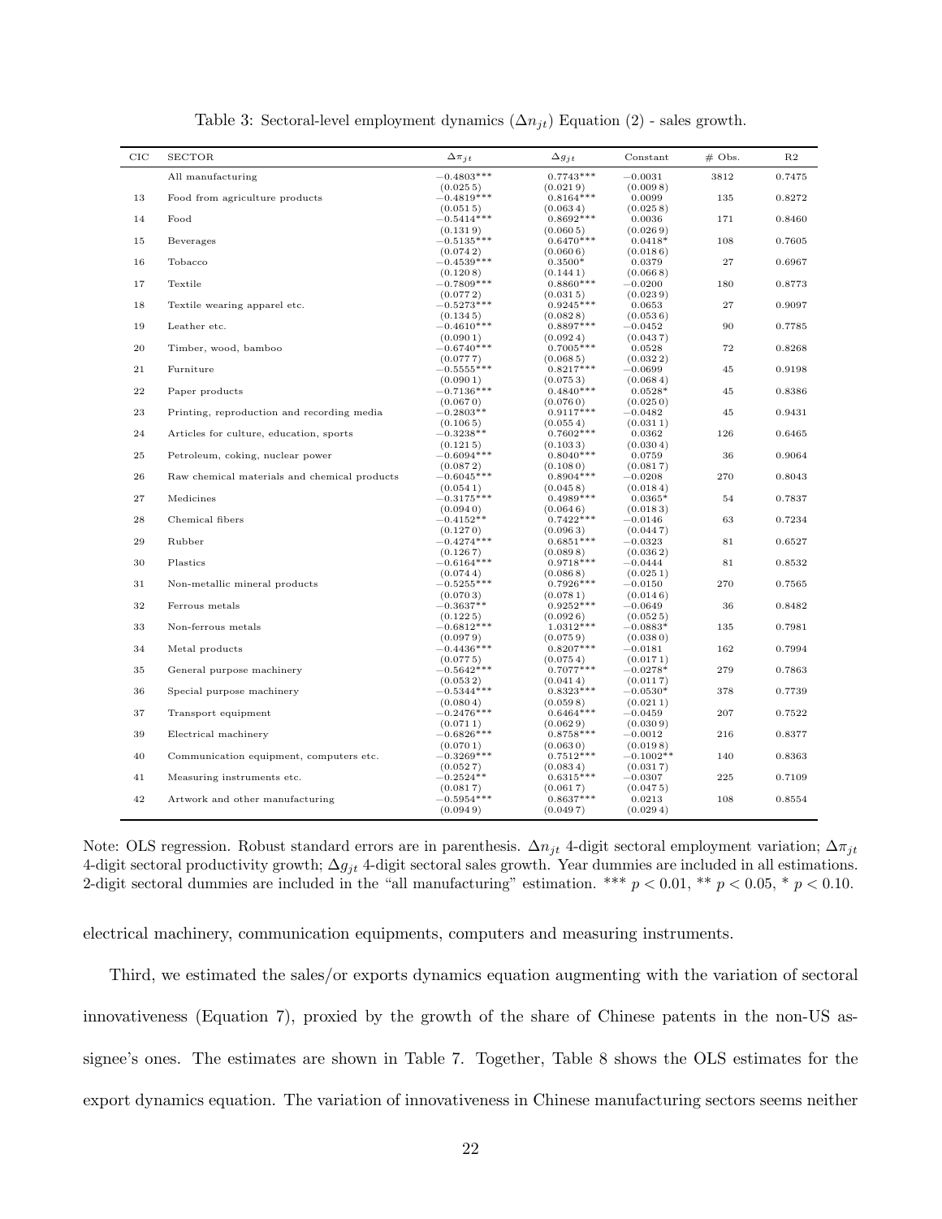Table 3: Sectoral-level employment dynamics ($\Delta n_{jt}$) Equation (2) - sales growth.

| CIC | SECTOR | $\Delta_{\pi_{jt}}$ | $\Delta_{g_{jt}}$ | Constant | # Obs. | R2 |
|---|---|---|---|---|---|---|
| | All manufacturing | −0.4803*** | 0.7743*** | −0.0031 | 3812 | 0.7475 |
| | | (0.0255) | (0.0219) | (0.0098) | | |
| 13 | Food from agriculture products | −0.4819*** | 0.8164*** | 0.0099 | 135 | 0.8272 |
| | | (0.0515) | (0.0634) | (0.0258) | | |
| 14 | Food | −0.5414*** | 0.8692*** | 0.0036 | 171 | 0.8460 |
| | | (0.1319) | (0.0605) | (0.0269) | | |
| 15 | Beverages | −0.5135*** | 0.6470*** | 0.0418* | 108 | 0.7605 |
| | | (0.0742) | (0.0606) | (0.0186) | | |
| 16 | Tobacco | −0.4539*** | 0.3500* | 0.0379 | 27 | 0.6967 |
| | | (0.1208) | (0.1441) | (0.0668) | | |
| 17 | Textile | −0.7809*** | 0.8860*** | −0.0200 | 180 | 0.8773 |
| | | (0.0772) | (0.0315) | (0.0239) | | |
| 18 | Textile wearing apparel etc. | −0.5273*** | 0.9245*** | 0.0653 | 27 | 0.9097 |
| | | (0.1345) | (0.0828) | (0.0536) | | |
| 19 | Leather etc. | −0.4610*** | 0.8897*** | −0.0452 | 90 | 0.7785 |
| | | (0.0901) | (0.0924) | (0.0437) | | |
| 20 | Timber, wood, bamboo | −0.6740*** | 0.7005*** | 0.0528 | 72 | 0.8268 |
| | | (0.0777) | (0.0685) | (0.0322) | | |
| 21 | Furniture | −0.5555*** | 0.8217*** | −0.0699 | 45 | 0.9198 |
| | | (0.0901) | (0.0753) | (0.0684) | | |
| 22 | Paper products | −0.7136*** | 0.4840*** | 0.0528* | 45 | 0.8386 |
| | | (0.0670) | (0.0760) | (0.0250) | | |
| 23 | Printing, reproduction and recording media | −0.2803** | 0.9117*** | −0.0482 | 45 | 0.9431 |
| | | (0.1065) | (0.0554) | (0.0311) | | |
| 24 | Articles for culture, education, sports | −0.3238** | 0.7602*** | 0.0362 | 126 | 0.6465 |
| | | (0.1215) | (0.1033) | (0.0304) | | |
| 25 | Petroleum, coking, nuclear power | −0.6094*** | 0.8040*** | 0.0759 | 36 | 0.9064 |
| | | (0.0872) | (0.1080) | (0.0817) | | |
| 26 | Raw chemical materials and chemical products | −0.6045*** | 0.8904*** | −0.0208 | 270 | 0.8043 |
| | | (0.0541) | (0.0458) | (0.0184) | | |
| 27 | Medicines | −0.3175*** | 0.4989*** | 0.0365* | 54 | 0.7837 |
| | | (0.0940) | (0.0646) | (0.0183) | | |
| 28 | Chemical fibers | −0.4152** | 0.7422*** | −0.0146 | 63 | 0.7234 |
| | | (0.1270) | (0.0963) | (0.0447) | | |
| 29 | Rubber | −0.4274*** | 0.6851*** | −0.0323 | 81 | 0.6527 |
| | | (0.1267) | (0.0898) | (0.0362) | | |
| 30 | Plastics | −0.6164*** | 0.9718*** | −0.0444 | 81 | 0.8532 |
| | | (0.0744) | (0.0868) | (0.0251) | | |
| 31 | Non-metallic mineral products | −0.5255*** | 0.7926*** | −0.0150 | 270 | 0.7565 |
| | | (0.0703) | (0.0781) | (0.0146) | | |
| 32 | Ferrous metals | −0.3637** | 0.9252*** | −0.0649 | 36 | 0.8482 |
| | | (0.1225) | (0.0926) | (0.0525) | | |
| 33 | Non-ferrous metals | −0.6812*** | 1.0312*** | −0.0883* | 135 | 0.7981 |
| | | (0.0979) | (0.0759) | (0.0380) | | |
| 34 | Metal products | −0.4436*** | 0.8207*** | −0.0181 | 162 | 0.7994 |
| | | (0.0775) | (0.0754) | (0.0171) | | |
| 35 | General purpose machinery | −0.5642*** | 0.7077*** | −0.0278* | 279 | 0.7863 |
| | | (0.0532) | (0.0414) | (0.0117) | | |
| 36 | Special purpose machinery | −0.5344*** | 0.8323*** | −0.0530* | 378 | 0.7739 |
| | | (0.0804) | (0.0598) | (0.0211) | | |
| 37 | Transport equipment | −0.2476*** | 0.6464*** | −0.0459 | 207 | 0.7522 |
| | | (0.0711) | (0.0629) | (0.0309) | | |
| 39 | Electrical machinery | −0.6826*** | 0.8758*** | −0.0012 | 216 | 0.8377 |
| | | (0.0701) | (0.0630) | (0.0198) | | |
| 40 | Communication equipment, computers etc. | −0.3269*** | 0.7512*** | −0.1002** | 140 | 0.8363 |
| | | (0.0527) | (0.0834) | (0.0317) | | |
| 41 | Measuring instruments etc. | −0.2524** | 0.6315*** | −0.0307 | 225 | 0.7109 |
| | | (0.0817) | (0.0617) | (0.0475) | | |
| 42 | Artwork and other manufacturing | −0.5954*** | 0.8637*** | 0.0213 | 108 | 0.8554 |
| | | (0.0949) | (0.0497) | (0.0294) | | |

Note: OLS regression. Robust standard errors are in parenthesis. $\Delta n_{jt}$ 4-digit sectoral employment variation; $\Delta \pi_{jt}$ 4-digit sectoral productivity growth; $\Delta g_{jt}$ 4-digit sectoral sales growth. Year dummies are included in all estimations. 2-digit sectoral dummies are included in the "all manufacturing" estimation. *** $p < 0.01$, ** $p < 0.05$, * $p < 0.10$.

electrical machinery, communication equipments, computers and measuring instruments.

Third, we estimated the sales/or exports dynamics equation augmenting with the variation of sectoral innovativeness (Equation 7), proxied by the growth of the share of Chinese patents in the non-US assignee's ones. The estimates are shown in Table 7. Together, Table 8 shows the OLS estimates for the export dynamics equation. The variation of innovativeness in Chinese manufacturing sectors seems neither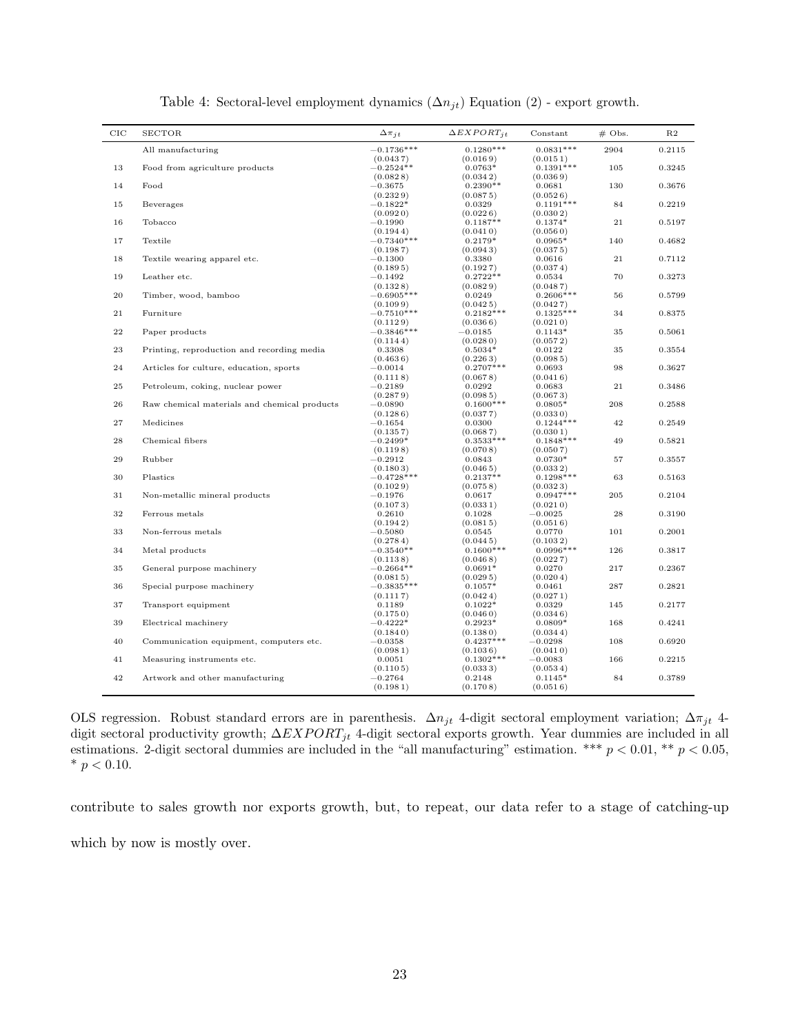Table 4: Sectoral-level employment dynamics ($\Delta n_{jt}$) Equation (2) - export growth.

| CIC | SECTOR | $\Delta \pi_{jt}$ | $\Delta EXPORT_{jt}$ | Constant | # Obs. | R2 |
|---|---|---|---|---|---|---|
| | All manufacturing | −0.1736*** | 0.1280*** | 0.0831*** | 2904 | 0.2115 |
| | | (0.0437) | (0.0169) | (0.0151) | | |
| 13 | Food from agriculture products | −0.2524** | 0.0763* | 0.1391*** | 105 | 0.3245 |
| | | (0.0828) | (0.0342) | (0.0369) | | |
| 14 | Food | −0.3675 | 0.2390** | 0.0681 | 130 | 0.3676 |
| | | (0.2329) | (0.0875) | (0.0526) | | |
| 15 | Beverages | −0.1822* | 0.0329 | 0.1191*** | 84 | 0.2219 |
| | | (0.0920) | (0.0226) | (0.0302) | | |
| 16 | Tobacco | −0.1990 | 0.1187** | 0.1374* | 21 | 0.5197 |
| | | (0.1944) | (0.0410) | (0.0560) | | |
| 17 | Textile | −0.7340*** | 0.2179* | 0.0965* | 140 | 0.4682 |
| | | (0.1987) | (0.0943) | (0.0375) | | |
| 18 | Textile wearing apparel etc. | −0.1300 | 0.3380 | 0.0616 | 21 | 0.7112 |
| | | (0.1895) | (0.1927) | (0.0374) | | |
| 19 | Leather etc. | −0.1492 | 0.2722** | 0.0534 | 70 | 0.3273 |
| | | (0.1328) | (0.0829) | (0.0487) | | |
| 20 | Timber, wood, bamboo | −0.6905*** | 0.0249 | 0.2606*** | 56 | 0.5799 |
| | | (0.1099) | (0.0425) | (0.0427) | | |
| 21 | Furniture | −0.7510*** | 0.2182*** | 0.1325*** | 34 | 0.8375 |
| | | (0.1129) | (0.0366) | (0.0210) | | |
| 22 | Paper products | −0.3846*** | −0.0185 | 0.1143* | 35 | 0.5061 |
| | | (0.1144) | (0.0280) | (0.0572) | | |
| 23 | Printing, reproduction and recording media | 0.3308 | 0.5034* | 0.0122 | 35 | 0.3554 |
| | | (0.4636) | (0.2263) | (0.0985) | | |
| 24 | Articles for culture, education, sports | −0.0014 | 0.2707*** | 0.0693 | 98 | 0.3627 |
| | | (0.1118) | (0.0678) | (0.0416) | | |
| 25 | Petroleum, coking, nuclear power | −0.2189 | 0.0292 | 0.0683 | 21 | 0.3486 |
| | | (0.2879) | (0.0985) | (0.0673) | | |
| 26 | Raw chemical materials and chemical products | −0.0890 | 0.1600*** | 0.0805* | 208 | 0.2588 |
| | | (0.1286) | (0.0377) | (0.0330) | | |
| 27 | Medicines | −0.1654 | 0.0300 | 0.1244*** | 42 | 0.2549 |
| | | (0.1357) | (0.0687) | (0.0301) | | |
| 28 | Chemical fibers | −0.2499* | 0.3533*** | 0.1848*** | 49 | 0.5821 |
| | | (0.1198) | (0.0708) | (0.0507) | | |
| 29 | Rubber | −0.2912 | 0.0843 | 0.0730* | 57 | 0.3557 |
| | | (0.1803) | (0.0465) | (0.0332) | | |
| 30 | Plastics | −0.4728*** | 0.2137** | 0.1298*** | 63 | 0.5163 |
| | | (0.1029) | (0.0758) | (0.0323) | | |
| 31 | Non-metallic mineral products | −0.1976 | 0.0617 | 0.0947*** | 205 | 0.2104 |
| | | (0.1073) | (0.0331) | (0.0210) | | |
| 32 | Ferrous metals | 0.2610 | 0.1028 | −0.0025 | 28 | 0.3190 |
| | | (0.1942) | (0.0815) | (0.0516) | | |
| 33 | Non-ferrous metals | −0.5080 | 0.0545 | 0.0770 | 101 | 0.2001 |
| | | (0.2784) | (0.0445) | (0.1032) | | |
| 34 | Metal products | −0.3540** | 0.1600*** | 0.0996*** | 126 | 0.3817 |
| | | (0.1138) | (0.0468) | (0.0227) | | |
| 35 | General purpose machinery | −0.2664** | 0.0691* | 0.0270 | 217 | 0.2367 |
| | | (0.0815) | (0.0295) | (0.0204) | | |
| 36 | Special purpose machinery | −0.3835*** | 0.1057* | 0.0461 | 287 | 0.2821 |
| | | (0.1117) | (0.0424) | (0.0271) | | |
| 37 | Transport equipment | 0.1189 | 0.1022* | 0.0329 | 145 | 0.2177 |
| | | (0.1750) | (0.0460) | (0.0346) | | |
| 39 | Electrical machinery | −0.4222* | 0.2923* | 0.0809* | 168 | 0.4241 |
| | | (0.1840) | (0.1380) | (0.0344) | | |
| 40 | Communication equipment, computers etc. | −0.0358 | 0.4237*** | −0.0298 | 108 | 0.6920 |
| | | (0.0981) | (0.1036) | (0.0410) | | |
| 41 | Measuring instruments etc. | 0.0051 | 0.1302*** | −0.0083 | 166 | 0.2215 |
| | | (0.1105) | (0.0333) | (0.0534) | | |
| 42 | Artwork and other manufacturing | −0.2764 | 0.2148 | 0.1145* | 84 | 0.3789 |
| | | (0.1981) | (0.1708) | (0.0516) | | |

OLS regression. Robust standard errors are in parenthesis. $\Delta n_{jt}$ 4-digit sectoral employment variation; $\Delta \pi_{jt}$ 4-digit sectoral productivity growth; $\Delta EXPORT_{jt}$ 4-digit sectoral exports growth. Year dummies are included in all estimations. 2-digit sectoral dummies are included in the "all manufacturing" estimation. *** $p < 0.01$, ** $p < 0.05$, * $p < 0.10$.

contribute to sales growth nor exports growth, but, to repeat, our data refer to a stage of catching-up which by now is mostly over.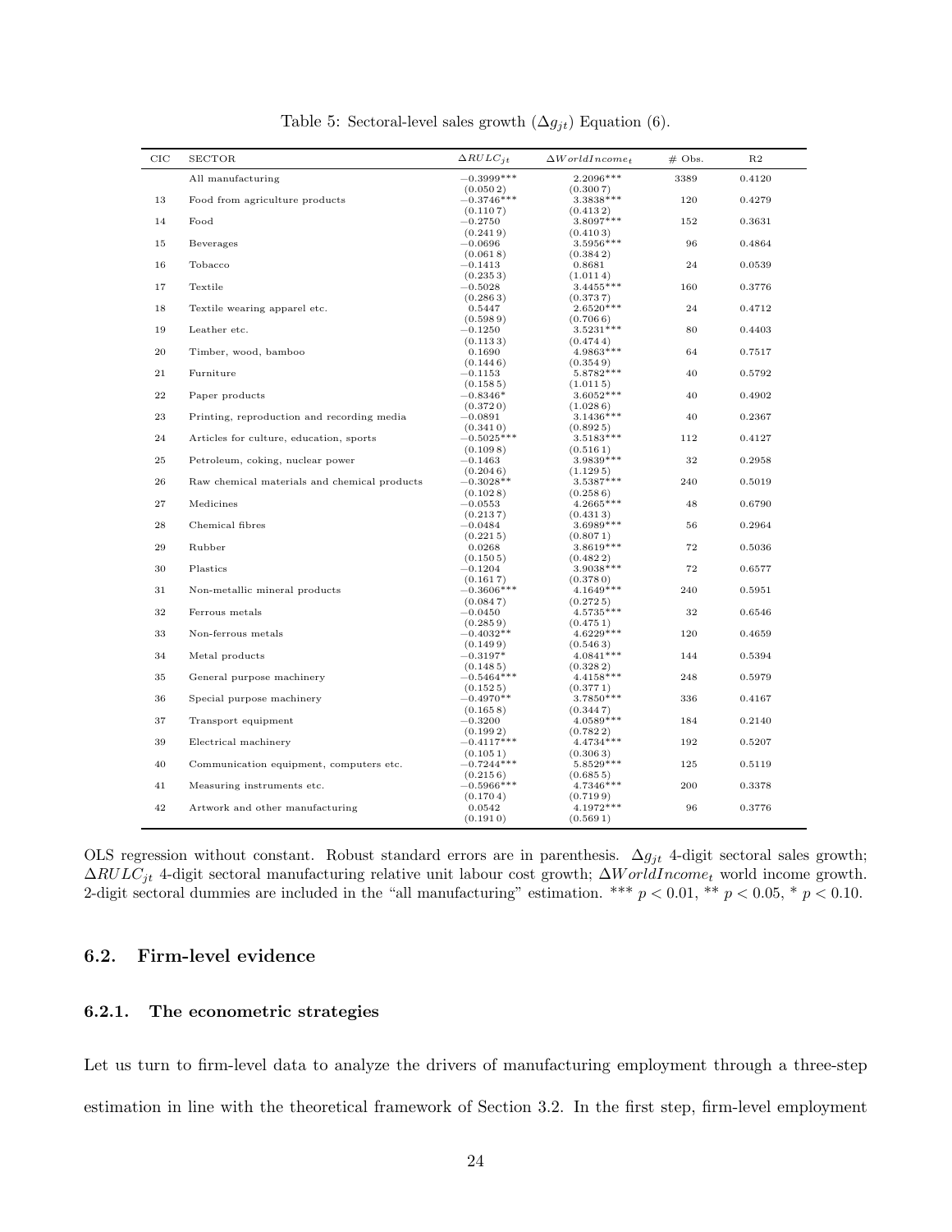Table 5: Sectoral-level sales growth ($\Delta g_{jt}$) Equation (6).

| CIC | SECTOR | $\Delta RULC_{jt}$ | $\Delta WorldIncome_t$ | # Obs. | R2 |
|---|---|---|---|---|---|
| | All manufacturing | −0.3999*** (0.0502) | 2.2096*** (0.3007) | 3389 | 0.4120 |
| 13 | Food from agriculture products | −0.3746*** (0.1107) | 3.3838*** (0.4132) | 120 | 0.4279 |
| 14 | Food | −0.2750 (0.2419) | 3.8097*** (0.4103) | 152 | 0.3631 |
| 15 | Beverages | −0.0696 (0.0618) | 3.5956*** (0.3842) | 96 | 0.4864 |
| 16 | Tobacco | −0.1413 (0.2353) | 0.8681 (1.0114) | 24 | 0.0539 |
| 17 | Textile | −0.5028 (0.2863) | 3.4455*** (0.3737) | 160 | 0.3776 |
| 18 | Textile wearing apparel etc. | 0.5447 (0.5989) | 2.6520*** (0.7066) | 24 | 0.4712 |
| 19 | Leather etc. | −0.1250 (0.1133) | 3.5231*** (0.4744) | 80 | 0.4403 |
| 20 | Timber, wood, bamboo | 0.1690 (0.1446) | 4.9863*** (0.3549) | 64 | 0.7517 |
| 21 | Furniture | −0.1153 (0.1585) | 5.8782*** (1.0115) | 40 | 0.5792 |
| 22 | Paper products | −0.8346* (0.3720) | 3.6052*** (1.0286) | 40 | 0.4902 |
| 23 | Printing, reproduction and recording media | −0.0891 (0.3410) | 3.1436*** (0.8925) | 40 | 0.2367 |
| 24 | Articles for culture, education, sports | −0.5025*** (0.1098) | 3.5183*** (0.5161) | 112 | 0.4127 |
| 25 | Petroleum, coking, nuclear power | −0.1463 (0.2046) | 3.9839*** (1.1295) | 32 | 0.2958 |
| 26 | Raw chemical materials and chemical products | −0.3028** (0.1028) | 3.5387*** (0.2586) | 240 | 0.5019 |
| 27 | Medicines | −0.0553 (0.2137) | 4.2665*** (0.4313) | 48 | 0.6790 |
| 28 | Chemical fibres | −0.0484 (0.2215) | 3.6989*** (0.8071) | 56 | 0.2964 |
| 29 | Rubber | 0.0268 (0.1505) | 3.8619*** (0.4822) | 72 | 0.5036 |
| 30 | Plastics | −0.1204 (0.1617) | 3.9038*** (0.3780) | 72 | 0.6577 |
| 31 | Non-metallic mineral products | −0.3606*** (0.0847) | 4.1649*** (0.2725) | 240 | 0.5951 |
| 32 | Ferrous metals | −0.0450 (0.2859) | 4.5735*** (0.4751) | 32 | 0.6546 |
| 33 | Non-ferrous metals | −0.4032** (0.1499) | 4.6229*** (0.5463) | 120 | 0.4659 |
| 34 | Metal products | −0.3197* (0.1485) | 4.0841*** (0.3282) | 144 | 0.5394 |
| 35 | General purpose machinery | −0.5464*** (0.1525) | 4.4158*** (0.3771) | 248 | 0.5979 |
| 36 | Special purpose machinery | −0.4970** (0.1658) | 3.7850*** (0.3447) | 336 | 0.4167 |
| 37 | Transport equipment | −0.3200 (0.1992) | 4.0589*** (0.7822) | 184 | 0.2140 |
| 39 | Electrical machinery | −0.4117*** (0.1051) | 4.4734*** (0.3063) | 192 | 0.5207 |
| 40 | Communication equipment, computers etc. | −0.7244*** (0.2156) | 5.8529*** (0.6855) | 125 | 0.5119 |
| 41 | Measuring instruments etc. | −0.5966*** (0.1704) | 4.7346*** (0.7199) | 200 | 0.3378 |
| 42 | Artwork and other manufacturing | 0.0542 (0.1910) | 4.1972*** (0.5691) | 96 | 0.3776 |

OLS regression without constant. Robust standard errors are in parenthesis. $\Delta g_{jt}$ 4-digit sectoral sales growth; $\Delta RULC_{jt}$ 4-digit sectoral manufacturing relative unit labour cost growth; $\Delta WorldIncome_t$ world income growth. 2-digit sectoral dummies are included in the "all manufacturing" estimation. *** $p < 0.01$, ** $p < 0.05$, * $p < 0.10$.

### 6.2. Firm-level evidence

#### 6.2.1. The econometric strategies

Let us turn to firm-level data to analyze the drivers of manufacturing employment through a three-step estimation in line with the theoretical framework of Section 3.2. In the first step, firm-level employment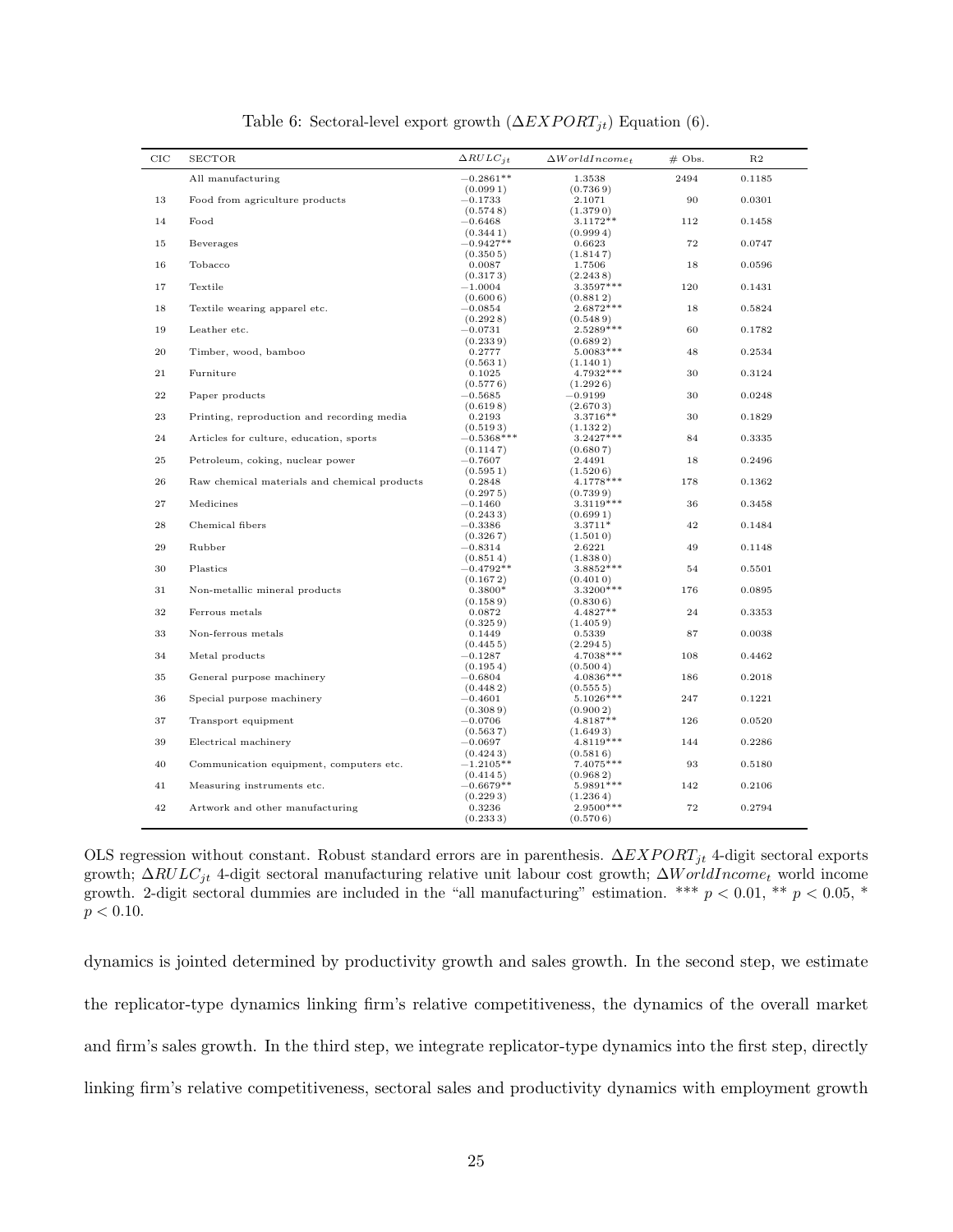Table 6: Sectoral-level export growth ($\Delta EXPORT_{jt}$) Equation (6).

| CIC | SECTOR | $\Delta RULC_{jt}$ | $\Delta WorldIncome_t$ | # Obs. | R2 |
|---|---|---|---|---|---|
| | All manufacturing | −0.2861** | 1.3538 | 2494 | 0.1185 |
| | | (0.0991) | (0.7369) | | |
| 13 | Food from agriculture products | −0.1733 | 2.1071 | 90 | 0.0301 |
| | | (0.5748) | (1.3790) | | |
| 14 | Food | −0.6468 | 3.1172** | 112 | 0.1458 |
| | | (0.3441) | (0.9994) | | |
| 15 | Beverages | −0.9427** | 0.6623 | 72 | 0.0747 |
| | | (0.3505) | (1.8147) | | |
| 16 | Tobacco | 0.0087 | 1.7506 | 18 | 0.0596 |
| | | (0.3173) | (2.2438) | | |
| 17 | Textile | −1.0004 | 3.3597*** | 120 | 0.1431 |
| | | (0.6006) | (0.8812) | | |
| 18 | Textile wearing apparel etc. | −0.0854 | 2.6872*** | 18 | 0.5824 |
| | | (0.2928) | (0.5489) | | |
| 19 | Leather etc. | −0.0731 | 2.5289*** | 60 | 0.1782 |
| | | (0.2339) | (0.6892) | | |
| 20 | Timber, wood, bamboo | 0.2777 | 5.0083*** | 48 | 0.2534 |
| | | (0.5631) | (1.1401) | | |
| 21 | Furniture | 0.1025 | 4.7932*** | 30 | 0.3124 |
| | | (0.5776) | (1.2926) | | |
| 22 | Paper products | −0.5685 | −0.9199 | 30 | 0.0248 |
| | | (0.6198) | (2.6703) | | |
| 23 | Printing, reproduction and recording media | 0.2193 | 3.3716** | 30 | 0.1829 |
| | | (0.5193) | (1.1322) | | |
| 24 | Articles for culture, education, sports | −0.5368*** | 3.2427*** | 84 | 0.3335 |
| | | (0.1147) | (0.6807) | | |
| 25 | Petroleum, coking, nuclear power | −0.7607 | 2.4491 | 18 | 0.2496 |
| | | (0.5951) | (1.5206) | | |
| 26 | Raw chemical materials and chemical products | 0.2848 | 4.1778*** | 178 | 0.1362 |
| | | (0.2975) | (0.7399) | | |
| 27 | Medicines | −0.1460 | 3.3119*** | 36 | 0.3458 |
| | | (0.2433) | (0.6991) | | |
| 28 | Chemical fibers | −0.3386 | 3.3711* | 42 | 0.1484 |
| | | (0.3267) | (1.5010) | | |
| 29 | Rubber | −0.8314 | 2.6221 | 49 | 0.1148 |
| | | (0.8514) | (1.8380) | | |
| 30 | Plastics | −0.4792** | 3.8852*** | 54 | 0.5501 |
| | | (0.1672) | (0.4010) | | |
| 31 | Non-metallic mineral products | 0.3800* | 3.3200*** | 176 | 0.0895 |
| | | (0.1589) | (0.8306) | | |
| 32 | Ferrous metals | 0.0872 | 4.4827** | 24 | 0.3353 |
| | | (0.3259) | (1.4059) | | |
| 33 | Non-ferrous metals | 0.1449 | 0.5339 | 87 | 0.0038 |
| | | (0.4455) | (2.2945) | | |
| 34 | Metal products | −0.1287 | 4.7038*** | 108 | 0.4462 |
| | | (0.1954) | (0.5004) | | |
| 35 | General purpose machinery | −0.6804 | 4.0836*** | 186 | 0.2018 |
| | | (0.4482) | (0.5555) | | |
| 36 | Special purpose machinery | −0.4601 | 5.1026*** | 247 | 0.1221 |
| | | (0.3089) | (0.9002) | | |
| 37 | Transport equipment | −0.0706 | 4.8187** | 126 | 0.0520 |
| | | (0.5637) | (1.6493) | | |
| 39 | Electrical machinery | −0.0697 | 4.8119*** | 144 | 0.2286 |
| | | (0.4243) | (0.5816) | | |
| 40 | Communication equipment, computers etc. | −1.2105** | 7.4075*** | 93 | 0.5180 |
| | | (0.4145) | (0.9682) | | |
| 41 | Measuring instruments etc. | −0.6679** | 5.9891*** | 142 | 0.2106 |
| | | (0.2293) | (1.2364) | | |
| 42 | Artwork and other manufacturing | 0.3236 | 2.9500*** | 72 | 0.2794 |
| | | (0.2333) | (0.5706) | | |

OLS regression without constant. Robust standard errors are in parenthesis. $\Delta EXPORT_{jt}$ 4-digit sectoral exports growth; $\Delta RULC_{jt}$ 4-digit sectoral manufacturing relative unit labour cost growth; $\Delta WorldIncome_t$ world income growth. 2-digit sectoral dummies are included in the "all manufacturing" estimation. *** $p < 0.01$, ** $p < 0.05$, * $p < 0.10$.

dynamics is jointed determined by productivity growth and sales growth. In the second step, we estimate the replicator-type dynamics linking firm's relative competitiveness, the dynamics of the overall market and firm's sales growth. In the third step, we integrate replicator-type dynamics into the first step, directly linking firm's relative competitiveness, sectoral sales and productivity dynamics with employment growth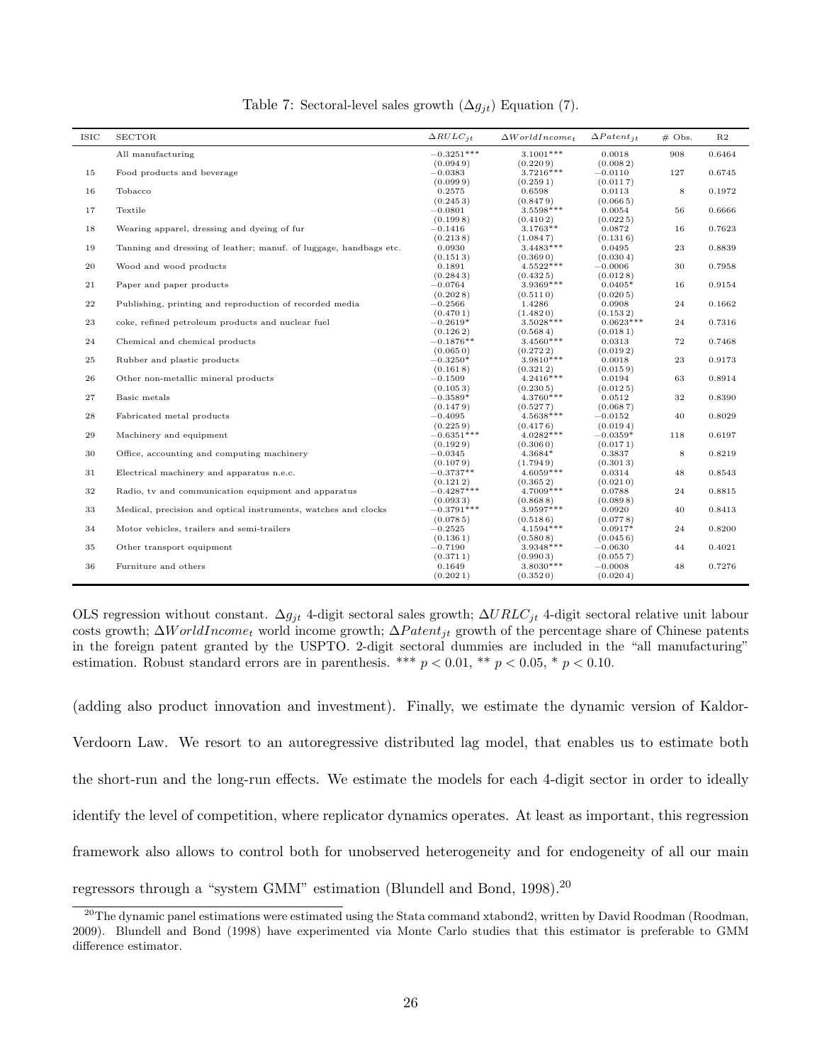Table 7: Sectoral-level sales growth ($\Delta g_{jt}$) Equation (7).

| ISIC | SECTOR | $\Delta RULC_{jt}$ | $\Delta WorldIncome_t$ | $\Delta Patent_{jt}$ | # Obs. | R2 |
|---|---|---|---|---|---|---|
| | All manufacturing | −0.3251*** | 3.1001*** | 0.0018 | 908 | 0.6464 |
| | | (0.0949) | (0.2209) | (0.0082) | | |
| 15 | Food products and beverage | −0.0383 | 3.7216*** | −0.0110 | 127 | 0.6745 |
| | | (0.0999) | (0.2591) | (0.0117) | | |
| 16 | Tobacco | 0.2575 | 0.6598 | 0.0113 | 8 | 0.1972 |
| | | (0.2453) | (0.8479) | (0.0665) | | |
| 17 | Textile | −0.0801 | 3.5598*** | 0.0054 | 56 | 0.6666 |
| | | (0.1998) | (0.4102) | (0.0225) | | |
| 18 | Wearing apparel, dressing and dyeing of fur | −0.1416 | 3.1763** | 0.0872 | 16 | 0.7623 |
| | | (0.2138) | (1.0847) | (0.1316) | | |
| 19 | Tanning and dressing of leather; manuf. of luggage, handbags etc. | 0.0930 | 3.4483*** | 0.0495 | 23 | 0.8839 |
| | | (0.1513) | (0.3690) | (0.0304) | | |
| 20 | Wood and wood products | 0.1891 | 4.5522*** | −0.0006 | 30 | 0.7958 |
| | | (0.2843) | (0.4325) | (0.0128) | | |
| 21 | Paper and paper products | −0.0764 | 3.9369*** | 0.0405* | 16 | 0.9154 |
| | | (0.2028) | (0.5110) | (0.0205) | | |
| 22 | Publishing, printing and reproduction of recorded media | −0.2566 | 1.4286 | 0.0908 | 24 | 0.1662 |
| | | (0.4701) | (1.4820) | (0.1532) | | |
| 23 | coke, refined petroleum products and nuclear fuel | −0.2619* | 3.5028*** | 0.0623*** | 24 | 0.7316 |
| | | (0.1262) | (0.5684) | (0.0181) | | |
| 24 | Chemical and chemical products | −0.1876** | 3.4560*** | 0.0313 | 72 | 0.7468 |
| | | (0.0650) | (0.2722) | (0.0192) | | |
| 25 | Rubber and plastic products | −0.3250* | 3.9810*** | 0.0018 | 23 | 0.9173 |
| | | (0.1618) | (0.3212) | (0.0159) | | |
| 26 | Other non-metallic mineral products | −0.1509 | 4.2416*** | 0.0194 | 63 | 0.8914 |
| | | (0.1053) | (0.2305) | (0.0125) | | |
| 27 | Basic metals | −0.3589* | 4.3760*** | 0.0512 | 32 | 0.8390 |
| | | (0.1479) | (0.5277) | (0.0687) | | |
| 28 | Fabricated metal products | −0.4095 | 4.5638*** | −0.0152 | 40 | 0.8029 |
| | | (0.2259) | (0.4176) | (0.0194) | | |
| 29 | Machinery and equipment | −0.6351*** | 4.0282*** | −0.0359* | 118 | 0.6197 |
| | | (0.1929) | (0.3060) | (0.0171) | | |
| 30 | Office, accounting and computing machinery | −0.0345 | 4.3684* | 0.3837 | 8 | 0.8219 |
| | | (0.1079) | (1.7949) | (0.3013) | | |
| 31 | Electrical machinery and apparatus n.e.c. | −0.3737** | 4.6059*** | 0.0314 | 48 | 0.8543 |
| | | (0.1212) | (0.3652) | (0.0210) | | |
| 32 | Radio, tv and communication equipment and apparatus | −0.4287*** | 4.7009*** | 0.0788 | 24 | 0.8815 |
| | | (0.0933) | (0.8688) | (0.0898) | | |
| 33 | Medical, precision and optical instruments, watches and clocks | −0.3791*** | 3.9597*** | 0.0920 | 40 | 0.8413 |
| | | (0.0785) | (0.5186) | (0.0778) | | |
| 34 | Motor vehicles, trailers and semi-trailers | −0.2525 | 4.1594*** | 0.0917* | 24 | 0.8200 |
| | | (0.1361) | (0.5808) | (0.0456) | | |
| 35 | Other transport equipment | −0.7190 | 3.9348*** | −0.0630 | 44 | 0.4021 |
| | | (0.3711) | (0.9903) | (0.0557) | | |
| 36 | Furniture and others | 0.1649 | 3.8030*** | −0.0008 | 48 | 0.7276 |
| | | (0.2021) | (0.3520) | (0.0204) | | |

OLS regression without constant. $\Delta g_{jt}$ 4-digit sectoral sales growth; $\Delta URLC_{jt}$ 4-digit sectoral relative unit labour costs growth; $\Delta WorldIncome_t$ world income growth; $\Delta Patent_{jt}$ growth of the percentage share of Chinese patents in the foreign patent granted by the USPTO. 2-digit sectoral dummies are included in the "all manufacturing" estimation. Robust standard errors are in parenthesis. *** $p < 0.01$, ** $p < 0.05$, * $p < 0.10$.

(adding also product innovation and investment). Finally, we estimate the dynamic version of Kaldor-Verdoorn Law. We resort to an autoregressive distributed lag model, that enables us to estimate both the short-run and the long-run effects. We estimate the models for each 4-digit sector in order to ideally identify the level of competition, where replicator dynamics operates. At least as important, this regression framework also allows to control both for unobserved heterogeneity and for endogeneity of all our main regressors through a "system GMM" estimation (Blundell and Bond, 1998).[20]

[20] The dynamic panel estimations were estimated using the Stata command xtabond2, written by David Roodman (Roodman, 2009). Blundell and Bond (1998) have experimented via Monte Carlo studies that this estimator is preferable to GMM difference estimator.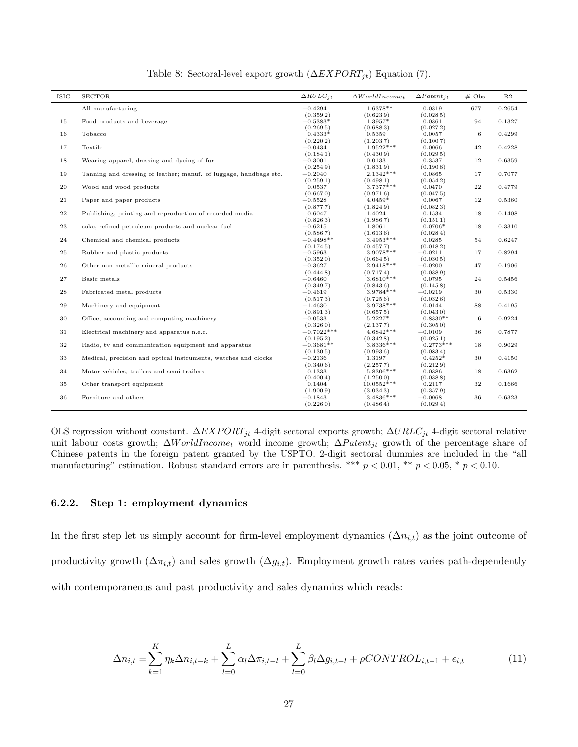Table 8: Sectoral-level export growth ($\Delta EXPORT_{jt}$) Equation (7).

| ISIC | SECTOR | $\Delta RULC_{jt}$ | $\Delta WorldIncome_t$ | $\Delta Patent_{jt}$ | # Obs. | R2 |
|---|---|---|---|---|---|---|
| | All manufacturing | −0.4294 | 1.6378** | 0.0319 | 677 | 0.2654 |
| | | (0.3592) | (0.6239) | (0.0285) | | |
| 15 | Food products and beverage | −0.5383* | 1.3957* | 0.0361 | 94 | 0.1327 |
| | | (0.2695) | (0.6883) | (0.0272) | | |
| 16 | Tobacco | 0.4333* | 0.5359 | 0.0057 | 6 | 0.4299 |
| | | (0.2202) | (1.2037) | (0.1007) | | |
| 17 | Textile | −0.0434 | 1.9522*** | 0.0066 | 42 | 0.4228 |
| | | (0.1841) | (0.4309) | (0.0295) | | |
| 18 | Wearing apparel, dressing and dyeing of fur | −0.3001 | 0.0133 | 0.3537 | 12 | 0.6359 |
| | | (0.2549) | (1.8319) | (0.1908) | | |
| 19 | Tanning and dressing of leather; manuf. of luggage, handbags etc. | −0.2040 | 2.1342*** | 0.0865 | 17 | 0.7077 |
| | | (0.2591) | (0.4981) | (0.0542) | | |
| 20 | Wood and wood products | 0.0537 | 3.7377*** | 0.0470 | 22 | 0.4779 |
| | | (0.6670) | (0.9716) | (0.0475) | | |
| 21 | Paper and paper products | −0.5528 | 4.0459* | 0.0067 | 12 | 0.5360 |
| | | (0.8777) | (1.8249) | (0.0823) | | |
| 22 | Publishing, printing and reproduction of recorded media | 0.6047 | 1.4024 | 0.1534 | 18 | 0.1408 |
| | | (0.8263) | (1.9867) | (0.1511) | | |
| 23 | coke, refined petroleum products and nuclear fuel | −0.6215 | 1.8061 | 0.0706* | 18 | 0.3310 |
| | | (0.5867) | (1.6136) | (0.0284) | | |
| 24 | Chemical and chemical products | −0.4498** | 3.4953*** | 0.0285 | 54 | 0.6247 |
| | | (0.1745) | (0.4577) | (0.0182) | | |
| 25 | Rubber and plastic products | −0.5963 | 3.9078*** | −0.0211 | 17 | 0.8294 |
| | | (0.3520) | (0.6645) | (0.0305) | | |
| 26 | Other non-metallic mineral products | −0.3627 | 2.9418*** | −0.0200 | 47 | 0.1906 |
| | | (0.4448) | (0.7174) | (0.0389) | | |
| 27 | Basic metals | −0.6460 | 3.6810*** | 0.0795 | 24 | 0.5456 |
| | | (0.3497) | (0.8436) | (0.1458) | | |
| 28 | Fabricated metal products | −0.4619 | 3.9784*** | −0.0219 | 30 | 0.5330 |
| | | (0.5173) | (0.7256) | (0.0326) | | |
| 29 | Machinery and equipment | −1.4630 | 3.9738*** | 0.0144 | 88 | 0.4195 |
| | | (0.8913) | (0.6575) | (0.0430) | | |
| 30 | Office, accounting and computing machinery | −0.0533 | 5.2227* | 0.8330** | 6 | 0.9224 |
| | | (0.3260) | (2.1377) | (0.3050) | | |
| 31 | Electrical machinery and apparatus n.e.c. | −0.7022*** | 4.6842*** | −0.0109 | 36 | 0.7877 |
| | | (0.1952) | (0.3428) | (0.0251) | | |
| 32 | Radio, tv and communication equipment and apparatus | −0.3681** | 3.8336*** | 0.2773*** | 18 | 0.9029 |
| | | (0.1305) | (0.9936) | (0.0834) | | |
| 33 | Medical, precision and optical instruments, watches and clocks | −0.2136 | 1.3197 | 0.4252* | 30 | 0.4150 |
| | | (0.3406) | (2.2577) | (0.2129) | | |
| 34 | Motor vehicles, trailers and semi-trailers | 0.1333 | 5.8306*** | 0.0386 | 18 | 0.6362 |
| | | (0.4004) | (1.2500) | (0.0388) | | |
| 35 | Other transport equipment | 0.1404 | 10.0552*** | 0.2117 | 32 | 0.1666 |
| | | (1.9009) | (3.0343) | (0.3579) | | |
| 36 | Furniture and others | −0.1843 | 3.4836*** | −0.0068 | 36 | 0.6323 |
| | | (0.2260) | (0.4864) | (0.0294) | | |

OLS regression without constant. $\Delta EXPORT_{jt}$ 4-digit sectoral exports growth; $\Delta URLC_{jt}$ 4-digit sectoral relative unit labour costs growth; $\Delta WorldIncome_t$ world income growth; $\Delta Patent_{jt}$ growth of the percentage share of Chinese patents in the foreign patent granted by the USPTO. 2-digit sectoral dummies are included in the "all manufacturing" estimation. Robust standard errors are in parenthesis. *** $p < 0.01$, ** $p < 0.05$, * $p < 0.10$.

### 6.2.2. Step 1: employment dynamics

In the first step let us simply account for firm-level employment dynamics ($\Delta n_{i,t}$) as the joint outcome of productivity growth ($\Delta \pi_{i,t}$) and sales growth ($\Delta g_{i,t}$). Employment growth rates varies path-dependently with contemporaneous and past productivity and sales dynamics which reads:

$$\Delta n_{i,t} = \sum_{k=1}^{K} \eta_k \Delta n_{i,t-k} + \sum_{l=0}^{L} \alpha_l \Delta \pi_{i,t-l} + \sum_{l=0}^{L} \beta_l \Delta g_{i,t-l} + \rho CONTROL_{i,t-1} + \epsilon_{i,t} \tag{11}$$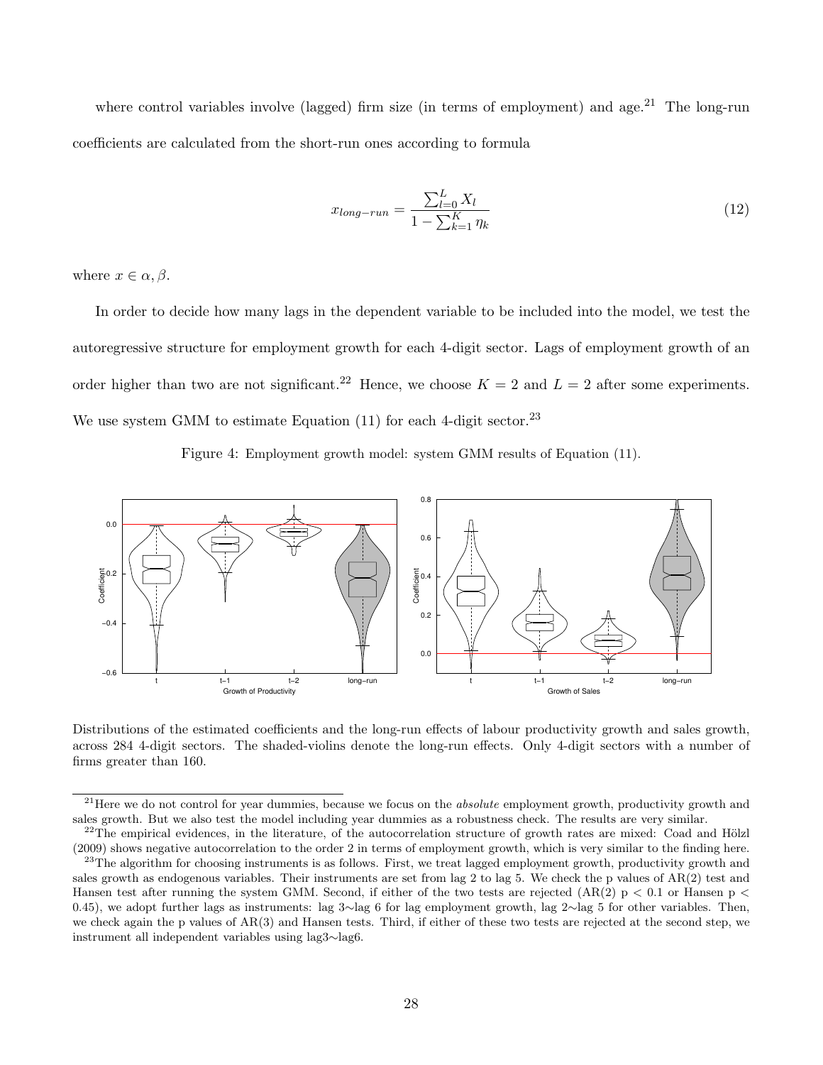where control variables involve (lagged) firm size (in terms of employment) and age.[21] The long-run coefficients are calculated from the short-run ones according to formula

$$x_{long-run} = \frac{\sum_{l=0}^{L} X_l}{1 - \sum_{k=1}^{K} \eta_k} \tag{12}$$

where $x \in \alpha, \beta$.

In order to decide how many lags in the dependent variable to be included into the model, we test the autoregressive structure for employment growth for each 4-digit sector. Lags of employment growth of an order higher than two are not significant.[22] Hence, we choose $K = 2$ and $L = 2$ after some experiments. We use system GMM to estimate Equation (11) for each 4-digit sector.[23]

Figure 4: Employment growth model: system GMM results of Equation (11).

Distributions of the estimated coefficients and the long-run effects of labour productivity growth and sales growth, across 284 4-digit sectors. The shaded-violins denote the long-run effects. Only 4-digit sectors with a number of firms greater than 160.

---

[21] Here we do not control for year dummies, because we focus on the *absolute* employment growth, productivity growth and sales growth. But we also test the model including year dummies as a robustness check. The results are very similar.

[22] The empirical evidences, in the literature, of the autocorrelation structure of growth rates are mixed: Coad and Hölzl (2009) shows negative autocorrelation to the order 2 in terms of employment growth, which is very similar to the finding here.

[23] The algorithm for choosing instruments is as follows. First, we treat lagged employment growth, productivity growth and sales growth as endogenous variables. Their instruments are set from lag 2 to lag 5. We check the p values of AR(2) test and Hansen test after running the system GMM. Second, if either of the two tests are rejected (AR(2) $p < 0.1$ or Hansen $p < 0.45$), we adopt further lags as instruments: lag 3∼lag 6 for lag employment growth, lag 2∼lag 5 for other variables. Then, we check again the p values of AR(3) and Hansen tests. Third, if either of these two tests are rejected at the second step, we instrument all independent variables using lag3∼lag6.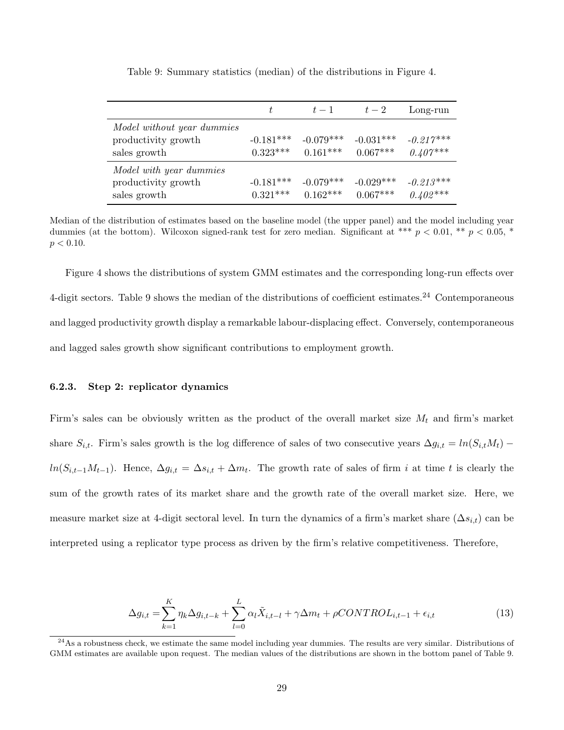Table 9: Summary statistics (median) of the distributions in Figure 4.

| | $t$ | $t-1$ | $t-2$ | Long-run |
|---|---|---|---|---|
| *Model without year dummies* | | | | |
| productivity growth | -0.181*** | -0.079*** | -0.031*** | *-0.217**** |
| sales growth | 0.323*** | 0.161*** | 0.067*** | *0.407**** |
| *Model with year dummies* | | | | |
| productivity growth | -0.181*** | -0.079*** | -0.029*** | *-0.213**** |
| sales growth | 0.321*** | 0.162*** | 0.067*** | *0.402**** |

Median of the distribution of estimates based on the baseline model (the upper panel) and the model including year dummies (at the bottom). Wilcoxon signed-rank test for zero median. Significant at *** $p < 0.01$, ** $p < 0.05$, * $p < 0.10$.

Figure 4 shows the distributions of system GMM estimates and the corresponding long-run effects over 4-digit sectors. Table 9 shows the median of the distributions of coefficient estimates.[24] Contemporaneous and lagged productivity growth display a remarkable labour-displacing effect. Conversely, contemporaneous and lagged sales growth show significant contributions to employment growth.

### 6.2.3. Step 2: replicator dynamics

Firm's sales can be obviously written as the product of the overall market size $M_t$ and firm's market share $S_{i,t}$. Firm's sales growth is the log difference of sales of two consecutive years $\Delta g_{i,t} = ln(S_{i,t}M_t) - ln(S_{i,t-1}M_{t-1})$. Hence, $\Delta g_{i,t} = \Delta s_{i,t} + \Delta m_t$. The growth rate of sales of firm $i$ at time $t$ is clearly the sum of the growth rates of its market share and the growth rate of the overall market size. Here, we measure market size at 4-digit sectoral level. In turn the dynamics of a firm's market share ($\Delta s_{i,t}$) can be interpreted using a replicator type process as driven by the firm's relative competitiveness. Therefore,

$$\Delta g_{i,t} = \sum_{k=1}^{K} \eta_k \Delta g_{i,t-k} + \sum_{l=0}^{L} \alpha_l \tilde{X}_{i,t-l} + \gamma \Delta m_t + \rho CONTROL_{i,t-1} + \epsilon_{i,t} \tag{13}$$

[24] As a robustness check, we estimate the same model including year dummies. The results are very similar. Distributions of GMM estimates are available upon request. The median values of the distributions are shown in the bottom panel of Table 9.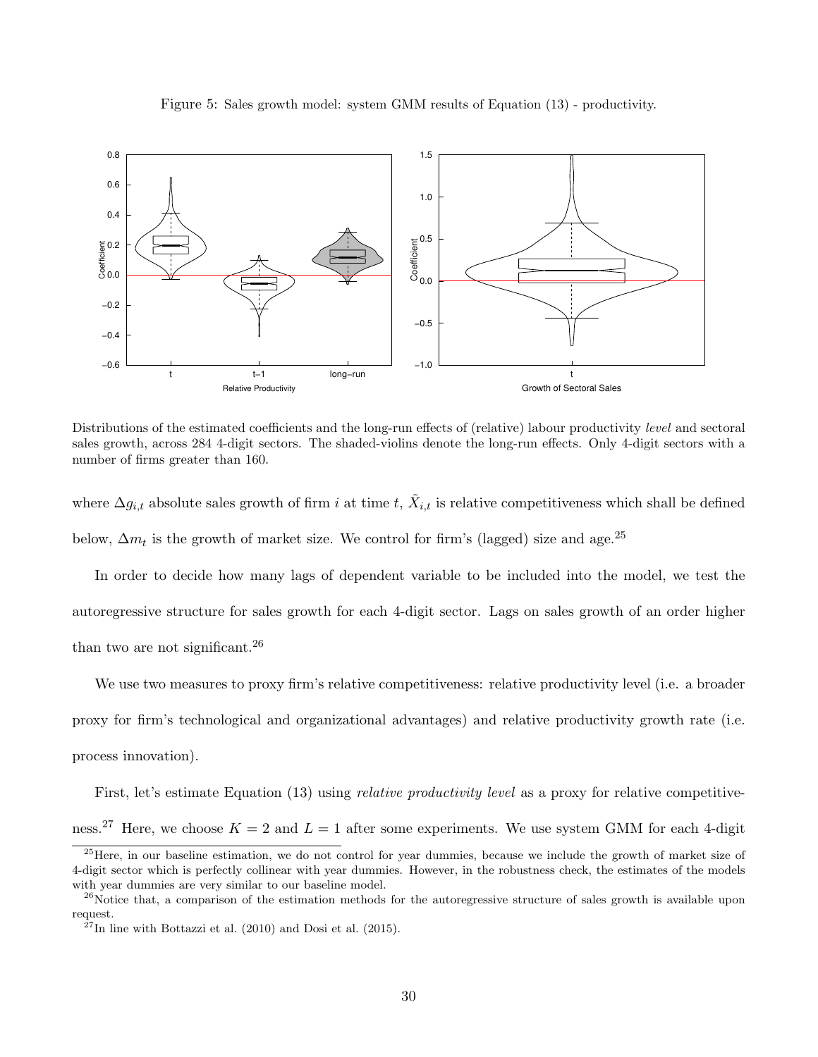Figure 5: Sales growth model: system GMM results of Equation (13) - productivity.

Distributions of the estimated coefficients and the long-run effects of (relative) labour productivity *level* and sectoral sales growth, across 284 4-digit sectors. The shaded-violins denote the long-run effects. Only 4-digit sectors with a number of firms greater than 160.

where $\Delta g_{i,t}$ absolute sales growth of firm $i$ at time $t$, $\tilde{X}_{i,t}$ is relative competitiveness which shall be defined below, $\Delta m_t$ is the growth of market size. We control for firm's (lagged) size and age.[25]

In order to decide how many lags of dependent variable to be included into the model, we test the autoregressive structure for sales growth for each 4-digit sector. Lags on sales growth of an order higher than two are not significant.[26]

We use two measures to proxy firm's relative competitiveness: relative productivity level (i.e. a broader proxy for firm's technological and organizational advantages) and relative productivity growth rate (i.e. process innovation).

First, let's estimate Equation (13) using *relative productivity level* as a proxy for relative competitiveness.[27] Here, we choose $K = 2$ and $L = 1$ after some experiments. We use system GMM for each 4-digit

[25] Here, in our baseline estimation, we do not control for year dummies, because we include the growth of market size of 4-digit sector which is perfectly collinear with year dummies. However, in the robustness check, the estimates of the models with year dummies are very similar to our baseline model.

[26] Notice that, a comparison of the estimation methods for the autoregressive structure of sales growth is available upon request.

[27] In line with Bottazzi et al. (2010) and Dosi et al. (2015).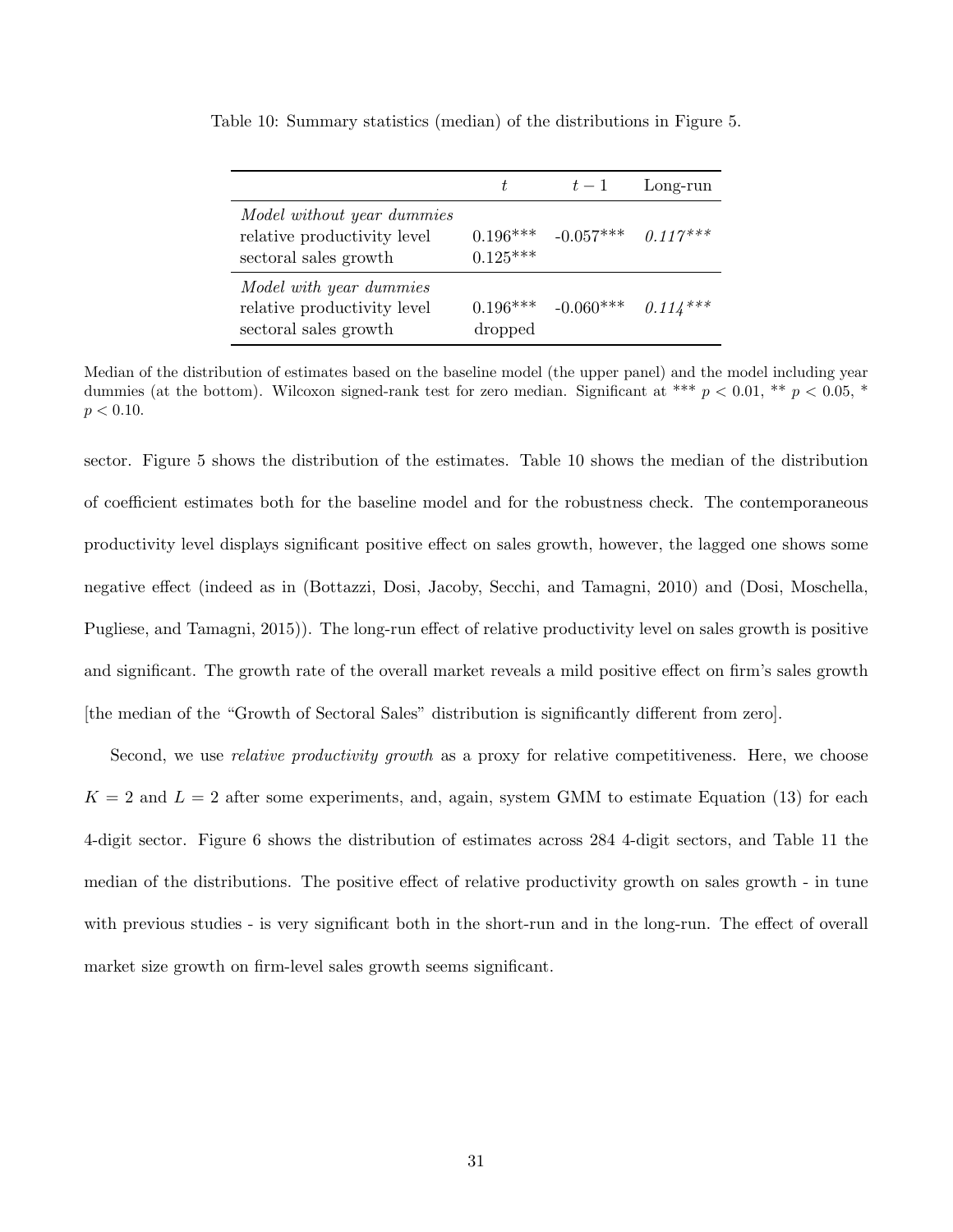Table 10: Summary statistics (median) of the distributions in Figure 5.

| | $t$ | $t-1$ | Long-run |
|---|---|---|---|
| *Model without year dummies* | | | |
| relative productivity level | 0.196*** | -0.057*** | *0.117**** |
| sectoral sales growth | 0.125*** | | |
| *Model with year dummies* | | | |
| relative productivity level | 0.196*** | -0.060*** | *0.114**** |
| sectoral sales growth | dropped | | |

Median of the distribution of estimates based on the baseline model (the upper panel) and the model including year dummies (at the bottom). Wilcoxon signed-rank test for zero median. Significant at *** $p < 0.01$, ** $p < 0.05$, * $p < 0.10$.

sector. Figure 5 shows the distribution of the estimates. Table 10 shows the median of the distribution of coefficient estimates both for the baseline model and for the robustness check. The contemporaneous productivity level displays significant positive effect on sales growth, however, the lagged one shows some negative effect (indeed as in (Bottazzi, Dosi, Jacoby, Secchi, and Tamagni, 2010) and (Dosi, Moschella, Pugliese, and Tamagni, 2015)). The long-run effect of relative productivity level on sales growth is positive and significant. The growth rate of the overall market reveals a mild positive effect on firm's sales growth [the median of the "Growth of Sectoral Sales" distribution is significantly different from zero].

Second, we use *relative productivity growth* as a proxy for relative competitiveness. Here, we choose $K = 2$ and $L = 2$ after some experiments, and, again, system GMM to estimate Equation (13) for each 4-digit sector. Figure 6 shows the distribution of estimates across 284 4-digit sectors, and Table 11 the median of the distributions. The positive effect of relative productivity growth on sales growth - in tune with previous studies - is very significant both in the short-run and in the long-run. The effect of overall market size growth on firm-level sales growth seems significant.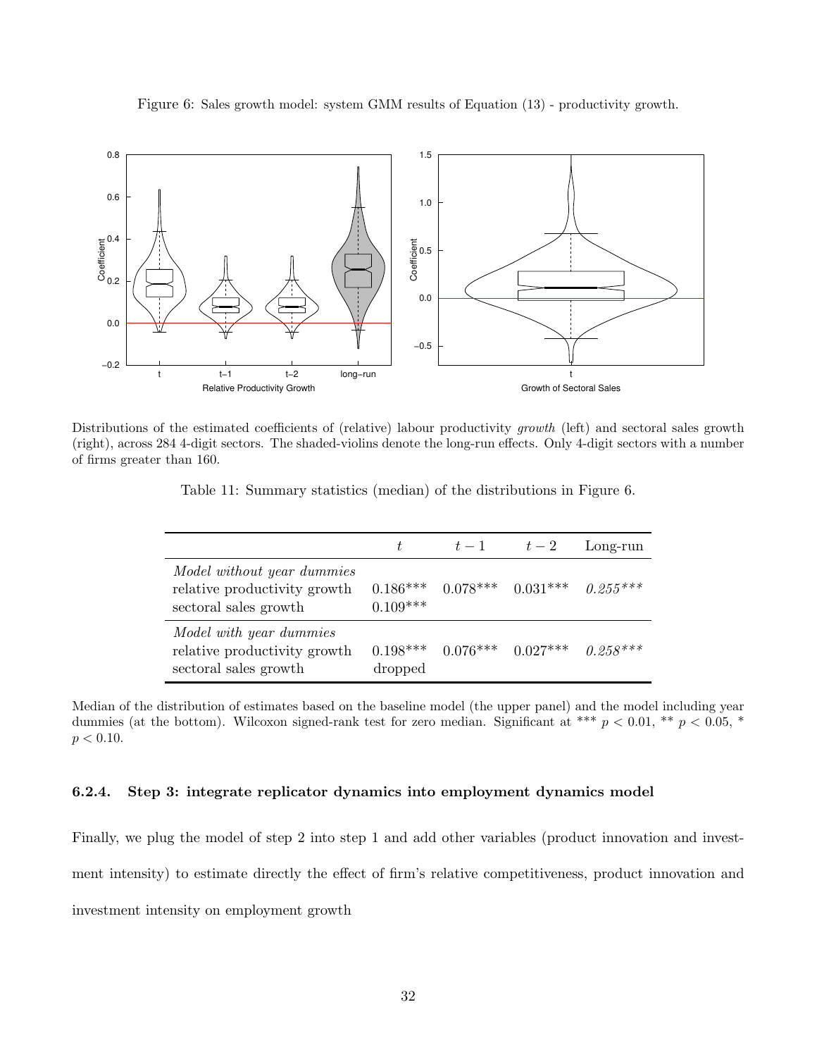Figure 6: Sales growth model: system GMM results of Equation (13) - productivity growth.

Distributions of the estimated coefficients of (relative) labour productivity *growth* (left) and sectoral sales growth (right), across 284 4-digit sectors. The shaded-violins denote the long-run effects. Only 4-digit sectors with a number of firms greater than 160.

Table 11: Summary statistics (median) of the distributions in Figure 6.

| | $t$ | $t-1$ | $t-2$ | Long-run |
|---|---|---|---|---|
| *Model without year dummies* | | | | |
| relative productivity growth | 0.186*** | 0.078*** | 0.031*** | *0.255**** |
| sectoral sales growth | 0.109*** | | | |
| *Model with year dummies* | | | | |
| relative productivity growth | 0.198*** | 0.076*** | 0.027*** | *0.258**** |
| sectoral sales growth | dropped | | | |

Median of the distribution of estimates based on the baseline model (the upper panel) and the model including year dummies (at the bottom). Wilcoxon signed-rank test for zero median. Significant at *** $p < 0.01$, ** $p < 0.05$, * $p < 0.10$.

### 6.2.4. Step 3: integrate replicator dynamics into employment dynamics model

Finally, we plug the model of step 2 into step 1 and add other variables (product innovation and investment intensity) to estimate directly the effect of firm's relative competitiveness, product innovation and investment intensity on employment growth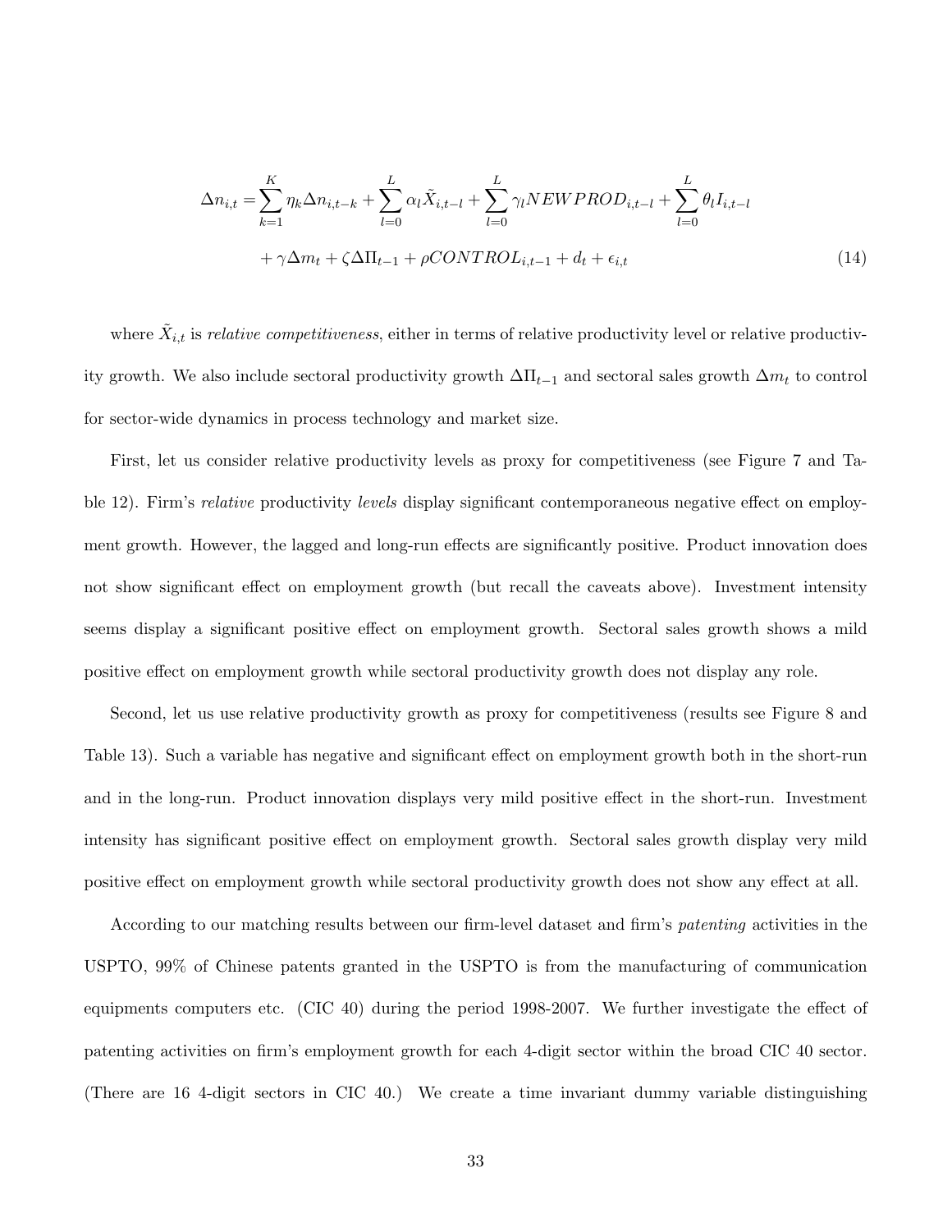$$
\begin{aligned}
\Delta n_{i,t} =& \sum_{k=1}^{K} \eta_k \Delta n_{i,t-k} + \sum_{l=0}^{L} \alpha_l \tilde{X}_{i,t-l} + \sum_{l=0}^{L} \gamma_l NEWPROD_{i,t-l} + \sum_{l=0}^{L} \theta_l I_{i,t-l} \\
&+ \gamma \Delta m_t + \zeta \Delta \Pi_{t-1} + \rho CONTROL_{i,t-1} + d_t + \epsilon_{i,t}
\end{aligned} \tag{14}
$$

where $\tilde{X}_{i,t}$ is *relative competitiveness*, either in terms of relative productivity level or relative productivity growth. We also include sectoral productivity growth $\Delta\Pi_{t-1}$ and sectoral sales growth $\Delta m_t$ to control for sector-wide dynamics in process technology and market size.

First, let us consider relative productivity levels as proxy for competitiveness (see Figure 7 and Table 12). Firm's *relative* productivity *levels* display significant contemporaneous negative effect on employment growth. However, the lagged and long-run effects are significantly positive. Product innovation does not show significant effect on employment growth (but recall the caveats above). Investment intensity seems display a significant positive effect on employment growth. Sectoral sales growth shows a mild positive effect on employment growth while sectoral productivity growth does not display any role.

Second, let us use relative productivity growth as proxy for competitiveness (results see Figure 8 and Table 13). Such a variable has negative and significant effect on employment growth both in the short-run and in the long-run. Product innovation displays very mild positive effect in the short-run. Investment intensity has significant positive effect on employment growth. Sectoral sales growth display very mild positive effect on employment growth while sectoral productivity growth does not show any effect at all.

According to our matching results between our firm-level dataset and firm's *patenting* activities in the USPTO, 99% of Chinese patents granted in the USPTO is from the manufacturing of communication equipments computers etc. (CIC 40) during the period 1998-2007. We further investigate the effect of patenting activities on firm's employment growth for each 4-digit sector within the broad CIC 40 sector. (There are 16 4-digit sectors in CIC 40.) We create a time invariant dummy variable distinguishing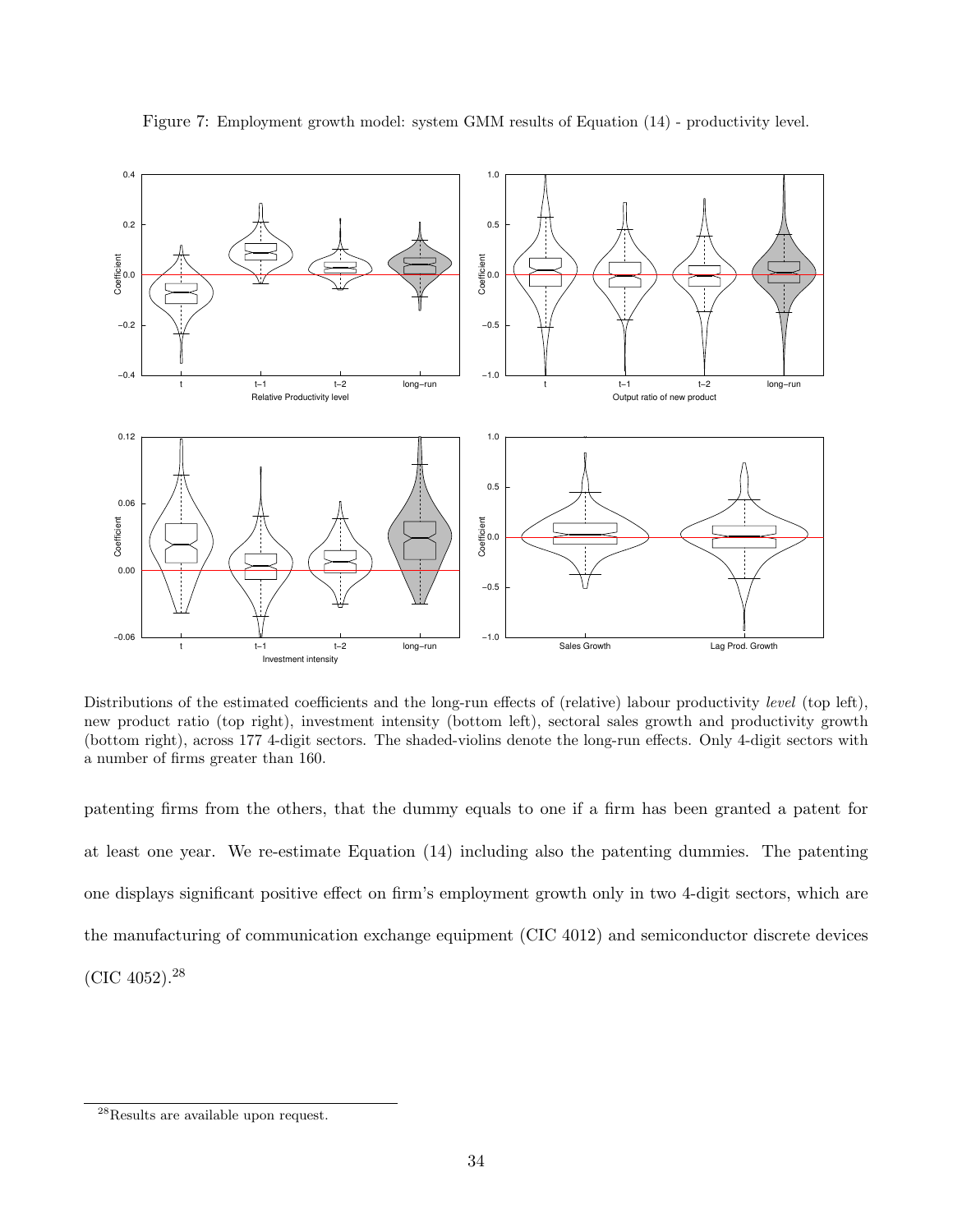Figure 7: Employment growth model: system GMM results of Equation (14) - productivity level.

Distributions of the estimated coefficients and the long-run effects of (relative) labour productivity *level* (top left), new product ratio (top right), investment intensity (bottom left), sectoral sales growth and productivity growth (bottom right), across 177 4-digit sectors. The shaded-violins denote the long-run effects. Only 4-digit sectors with a number of firms greater than 160.

patenting firms from the others, that the dummy equals to one if a firm has been granted a patent for at least one year. We re-estimate Equation (14) including also the patenting dummies. The patenting one displays significant positive effect on firm's employment growth only in two 4-digit sectors, which are the manufacturing of communication exchange equipment (CIC 4012) and semiconductor discrete devices (CIC 4052).[28]

[28]Results are available upon request.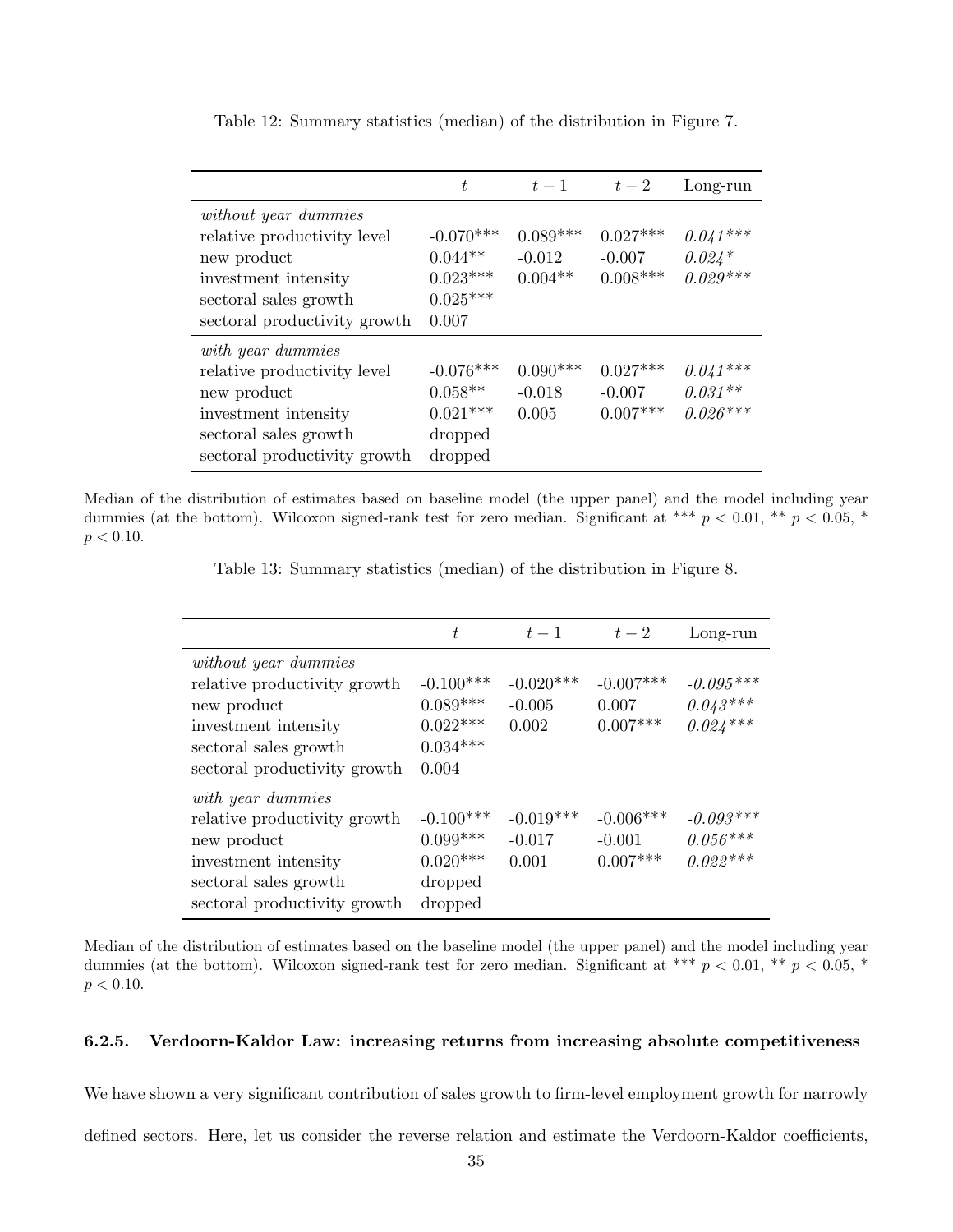Table 12: Summary statistics (median) of the distribution in Figure 7.

| | $t$ | $t-1$ | $t-2$ | Long-run |
|---|---|---|---|---|
| *without year dummies* | | | | |
| relative productivity level | -0.070*** | 0.089*** | 0.027*** | *0.041**** |
| new product | 0.044** | -0.012 | -0.007 | *0.024** |
| investment intensity | 0.023*** | 0.004** | 0.008*** | *0.029**** |
| sectoral sales growth | 0.025*** | | | |
| sectoral productivity growth | 0.007 | | | |
| *with year dummies* | | | | |
| relative productivity level | -0.076*** | 0.090*** | 0.027*** | *0.041**** |
| new product | 0.058** | -0.018 | -0.007 | *0.031*** |
| investment intensity | 0.021*** | 0.005 | 0.007*** | *0.026**** |
| sectoral sales growth | dropped | | | |
| sectoral productivity growth | dropped | | | |

Median of the distribution of estimates based on baseline model (the upper panel) and the model including year dummies (at the bottom). Wilcoxon signed-rank test for zero median. Significant at *** $p < 0.01$, ** $p < 0.05$, * $p < 0.10$.

Table 13: Summary statistics (median) of the distribution in Figure 8.

| | $t$ | $t-1$ | $t-2$ | Long-run |
|---|---|---|---|---|
| *without year dummies* | | | | |
| relative productivity growth | -0.100*** | -0.020*** | -0.007*** | *-0.095**** |
| new product | 0.089*** | -0.005 | 0.007 | *0.043**** |
| investment intensity | 0.022*** | 0.002 | 0.007*** | *0.024**** |
| sectoral sales growth | 0.034*** | | | |
| sectoral productivity growth | 0.004 | | | |
| *with year dummies* | | | | |
| relative productivity growth | -0.100*** | -0.019*** | -0.006*** | *-0.093**** |
| new product | 0.099*** | -0.017 | -0.001 | *0.056**** |
| investment intensity | 0.020*** | 0.001 | 0.007*** | *0.022**** |
| sectoral sales growth | dropped | | | |
| sectoral productivity growth | dropped | | | |

Median of the distribution of estimates based on the baseline model (the upper panel) and the model including year dummies (at the bottom). Wilcoxon signed-rank test for zero median. Significant at *** $p < 0.01$, ** $p < 0.05$, * $p < 0.10$.

#### 6.2.5. Verdoorn-Kaldor Law: increasing returns from increasing absolute competitiveness

We have shown a very significant contribution of sales growth to firm-level employment growth for narrowly defined sectors. Here, let us consider the reverse relation and estimate the Verdoorn-Kaldor coefficients,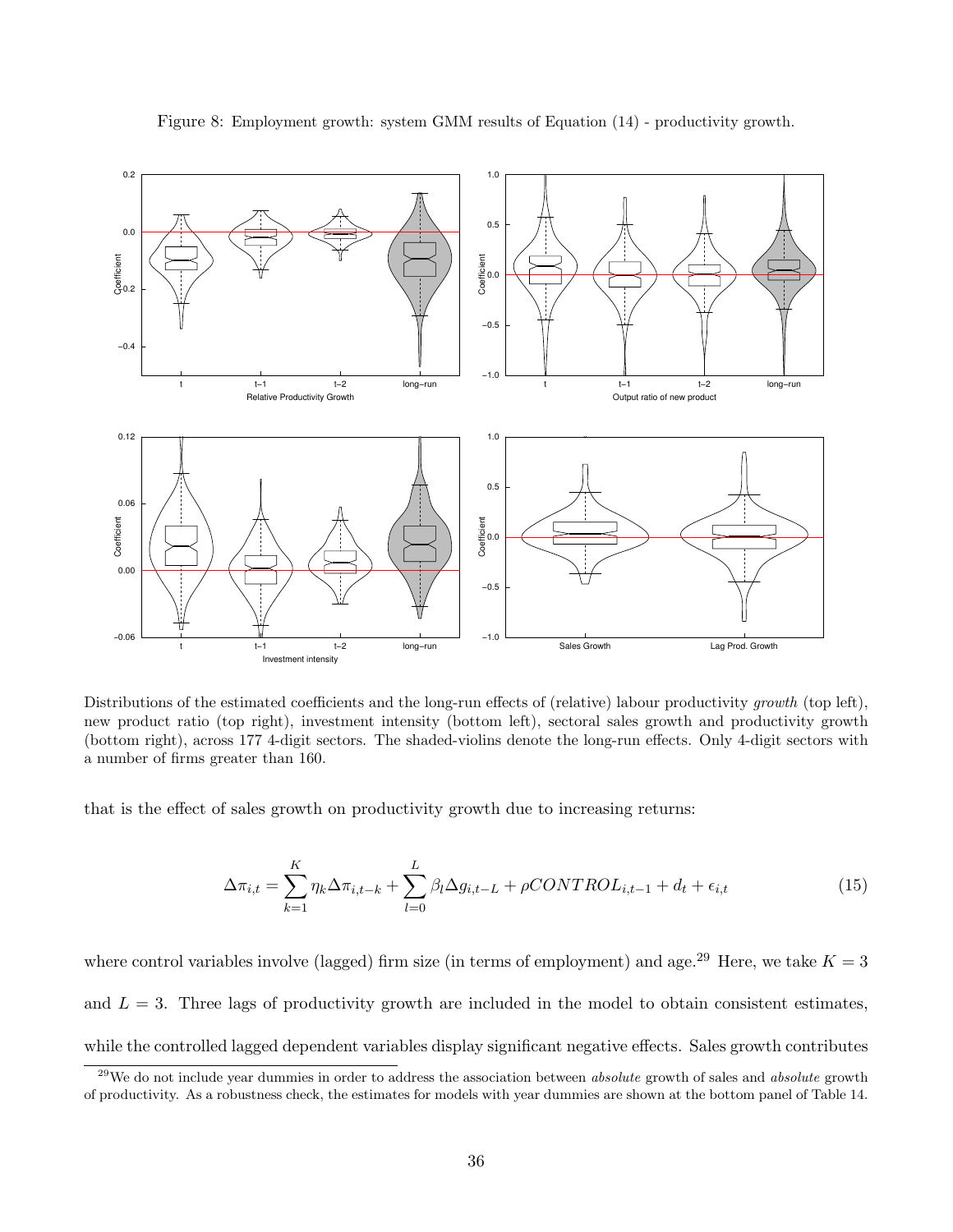Figure 8: Employment growth: system GMM results of Equation (14) - productivity growth.

Distributions of the estimated coefficients and the long-run effects of (relative) labour productivity *growth* (top left), new product ratio (top right), investment intensity (bottom left), sectoral sales growth and productivity growth (bottom right), across 177 4-digit sectors. The shaded-violins denote the long-run effects. Only 4-digit sectors with a number of firms greater than 160.

that is the effect of sales growth on productivity growth due to increasing returns:

$$\Delta\pi_{i,t} = \sum_{k=1}^{K} \eta_k \Delta\pi_{i,t-k} + \sum_{l=0}^{L} \beta_l \Delta g_{i,t-L} + \rho CONTROL_{i,t-1} + d_t + \epsilon_{i,t} \tag{15}$$

where control variables involve (lagged) firm size (in terms of employment) and age.[29] Here, we take $K = 3$ and $L = 3$. Three lags of productivity growth are included in the model to obtain consistent estimates, while the controlled lagged dependent variables display significant negative effects. Sales growth contributes

[29] We do not include year dummies in order to address the association between *absolute* growth of sales and *absolute* growth of productivity. As a robustness check, the estimates for models with year dummies are shown at the bottom panel of Table 14.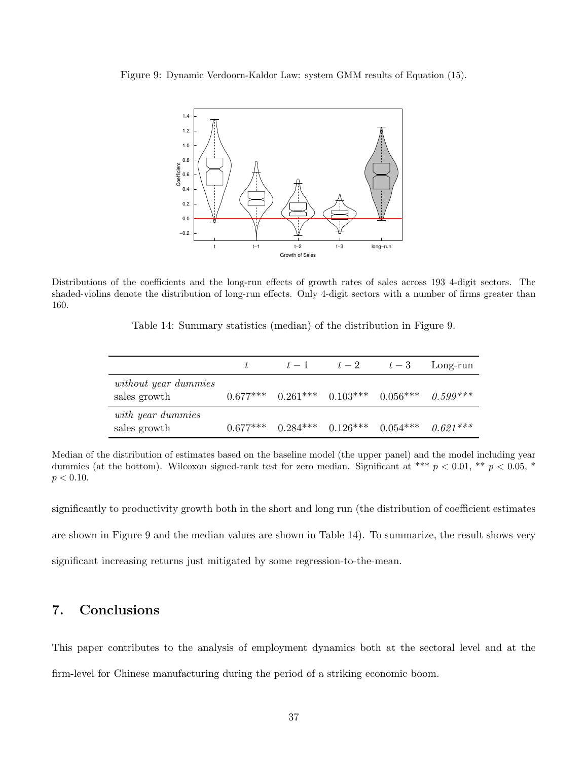Figure 9: Dynamic Verdoorn-Kaldor Law: system GMM results of Equation (15).

Distributions of the coefficients and the long-run effects of growth rates of sales across 193 4-digit sectors. The shaded-violins denote the distribution of long-run effects. Only 4-digit sectors with a number of firms greater than 160.

Table 14: Summary statistics (median) of the distribution in Figure 9.

| | $t$ | $t-1$ | $t-2$ | $t-3$ | Long-run |
|---|---|---|---|---|---|
| *without year dummies* | | | | | |
| sales growth | 0.677*** | 0.261*** | 0.103*** | 0.056*** | *0.599**** |
| *with year dummies* | | | | | |
| sales growth | 0.677*** | 0.284*** | 0.126*** | 0.054*** | *0.621**** |

Median of the distribution of estimates based on the baseline model (the upper panel) and the model including year dummies (at the bottom). Wilcoxon signed-rank test for zero median. Significant at *** $p < 0.01$, ** $p < 0.05$, * $p < 0.10$.

significantly to productivity growth both in the short and long run (the distribution of coefficient estimates are shown in Figure 9 and the median values are shown in Table 14). To summarize, the result shows very significant increasing returns just mitigated by some regression-to-the-mean.

## 7. Conclusions

This paper contributes to the analysis of employment dynamics both at the sectoral level and at the firm-level for Chinese manufacturing during the period of a striking economic boom.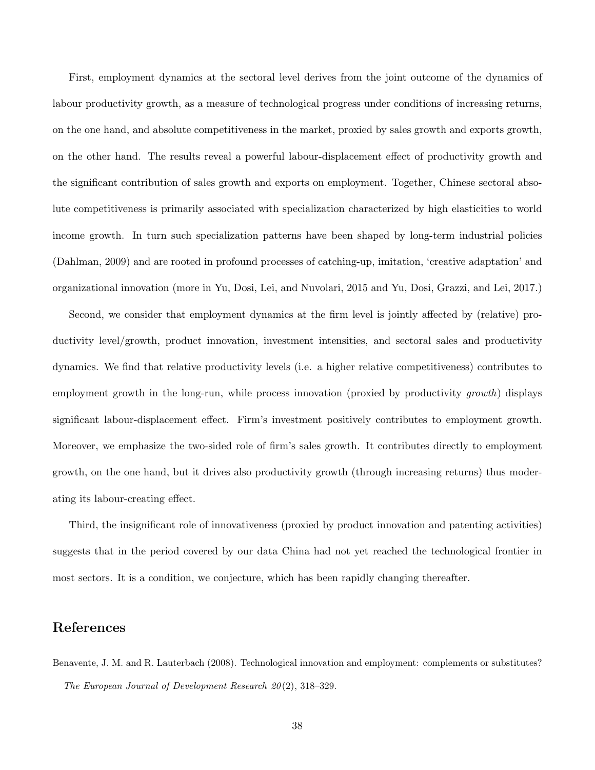First, employment dynamics at the sectoral level derives from the joint outcome of the dynamics of labour productivity growth, as a measure of technological progress under conditions of increasing returns, on the one hand, and absolute competitiveness in the market, proxied by sales growth and exports growth, on the other hand. The results reveal a powerful labour-displacement effect of productivity growth and the significant contribution of sales growth and exports on employment. Together, Chinese sectoral absolute competitiveness is primarily associated with specialization characterized by high elasticities to world income growth. In turn such specialization patterns have been shaped by long-term industrial policies (Dahlman, 2009) and are rooted in profound processes of catching-up, imitation, 'creative adaptation' and organizational innovation (more in Yu, Dosi, Lei, and Nuvolari, 2015 and Yu, Dosi, Grazzi, and Lei, 2017.)

Second, we consider that employment dynamics at the firm level is jointly affected by (relative) productivity level/growth, product innovation, investment intensities, and sectoral sales and productivity dynamics. We find that relative productivity levels (i.e. a higher relative competitiveness) contributes to employment growth in the long-run, while process innovation (proxied by productivity *growth*) displays significant labour-displacement effect. Firm's investment positively contributes to employment growth. Moreover, we emphasize the two-sided role of firm's sales growth. It contributes directly to employment growth, on the one hand, but it drives also productivity growth (through increasing returns) thus moderating its labour-creating effect.

Third, the insignificant role of innovativeness (proxied by product innovation and patenting activities) suggests that in the period covered by our data China had not yet reached the technological frontier in most sectors. It is a condition, we conjecture, which has been rapidly changing thereafter.

## References

Benavente, J. M. and R. Lauterbach (2008). Technological innovation and employment: complements or substitutes? *The European Journal of Development Research 20*(2), 318–329.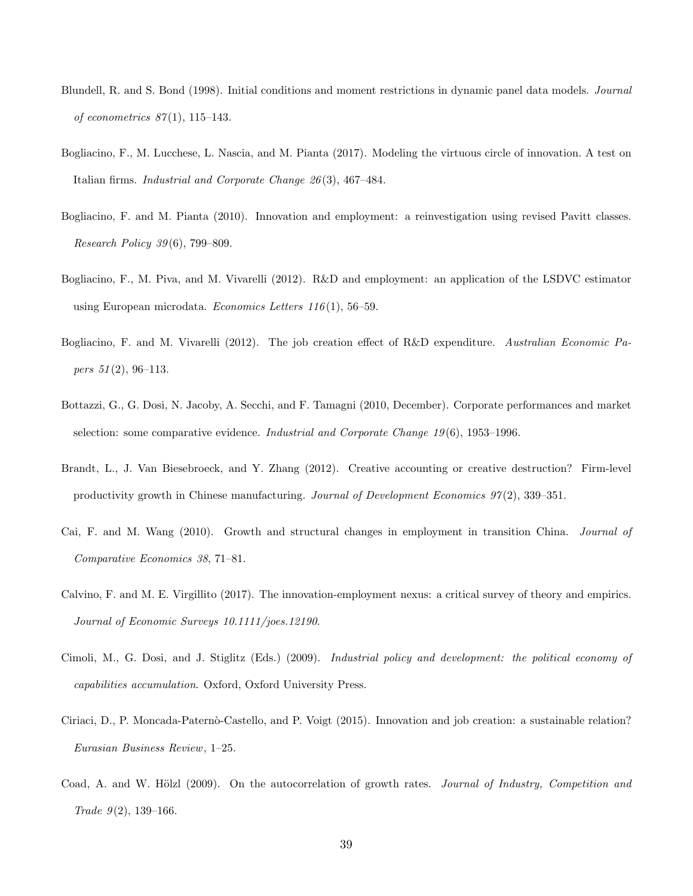Blundell, R. and S. Bond (1998). Initial conditions and moment restrictions in dynamic panel data models. *Journal of econometrics 87*(1), 115–143.

Bogliacino, F., M. Lucchese, L. Nascia, and M. Pianta (2017). Modeling the virtuous circle of innovation. A test on Italian firms. *Industrial and Corporate Change 26*(3), 467–484.

Bogliacino, F. and M. Pianta (2010). Innovation and employment: a reinvestigation using revised Pavitt classes. *Research Policy 39*(6), 799–809.

Bogliacino, F., M. Piva, and M. Vivarelli (2012). R&D and employment: an application of the LSDVC estimator using European microdata. *Economics Letters 116*(1), 56–59.

Bogliacino, F. and M. Vivarelli (2012). The job creation effect of R&D expenditure. *Australian Economic Papers 51*(2), 96–113.

Bottazzi, G., G. Dosi, N. Jacoby, A. Secchi, and F. Tamagni (2010, December). Corporate performances and market selection: some comparative evidence. *Industrial and Corporate Change 19*(6), 1953–1996.

Brandt, L., J. Van Biesebroeck, and Y. Zhang (2012). Creative accounting or creative destruction? Firm-level productivity growth in Chinese manufacturing. *Journal of Development Economics 97*(2), 339–351.

Cai, F. and M. Wang (2010). Growth and structural changes in employment in transition China. *Journal of Comparative Economics 38*, 71–81.

Calvino, F. and M. E. Virgillito (2017). The innovation-employment nexus: a critical survey of theory and empirics. *Journal of Economic Surveys 10.1111/joes.12190*.

Cimoli, M., G. Dosi, and J. Stiglitz (Eds.) (2009). *Industrial policy and development: the political economy of capabilities accumulation*. Oxford, Oxford University Press.

Ciriaci, D., P. Moncada-Paternò-Castello, and P. Voigt (2015). Innovation and job creation: a sustainable relation? *Eurasian Business Review*, 1–25.

Coad, A. and W. Hölzl (2009). On the autocorrelation of growth rates. *Journal of Industry, Competition and Trade 9*(2), 139–166.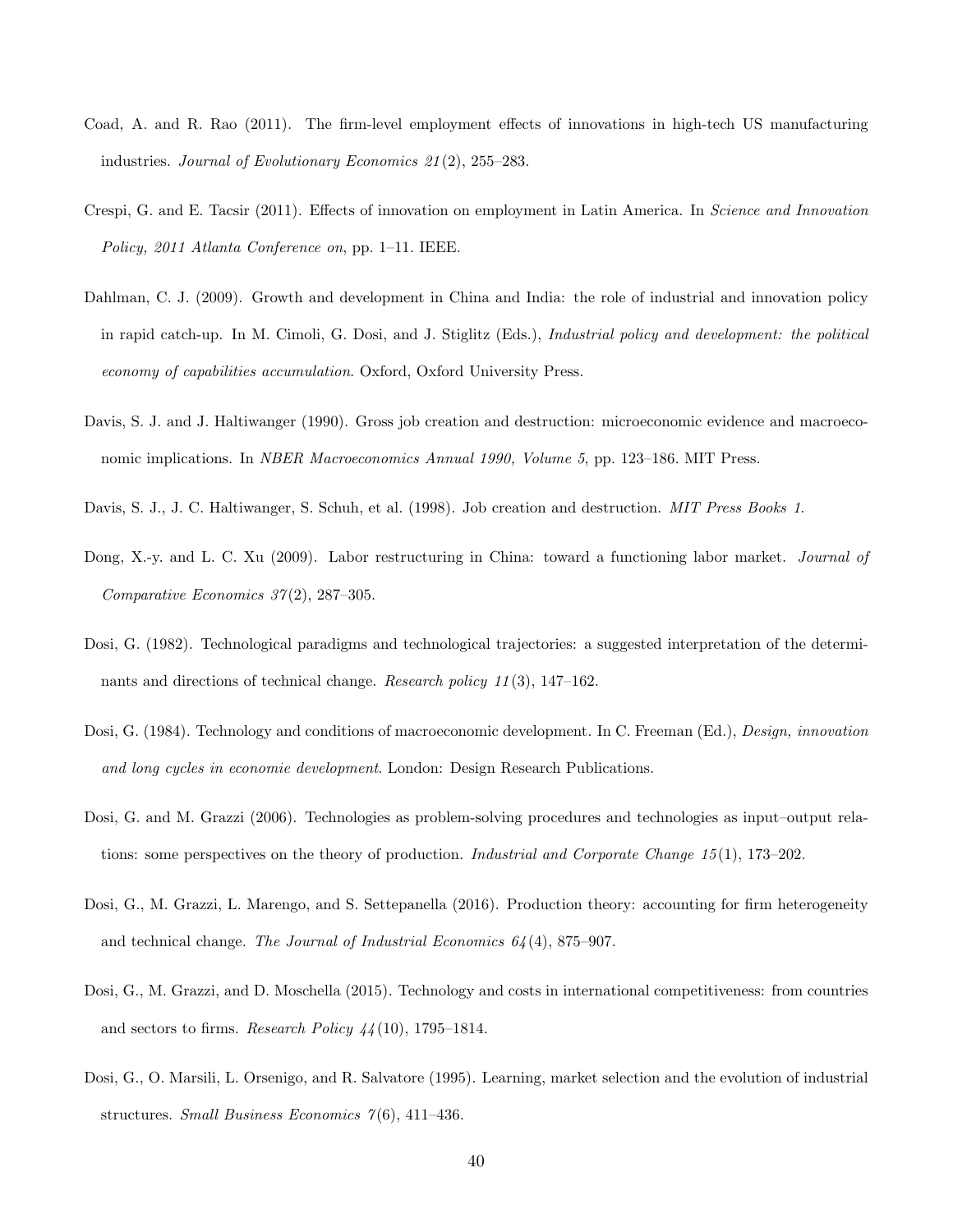Coad, A. and R. Rao (2011). The firm-level employment effects of innovations in high-tech US manufacturing industries. *Journal of Evolutionary Economics 21*(2), 255–283.

Crespi, G. and E. Tacsir (2011). Effects of innovation on employment in Latin America. In *Science and Innovation Policy, 2011 Atlanta Conference on*, pp. 1–11. IEEE.

Dahlman, C. J. (2009). Growth and development in China and India: the role of industrial and innovation policy in rapid catch-up. In M. Cimoli, G. Dosi, and J. Stiglitz (Eds.), *Industrial policy and development: the political economy of capabilities accumulation*. Oxford, Oxford University Press.

Davis, S. J. and J. Haltiwanger (1990). Gross job creation and destruction: microeconomic evidence and macroeconomic implications. In *NBER Macroeconomics Annual 1990, Volume 5*, pp. 123–186. MIT Press.

Davis, S. J., J. C. Haltiwanger, S. Schuh, et al. (1998). Job creation and destruction. *MIT Press Books 1*.

Dong, X.-y. and L. C. Xu (2009). Labor restructuring in China: toward a functioning labor market. *Journal of Comparative Economics 37*(2), 287–305.

Dosi, G. (1982). Technological paradigms and technological trajectories: a suggested interpretation of the determinants and directions of technical change. *Research policy 11*(3), 147–162.

Dosi, G. (1984). Technology and conditions of macroeconomic development. In C. Freeman (Ed.), *Design, innovation and long cycles in economie development*. London: Design Research Publications.

Dosi, G. and M. Grazzi (2006). Technologies as problem-solving procedures and technologies as input–output relations: some perspectives on the theory of production. *Industrial and Corporate Change 15*(1), 173–202.

Dosi, G., M. Grazzi, L. Marengo, and S. Settepanella (2016). Production theory: accounting for firm heterogeneity and technical change. *The Journal of Industrial Economics 64*(4), 875–907.

Dosi, G., M. Grazzi, and D. Moschella (2015). Technology and costs in international competitiveness: from countries and sectors to firms. *Research Policy 44*(10), 1795–1814.

Dosi, G., O. Marsili, L. Orsenigo, and R. Salvatore (1995). Learning, market selection and the evolution of industrial structures. *Small Business Economics 7*(6), 411–436.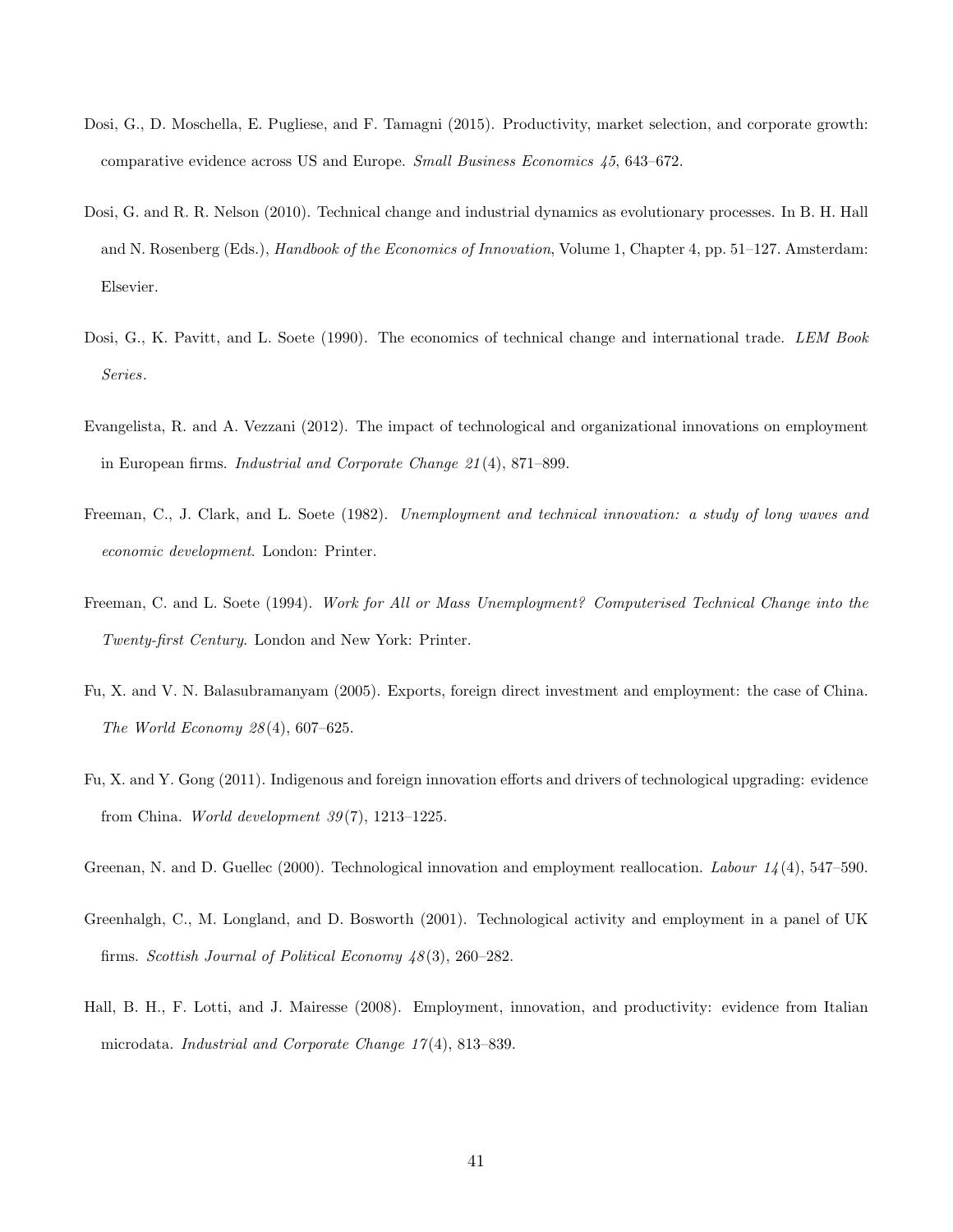Dosi, G., D. Moschella, E. Pugliese, and F. Tamagni (2015). Productivity, market selection, and corporate growth: comparative evidence across US and Europe. *Small Business Economics 45*, 643–672.

Dosi, G. and R. R. Nelson (2010). Technical change and industrial dynamics as evolutionary processes. In B. H. Hall and N. Rosenberg (Eds.), *Handbook of the Economics of Innovation*, Volume 1, Chapter 4, pp. 51–127. Amsterdam: Elsevier.

Dosi, G., K. Pavitt, and L. Soete (1990). The economics of technical change and international trade. *LEM Book Series*.

Evangelista, R. and A. Vezzani (2012). The impact of technological and organizational innovations on employment in European firms. *Industrial and Corporate Change 21*(4), 871–899.

Freeman, C., J. Clark, and L. Soete (1982). *Unemployment and technical innovation: a study of long waves and economic development*. London: Printer.

Freeman, C. and L. Soete (1994). *Work for All or Mass Unemployment? Computerised Technical Change into the Twenty-first Century*. London and New York: Printer.

Fu, X. and V. N. Balasubramanyam (2005). Exports, foreign direct investment and employment: the case of China. *The World Economy 28*(4), 607–625.

Fu, X. and Y. Gong (2011). Indigenous and foreign innovation efforts and drivers of technological upgrading: evidence from China. *World development 39*(7), 1213–1225.

Greenan, N. and D. Guellec (2000). Technological innovation and employment reallocation. *Labour 14*(4), 547–590.

Greenhalgh, C., M. Longland, and D. Bosworth (2001). Technological activity and employment in a panel of UK firms. *Scottish Journal of Political Economy 48*(3), 260–282.

Hall, B. H., F. Lotti, and J. Mairesse (2008). Employment, innovation, and productivity: evidence from Italian microdata. *Industrial and Corporate Change 17*(4), 813–839.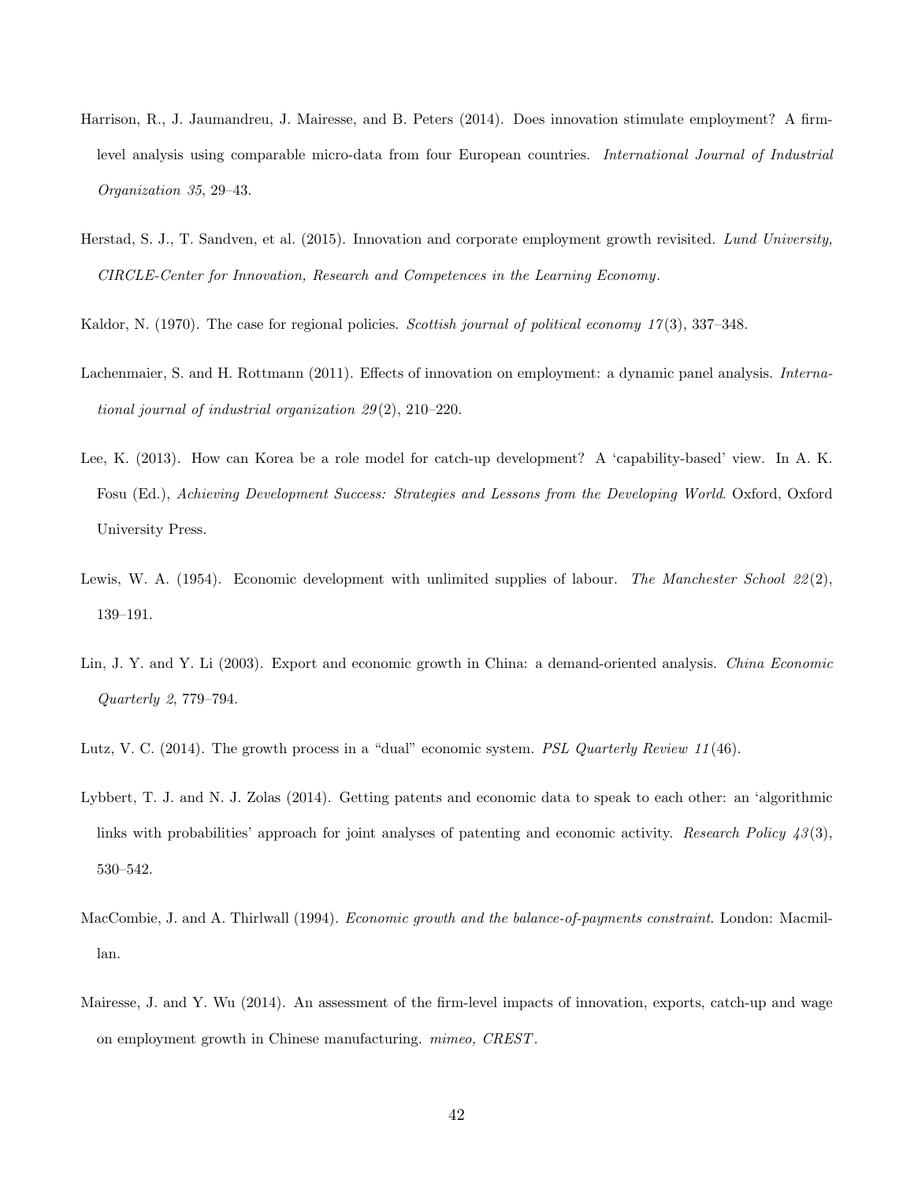Harrison, R., J. Jaumandreu, J. Mairesse, and B. Peters (2014). Does innovation stimulate employment? A firm-level analysis using comparable micro-data from four European countries. *International Journal of Industrial Organization 35*, 29–43.

Herstad, S. J., T. Sandven, et al. (2015). Innovation and corporate employment growth revisited. *Lund University, CIRCLE-Center for Innovation, Research and Competences in the Learning Economy*.

Kaldor, N. (1970). The case for regional policies. *Scottish journal of political economy 17*(3), 337–348.

Lachenmaier, S. and H. Rottmann (2011). Effects of innovation on employment: a dynamic panel analysis. *International journal of industrial organization 29*(2), 210–220.

Lee, K. (2013). How can Korea be a role model for catch-up development? A 'capability-based' view. In A. K. Fosu (Ed.), *Achieving Development Success: Strategies and Lessons from the Developing World*. Oxford, Oxford University Press.

Lewis, W. A. (1954). Economic development with unlimited supplies of labour. *The Manchester School 22*(2), 139–191.

Lin, J. Y. and Y. Li (2003). Export and economic growth in China: a demand-oriented analysis. *China Economic Quarterly 2*, 779–794.

Lutz, V. C. (2014). The growth process in a "dual" economic system. *PSL Quarterly Review 11*(46).

Lybbert, T. J. and N. J. Zolas (2014). Getting patents and economic data to speak to each other: an 'algorithmic links with probabilities' approach for joint analyses of patenting and economic activity. *Research Policy 43*(3), 530–542.

MacCombie, J. and A. Thirlwall (1994). *Economic growth and the balance-of-payments constraint*. London: Macmillan.

Mairesse, J. and Y. Wu (2014). An assessment of the firm-level impacts of innovation, exports, catch-up and wage on employment growth in Chinese manufacturing. *mimeo, CREST*.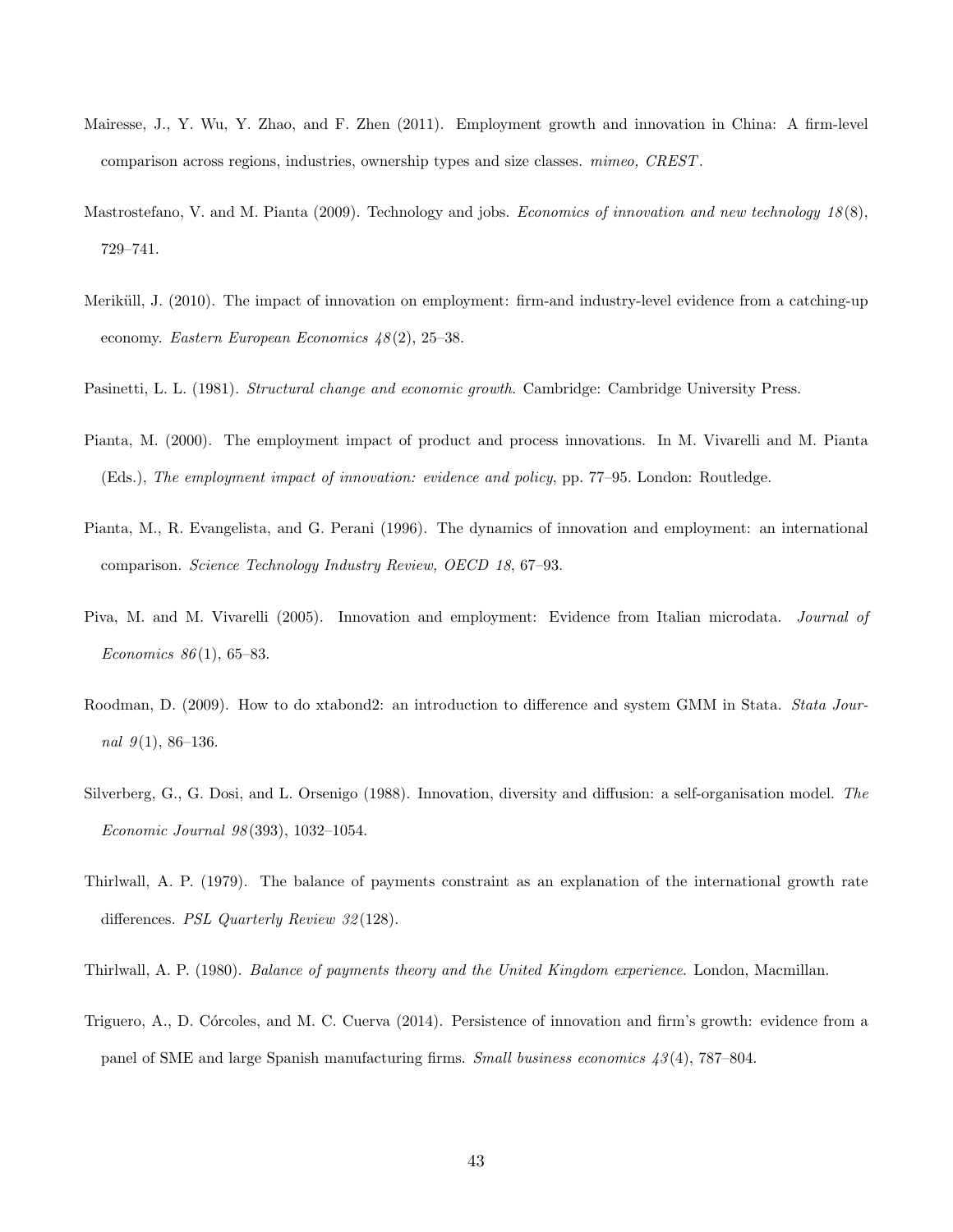Mairesse, J., Y. Wu, Y. Zhao, and F. Zhen (2011). Employment growth and innovation in China: A firm-level comparison across regions, industries, ownership types and size classes. *mimeo, CREST*.

Mastrostefano, V. and M. Pianta (2009). Technology and jobs. *Economics of innovation and new technology 18*(8), 729–741.

Meriküll, J. (2010). The impact of innovation on employment: firm-and industry-level evidence from a catching-up economy. *Eastern European Economics 48*(2), 25–38.

Pasinetti, L. L. (1981). *Structural change and economic growth*. Cambridge: Cambridge University Press.

Pianta, M. (2000). The employment impact of product and process innovations. In M. Vivarelli and M. Pianta (Eds.), *The employment impact of innovation: evidence and policy*, pp. 77–95. London: Routledge.

Pianta, M., R. Evangelista, and G. Perani (1996). The dynamics of innovation and employment: an international comparison. *Science Technology Industry Review, OECD 18*, 67–93.

Piva, M. and M. Vivarelli (2005). Innovation and employment: Evidence from Italian microdata. *Journal of Economics 86*(1), 65–83.

Roodman, D. (2009). How to do xtabond2: an introduction to difference and system GMM in Stata. *Stata Journal 9*(1), 86–136.

Silverberg, G., G. Dosi, and L. Orsenigo (1988). Innovation, diversity and diffusion: a self-organisation model. *The Economic Journal 98*(393), 1032–1054.

Thirlwall, A. P. (1979). The balance of payments constraint as an explanation of the international growth rate differences. *PSL Quarterly Review 32*(128).

Thirlwall, A. P. (1980). *Balance of payments theory and the United Kingdom experience*. London, Macmillan.

Triguero, A., D. Córcoles, and M. C. Cuerva (2014). Persistence of innovation and firm's growth: evidence from a panel of SME and large Spanish manufacturing firms. *Small business economics 43*(4), 787–804.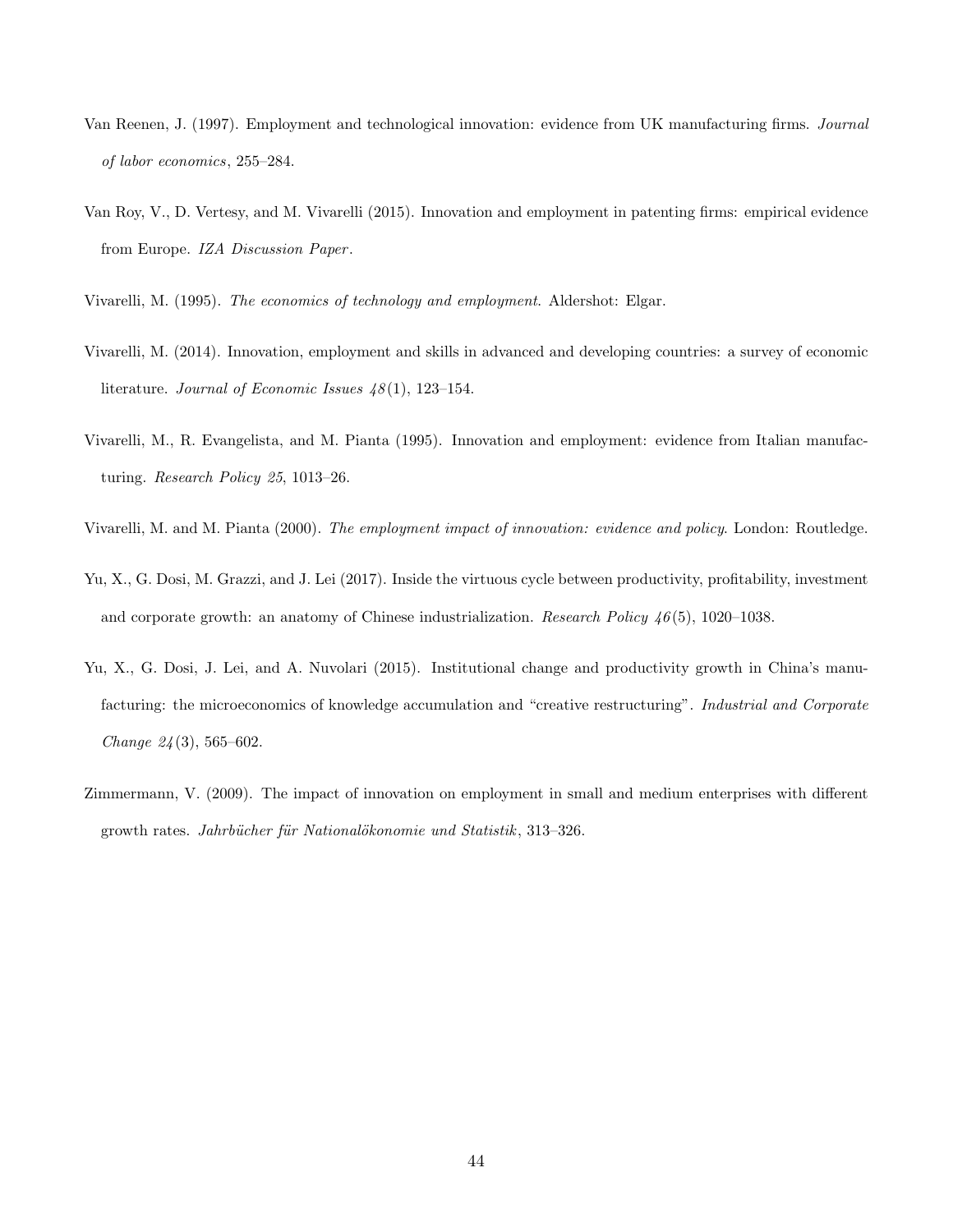Van Reenen, J. (1997). Employment and technological innovation: evidence from UK manufacturing firms. *Journal of labor economics*, 255–284.

Van Roy, V., D. Vertesy, and M. Vivarelli (2015). Innovation and employment in patenting firms: empirical evidence from Europe. *IZA Discussion Paper*.

Vivarelli, M. (1995). *The economics of technology and employment.* Aldershot: Elgar.

Vivarelli, M. (2014). Innovation, employment and skills in advanced and developing countries: a survey of economic literature. *Journal of Economic Issues 48*(1), 123–154.

Vivarelli, M., R. Evangelista, and M. Pianta (1995). Innovation and employment: evidence from Italian manufacturing. *Research Policy 25*, 1013–26.

Vivarelli, M. and M. Pianta (2000). *The employment impact of innovation: evidence and policy*. London: Routledge.

Yu, X., G. Dosi, M. Grazzi, and J. Lei (2017). Inside the virtuous cycle between productivity, profitability, investment and corporate growth: an anatomy of Chinese industrialization. *Research Policy 46*(5), 1020–1038.

Yu, X., G. Dosi, J. Lei, and A. Nuvolari (2015). Institutional change and productivity growth in China's manufacturing: the microeconomics of knowledge accumulation and "creative restructuring". *Industrial and Corporate Change 24*(3), 565–602.

Zimmermann, V. (2009). The impact of innovation on employment in small and medium enterprises with different growth rates. *Jahrbücher für Nationalökonomie und Statistik*, 313–326.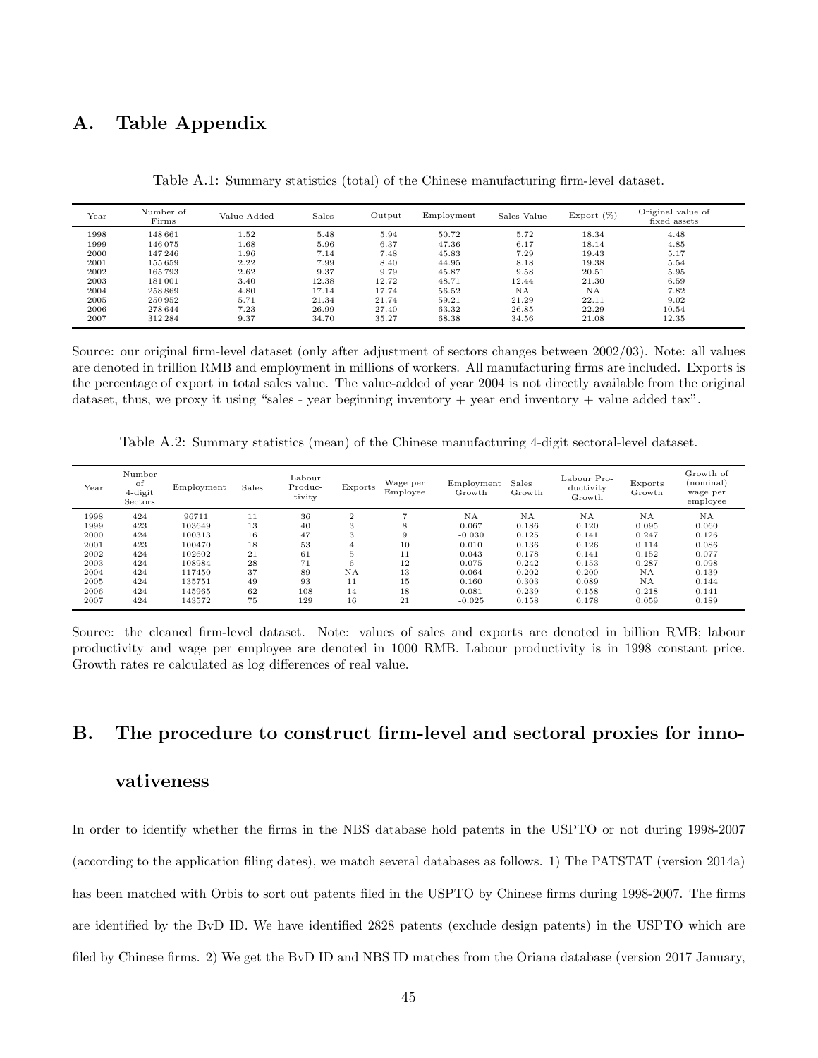# A. Table Appendix

Table A.1: Summary statistics (total) of the Chinese manufacturing firm-level dataset.

| Year | Number of Firms | Value Added | Sales | Output | Employment | Sales Value | Export (%) | Original value of fixed assets |
|---|---|---|---|---|---|---|---|---|
| 1998 | 148 661 | 1.52 | 5.48 | 5.94 | 50.72 | 5.72 | 18.34 | 4.48 |
| 1999 | 146 075 | 1.68 | 5.96 | 6.37 | 47.36 | 6.17 | 18.14 | 4.85 |
| 2000 | 147 246 | 1.96 | 7.14 | 7.48 | 45.83 | 7.29 | 19.43 | 5.17 |
| 2001 | 155 659 | 2.22 | 7.99 | 8.40 | 44.95 | 8.18 | 19.38 | 5.54 |
| 2002 | 165 793 | 2.62 | 9.37 | 9.79 | 45.87 | 9.58 | 20.51 | 5.95 |
| 2003 | 181 001 | 3.40 | 12.38 | 12.72 | 48.71 | 12.44 | 21.30 | 6.59 |
| 2004 | 258 869 | 4.80 | 17.14 | 17.74 | 56.52 | NA | NA | 7.82 |
| 2005 | 250 952 | 5.71 | 21.34 | 21.74 | 59.21 | 21.29 | 22.11 | 9.02 |
| 2006 | 278 644 | 7.23 | 26.99 | 27.40 | 63.32 | 26.85 | 22.29 | 10.54 |
| 2007 | 312 284 | 9.37 | 34.70 | 35.27 | 68.38 | 34.56 | 21.08 | 12.35 |

Source: our original firm-level dataset (only after adjustment of sectors changes between 2002/03). Note: all values are denoted in trillion RMB and employment in millions of workers. All manufacturing firms are included. Exports is the percentage of export in total sales value. The value-added of year 2004 is not directly available from the original dataset, thus, we proxy it using "sales - year beginning inventory + year end inventory + value added tax".

Table A.2: Summary statistics (mean) of the Chinese manufacturing 4-digit sectoral-level dataset.

| Year | Number of 4-digit Sectors | Employment | Sales | Labour Productivity | Exports | Wage per Employee | Employment Growth | Sales Growth | Labour Productivity Growth | Exports Growth | Growth of (nominal) wage per employee |
|---|---|---|---|---|---|---|---|---|---|---|---|
| 1998 | 424 | 96711 | 11 | 36 | 2 | 7 | NA | NA | NA | NA | NA |
| 1999 | 423 | 103649 | 13 | 40 | 3 | 8 | 0.067 | 0.186 | 0.120 | 0.095 | 0.060 |
| 2000 | 424 | 100313 | 16 | 47 | 3 | 9 | -0.030 | 0.125 | 0.141 | 0.247 | 0.126 |
| 2001 | 423 | 100470 | 18 | 53 | 4 | 10 | 0.010 | 0.136 | 0.126 | 0.114 | 0.086 |
| 2002 | 424 | 102602 | 21 | 61 | 5 | 11 | 0.043 | 0.178 | 0.141 | 0.152 | 0.077 |
| 2003 | 424 | 108984 | 28 | 71 | 6 | 12 | 0.075 | 0.242 | 0.153 | 0.287 | 0.098 |
| 2004 | 424 | 117450 | 37 | 89 | NA | 13 | 0.064 | 0.202 | 0.200 | NA | 0.139 |
| 2005 | 424 | 135751 | 49 | 93 | 11 | 15 | 0.160 | 0.303 | 0.089 | NA | 0.144 |
| 2006 | 424 | 145965 | 62 | 108 | 14 | 18 | 0.081 | 0.239 | 0.158 | 0.218 | 0.141 |
| 2007 | 424 | 143572 | 75 | 129 | 16 | 21 | -0.025 | 0.158 | 0.178 | 0.059 | 0.189 |

Source: the cleaned firm-level dataset. Note: values of sales and exports are denoted in billion RMB; labour productivity and wage per employee are denoted in 1000 RMB. Labour productivity is in 1998 constant price. Growth rates re calculated as log differences of real value.

# B. The procedure to construct firm-level and sectoral proxies for innovativeness

In order to identify whether the firms in the NBS database hold patents in the USPTO or not during 1998-2007 (according to the application filing dates), we match several databases as follows. 1) The PATSTAT (version 2014a) has been matched with Orbis to sort out patents filed in the USPTO by Chinese firms during 1998-2007. The firms are identified by the BvD ID. We have identified 2828 patents (exclude design patents) in the USPTO which are filed by Chinese firms. 2) We get the BvD ID and NBS ID matches from the Oriana database (version 2017 January,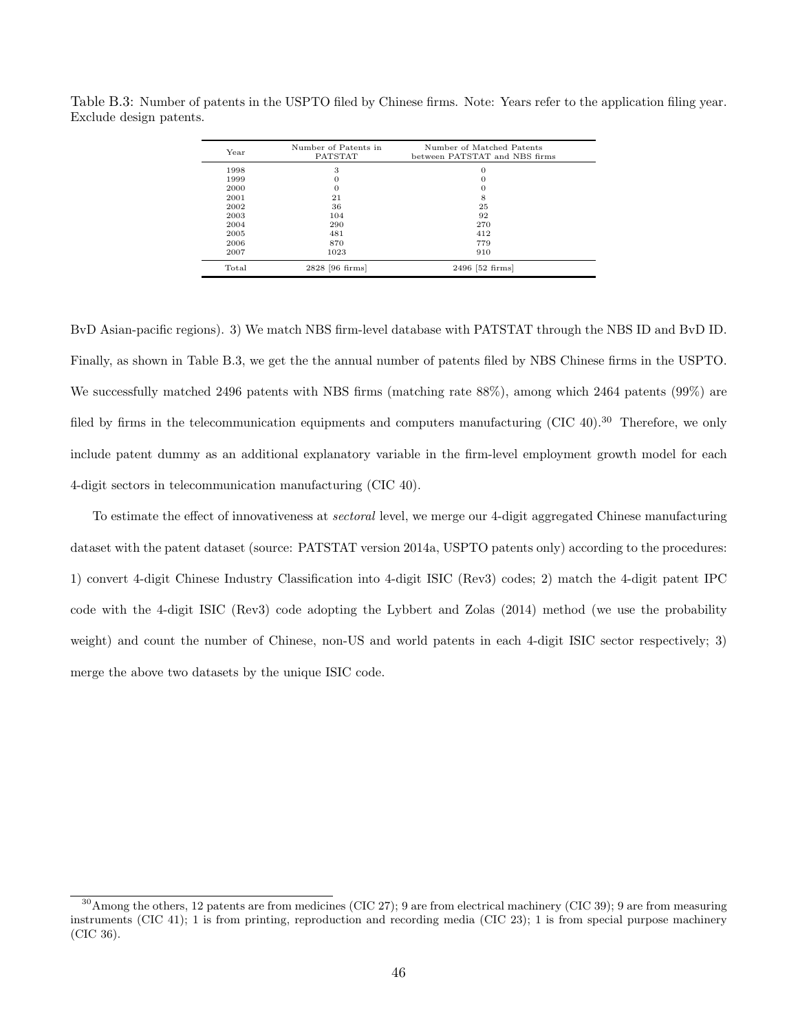Table B.3: Number of patents in the USPTO filed by Chinese firms. Note: Years refer to the application filing year. Exclude design patents.

| Year | Number of Patents in PATSTAT | Number of Matched Patents between PATSTAT and NBS firms |
|---|---|---|
| 1998 | 3 | 0 |
| 1999 | 0 | 0 |
| 2000 | 0 | 0 |
| 2001 | 21 | 8 |
| 2002 | 36 | 25 |
| 2003 | 104 | 92 |
| 2004 | 290 | 270 |
| 2005 | 481 | 412 |
| 2006 | 870 | 779 |
| 2007 | 1023 | 910 |
| Total | 2828 [96 firms] | 2496 [52 firms] |

BvD Asian-pacific regions). 3) We match NBS firm-level database with PATSTAT through the NBS ID and BvD ID. Finally, as shown in Table B.3, we get the the annual number of patents filed by NBS Chinese firms in the USPTO. We successfully matched 2496 patents with NBS firms (matching rate 88%), among which 2464 patents (99%) are filed by firms in the telecommunication equipments and computers manufacturing (CIC 40).[30] Therefore, we only include patent dummy as an additional explanatory variable in the firm-level employment growth model for each 4-digit sectors in telecommunication manufacturing (CIC 40).

To estimate the effect of innovativeness at *sectoral* level, we merge our 4-digit aggregated Chinese manufacturing dataset with the patent dataset (source: PATSTAT version 2014a, USPTO patents only) according to the procedures: 1) convert 4-digit Chinese Industry Classification into 4-digit ISIC (Rev3) codes; 2) match the 4-digit patent IPC code with the 4-digit ISIC (Rev3) code adopting the Lybbert and Zolas (2014) method (we use the probability weight) and count the number of Chinese, non-US and world patents in each 4-digit ISIC sector respectively; 3) merge the above two datasets by the unique ISIC code.

[30] Among the others, 12 patents are from medicines (CIC 27); 9 are from electrical machinery (CIC 39); 9 are from measuring instruments (CIC 41); 1 is from printing, reproduction and recording media (CIC 23); 1 is from special purpose machinery (CIC 36).